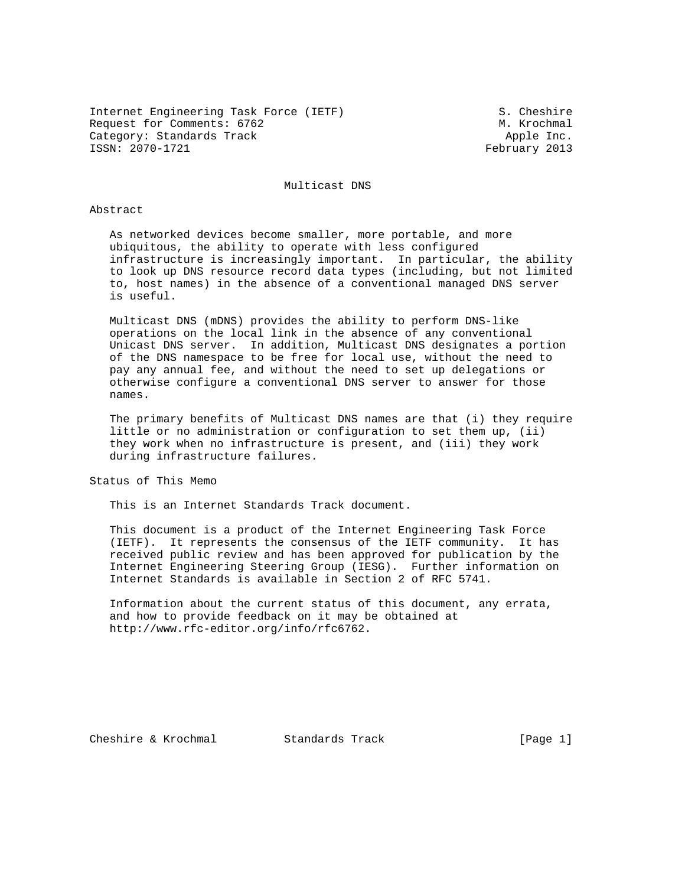Internet Engineering Task Force (IETF) S. Cheshire
Request for Comments: 6762 M. Krochmal
Category: Standards Track Apple Inc.
ISSN: 2070-1721 February 2013

# Multicast DNS

## Abstract

As networked devices become smaller, more portable, and more ubiquitous, the ability to operate with less configured infrastructure is increasingly important. In particular, the ability to look up DNS resource record data types (including, but not limited to, host names) in the absence of a conventional managed DNS server is useful.

Multicast DNS (mDNS) provides the ability to perform DNS-like operations on the local link in the absence of any conventional Unicast DNS server. In addition, Multicast DNS designates a portion of the DNS namespace to be free for local use, without the need to pay any annual fee, and without the need to set up delegations or otherwise configure a conventional DNS server to answer for those names.

The primary benefits of Multicast DNS names are that (i) they require little or no administration or configuration to set them up, (ii) they work when no infrastructure is present, and (iii) they work during infrastructure failures.

## Status of This Memo

This is an Internet Standards Track document.

This document is a product of the Internet Engineering Task Force (IETF). It represents the consensus of the IETF community. It has received public review and has been approved for publication by the Internet Engineering Steering Group (IESG). Further information on Internet Standards is available in Section 2 of RFC 5741.

Information about the current status of this document, any errata, and how to provide feedback on it may be obtained at http://www.rfc-editor.org/info/rfc6762.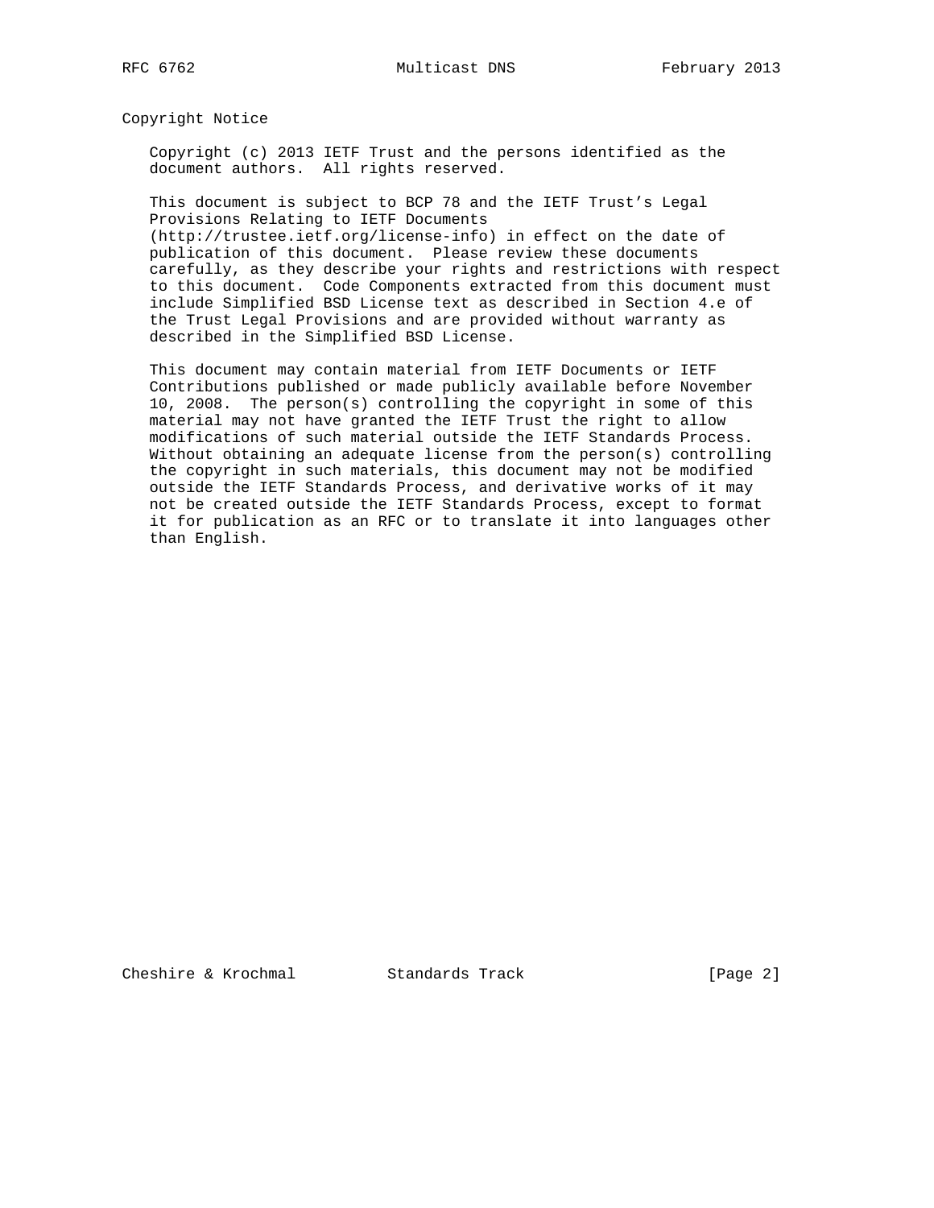## Copyright Notice

Copyright (c) 2013 IETF Trust and the persons identified as the document authors. All rights reserved.

This document is subject to BCP 78 and the IETF Trust's Legal Provisions Relating to IETF Documents (http://trustee.ietf.org/license-info) in effect on the date of publication of this document. Please review these documents carefully, as they describe your rights and restrictions with respect to this document. Code Components extracted from this document must include Simplified BSD License text as described in Section 4.e of the Trust Legal Provisions and are provided without warranty as described in the Simplified BSD License.

This document may contain material from IETF Documents or IETF Contributions published or made publicly available before November 10, 2008. The person(s) controlling the copyright in some of this material may not have granted the IETF Trust the right to allow modifications of such material outside the IETF Standards Process. Without obtaining an adequate license from the person(s) controlling the copyright in such materials, this document may not be modified outside the IETF Standards Process, and derivative works of it may not be created outside the IETF Standards Process, except to format it for publication as an RFC or to translate it into languages other than English.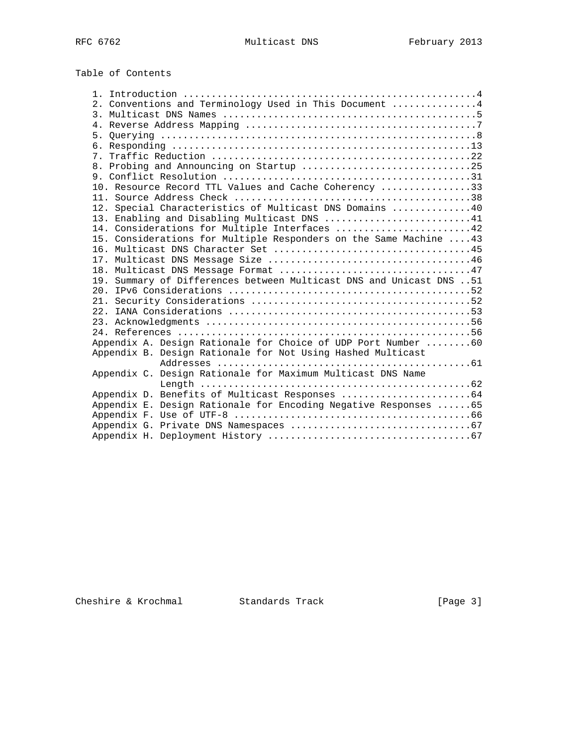# Table of Contents

```
   1. Introduction ....................................................4
   2. Conventions and Terminology Used in This Document ...............4
   3. Multicast DNS Names .............................................5
   4. Reverse Address Mapping .........................................7
   5. Querying ........................................................8
   6. Responding .....................................................13
   7. Traffic Reduction ..............................................22
   8. Probing and Announcing on Startup ..............................25
   9. Conflict Resolution ............................................31
   10. Resource Record TTL Values and Cache Coherency ................33
   11. Source Address Check ..........................................38
   12. Special Characteristics of Multicast DNS Domains ..............40
   13. Enabling and Disabling Multicast DNS ..........................41
   14. Considerations for Multiple Interfaces ........................42
   15. Considerations for Multiple Responders on the Same Machine ....43
   16. Multicast DNS Character Set ...................................45
   17. Multicast DNS Message Size ....................................46
   18. Multicast DNS Message Format ..................................47
   19. Summary of Differences between Multicast DNS and Unicast DNS ..51
   20. IPv6 Considerations ...........................................52
   21. Security Considerations .......................................52
   22. IANA Considerations ...........................................53
   23. Acknowledgments ...............................................56
   24. References ....................................................56
   Appendix A. Design Rationale for Choice of UDP Port Number ........60
   Appendix B. Design Rationale for Not Using Hashed Multicast
               Addresses .............................................61
   Appendix C. Design Rationale for Maximum Multicast DNS Name
               Length ................................................62
   Appendix D. Benefits of Multicast Responses .......................64
   Appendix E. Design Rationale for Encoding Negative Responses ......65
   Appendix F. Use of UTF-8 ..........................................66
   Appendix G. Private DNS Namespaces ................................67
   Appendix H. Deployment History ....................................67
```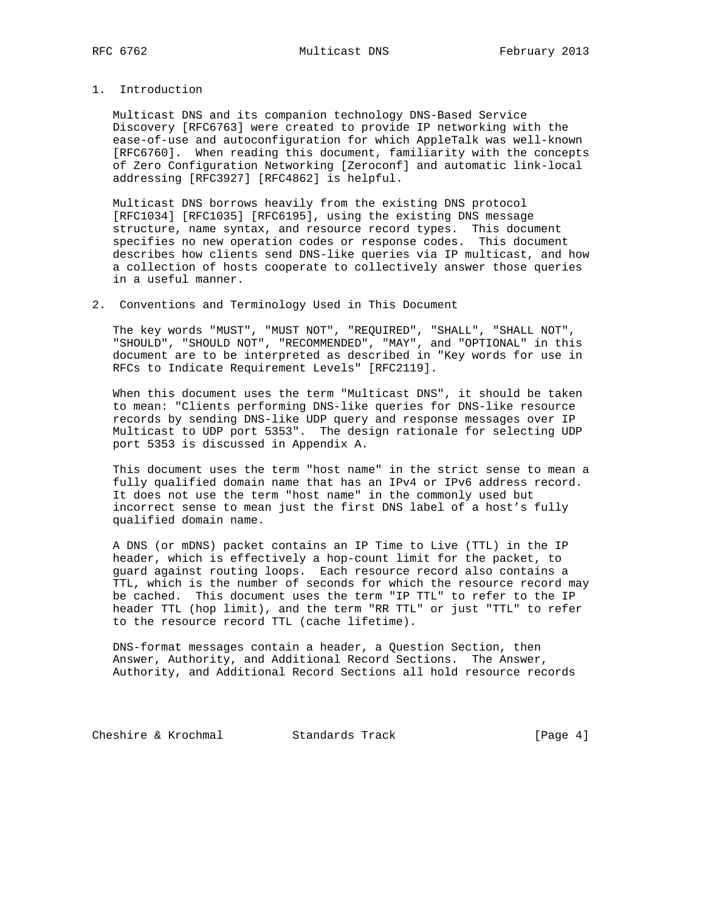## 1. Introduction

Multicast DNS and its companion technology DNS-Based Service Discovery [RFC6763] were created to provide IP networking with the ease-of-use and autoconfiguration for which AppleTalk was well-known [RFC6760]. When reading this document, familiarity with the concepts of Zero Configuration Networking [Zeroconf] and automatic link-local addressing [RFC3927] [RFC4862] is helpful.

Multicast DNS borrows heavily from the existing DNS protocol [RFC1034] [RFC1035] [RFC6195], using the existing DNS message structure, name syntax, and resource record types. This document specifies no new operation codes or response codes. This document describes how clients send DNS-like queries via IP multicast, and how a collection of hosts cooperate to collectively answer those queries in a useful manner.

## 2. Conventions and Terminology Used in This Document

The key words "MUST", "MUST NOT", "REQUIRED", "SHALL", "SHALL NOT", "SHOULD", "SHOULD NOT", "RECOMMENDED", "MAY", and "OPTIONAL" in this document are to be interpreted as described in "Key words for use in RFCs to Indicate Requirement Levels" [RFC2119].

When this document uses the term "Multicast DNS", it should be taken to mean: "Clients performing DNS-like queries for DNS-like resource records by sending DNS-like UDP query and response messages over IP Multicast to UDP port 5353". The design rationale for selecting UDP port 5353 is discussed in Appendix A.

This document uses the term "host name" in the strict sense to mean a fully qualified domain name that has an IPv4 or IPv6 address record. It does not use the term "host name" in the commonly used but incorrect sense to mean just the first DNS label of a host's fully qualified domain name.

A DNS (or mDNS) packet contains an IP Time to Live (TTL) in the IP header, which is effectively a hop-count limit for the packet, to guard against routing loops. Each resource record also contains a TTL, which is the number of seconds for which the resource record may be cached. This document uses the term "IP TTL" to refer to the IP header TTL (hop limit), and the term "RR TTL" or just "TTL" to refer to the resource record TTL (cache lifetime).

DNS-format messages contain a header, a Question Section, then Answer, Authority, and Additional Record Sections. The Answer, Authority, and Additional Record Sections all hold resource records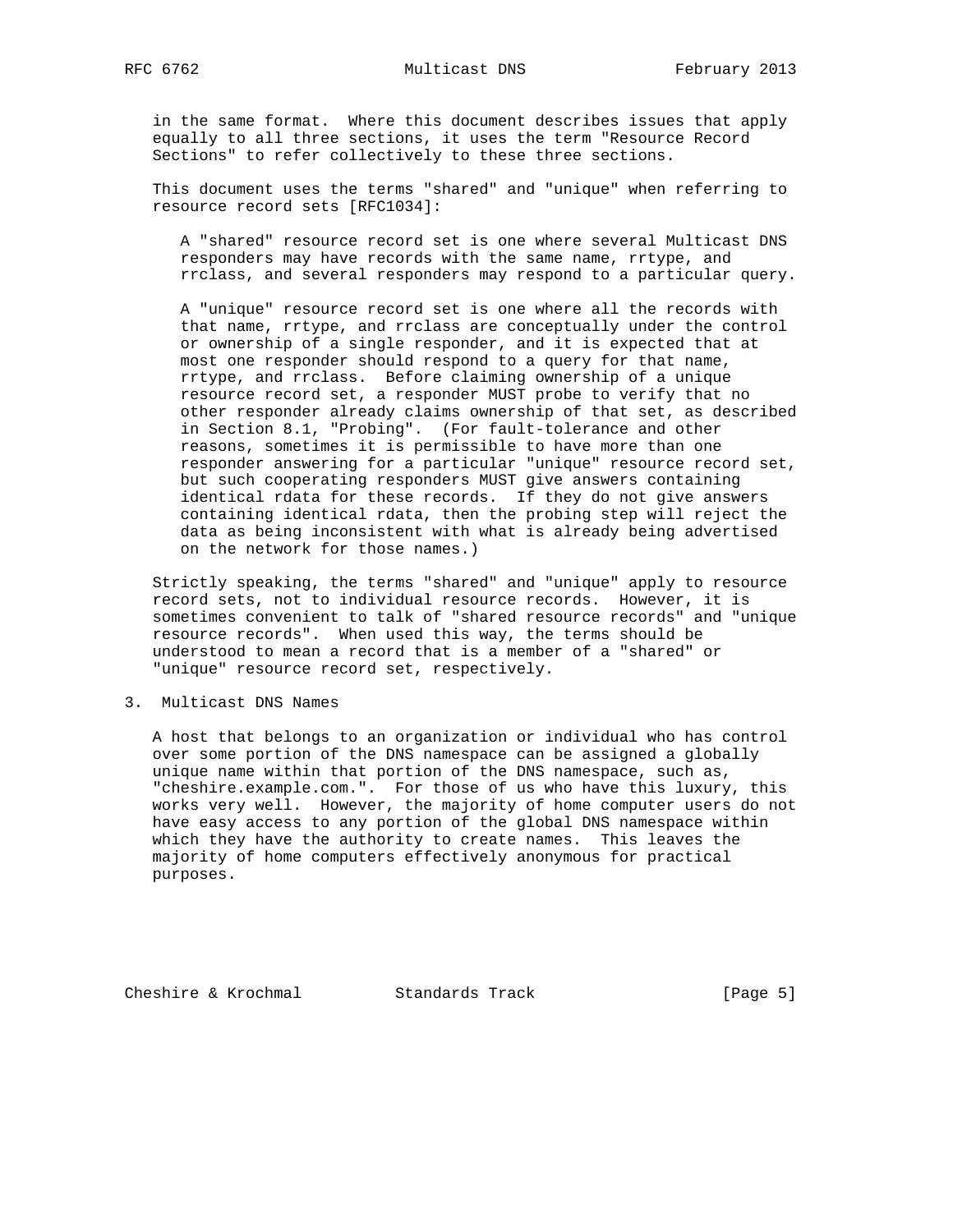in the same format. Where this document describes issues that apply equally to all three sections, it uses the term "Resource Record Sections" to refer collectively to these three sections.

This document uses the terms "shared" and "unique" when referring to resource record sets [RFC1034]:

> A "shared" resource record set is one where several Multicast DNS responders may have records with the same name, rrtype, and rrclass, and several responders may respond to a particular query.
>
> A "unique" resource record set is one where all the records with that name, rrtype, and rrclass are conceptually under the control or ownership of a single responder, and it is expected that at most one responder should respond to a query for that name, rrtype, and rrclass. Before claiming ownership of a unique resource record set, a responder MUST probe to verify that no other responder already claims ownership of that set, as described in Section 8.1, "Probing". (For fault-tolerance and other reasons, sometimes it is permissible to have more than one responder answering for a particular "unique" resource record set, but such cooperating responders MUST give answers containing identical rdata for these records. If they do not give answers containing identical rdata, then the probing step will reject the data as being inconsistent with what is already being advertised on the network for those names.)

Strictly speaking, the terms "shared" and "unique" apply to resource record sets, not to individual resource records. However, it is sometimes convenient to talk of "shared resource records" and "unique resource records". When used this way, the terms should be understood to mean a record that is a member of a "shared" or "unique" resource record set, respectively.

## 3. Multicast DNS Names

A host that belongs to an organization or individual who has control over some portion of the DNS namespace can be assigned a globally unique name within that portion of the DNS namespace, such as, "cheshire.example.com.". For those of us who have this luxury, this works very well. However, the majority of home computer users do not have easy access to any portion of the global DNS namespace within which they have the authority to create names. This leaves the majority of home computers effectively anonymous for practical purposes.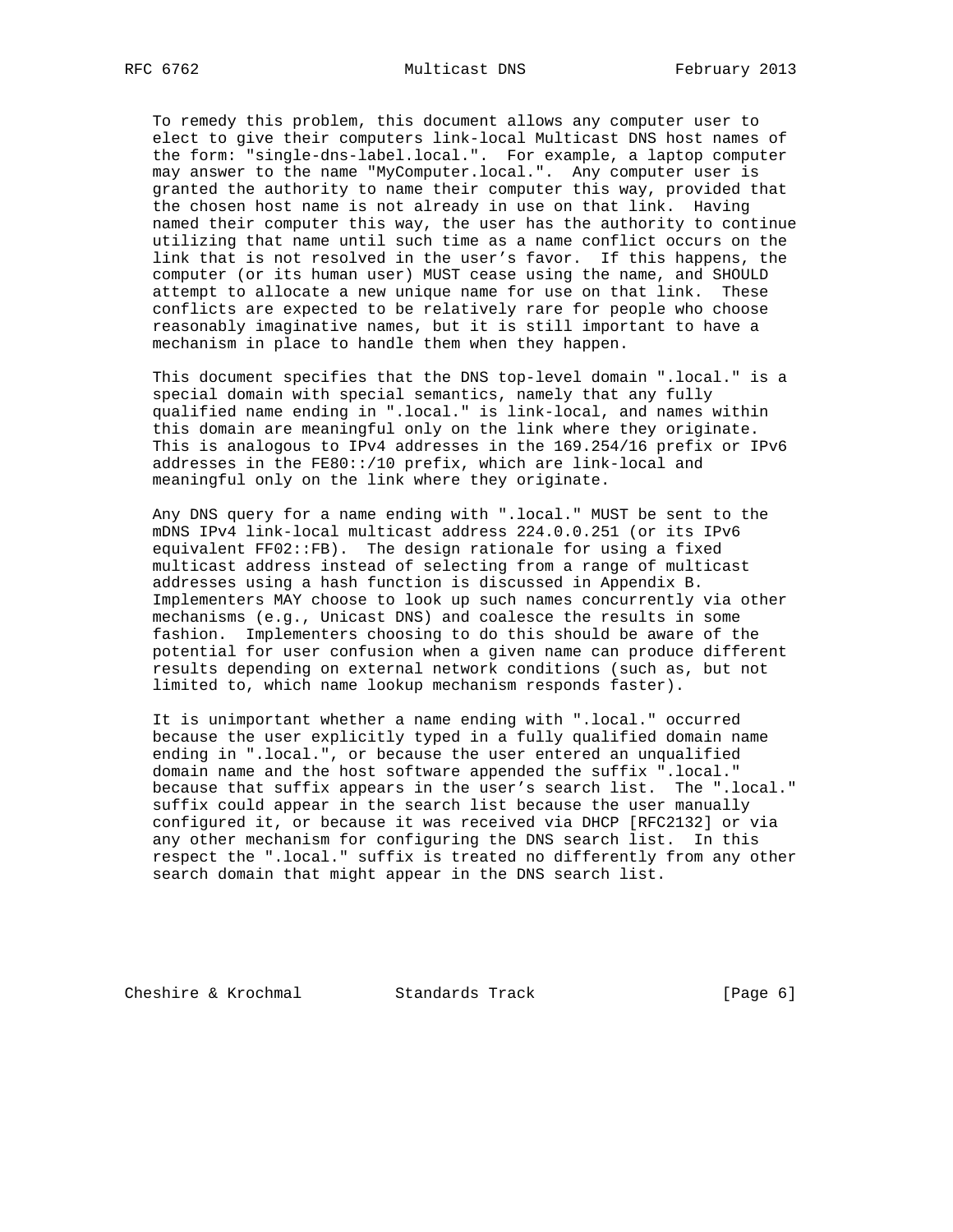To remedy this problem, this document allows any computer user to elect to give their computers link-local Multicast DNS host names of the form: "single-dns-label.local.". For example, a laptop computer may answer to the name "MyComputer.local.". Any computer user is granted the authority to name their computer this way, provided that the chosen host name is not already in use on that link. Having named their computer this way, the user has the authority to continue utilizing that name until such time as a name conflict occurs on the link that is not resolved in the user's favor. If this happens, the computer (or its human user) MUST cease using the name, and SHOULD attempt to allocate a new unique name for use on that link. These conflicts are expected to be relatively rare for people who choose reasonably imaginative names, but it is still important to have a mechanism in place to handle them when they happen.

This document specifies that the DNS top-level domain ".local." is a special domain with special semantics, namely that any fully qualified name ending in ".local." is link-local, and names within this domain are meaningful only on the link where they originate. This is analogous to IPv4 addresses in the 169.254/16 prefix or IPv6 addresses in the FE80::/10 prefix, which are link-local and meaningful only on the link where they originate.

Any DNS query for a name ending with ".local." MUST be sent to the mDNS IPv4 link-local multicast address 224.0.0.251 (or its IPv6 equivalent FF02::FB). The design rationale for using a fixed multicast address instead of selecting from a range of multicast addresses using a hash function is discussed in Appendix B. Implementers MAY choose to look up such names concurrently via other mechanisms (e.g., Unicast DNS) and coalesce the results in some fashion. Implementers choosing to do this should be aware of the potential for user confusion when a given name can produce different results depending on external network conditions (such as, but not limited to, which name lookup mechanism responds faster).

It is unimportant whether a name ending with ".local." occurred because the user explicitly typed in a fully qualified domain name ending in ".local.", or because the user entered an unqualified domain name and the host software appended the suffix ".local." because that suffix appears in the user's search list. The ".local." suffix could appear in the search list because the user manually configured it, or because it was received via DHCP [RFC2132] or via any other mechanism for configuring the DNS search list. In this respect the ".local." suffix is treated no differently from any other search domain that might appear in the DNS search list.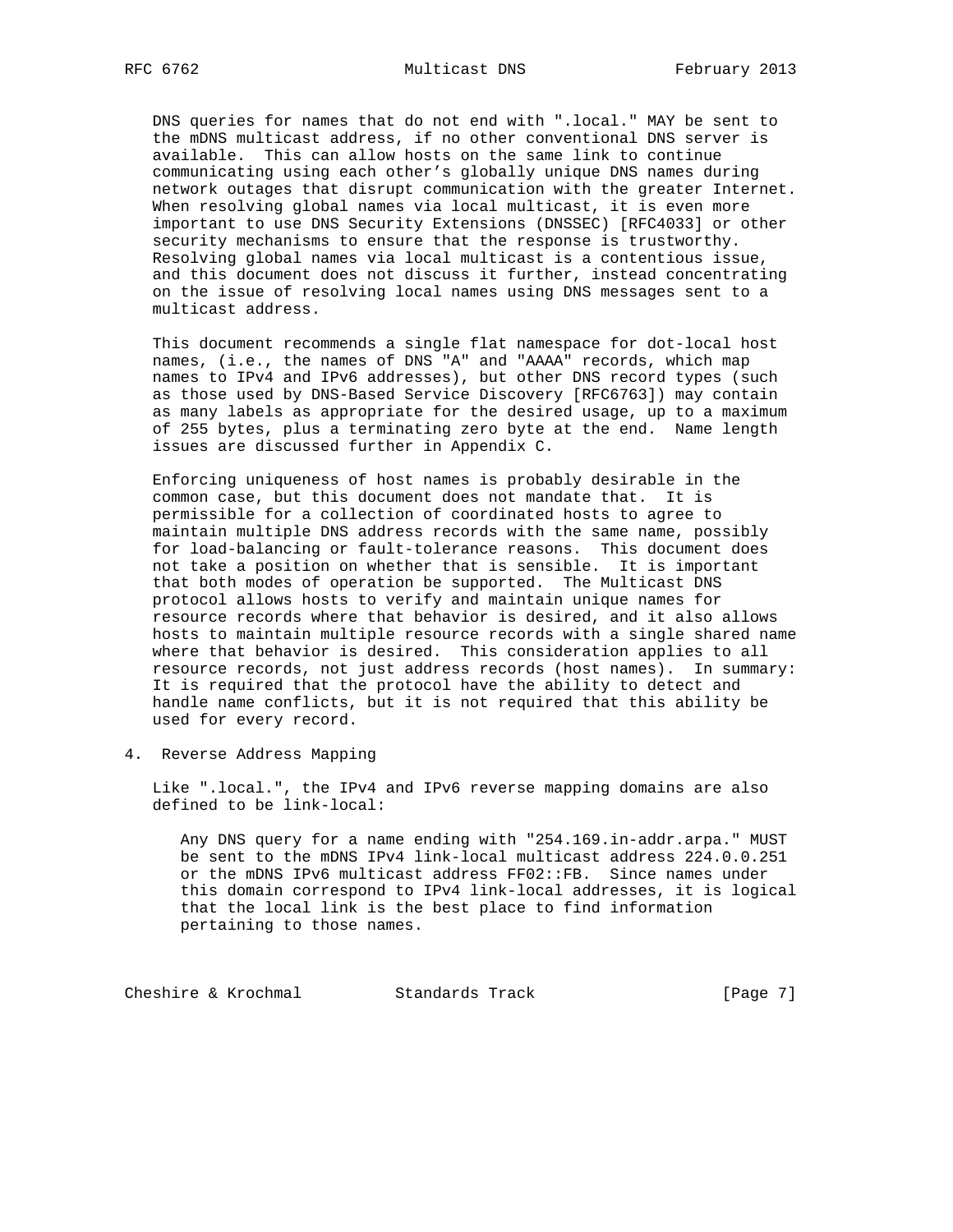DNS queries for names that do not end with ".local." MAY be sent to the mDNS multicast address, if no other conventional DNS server is available. This can allow hosts on the same link to continue communicating using each other's globally unique DNS names during network outages that disrupt communication with the greater Internet. When resolving global names via local multicast, it is even more important to use DNS Security Extensions (DNSSEC) [RFC4033] or other security mechanisms to ensure that the response is trustworthy. Resolving global names via local multicast is a contentious issue, and this document does not discuss it further, instead concentrating on the issue of resolving local names using DNS messages sent to a multicast address.

This document recommends a single flat namespace for dot-local host names, (i.e., the names of DNS "A" and "AAAA" records, which map names to IPv4 and IPv6 addresses), but other DNS record types (such as those used by DNS-Based Service Discovery [RFC6763]) may contain as many labels as appropriate for the desired usage, up to a maximum of 255 bytes, plus a terminating zero byte at the end. Name length issues are discussed further in Appendix C.

Enforcing uniqueness of host names is probably desirable in the common case, but this document does not mandate that. It is permissible for a collection of coordinated hosts to agree to maintain multiple DNS address records with the same name, possibly for load-balancing or fault-tolerance reasons. This document does not take a position on whether that is sensible. It is important that both modes of operation be supported. The Multicast DNS protocol allows hosts to verify and maintain unique names for resource records where that behavior is desired, and it also allows hosts to maintain multiple resource records with a single shared name where that behavior is desired. This consideration applies to all resource records, not just address records (host names). In summary: It is required that the protocol have the ability to detect and handle name conflicts, but it is not required that this ability be used for every record.

## 4. Reverse Address Mapping

Like ".local.", the IPv4 and IPv6 reverse mapping domains are also defined to be link-local:

> Any DNS query for a name ending with "254.169.in-addr.arpa." MUST be sent to the mDNS IPv4 link-local multicast address 224.0.0.251 or the mDNS IPv6 multicast address FF02::FB. Since names under this domain correspond to IPv4 link-local addresses, it is logical that the local link is the best place to find information pertaining to those names.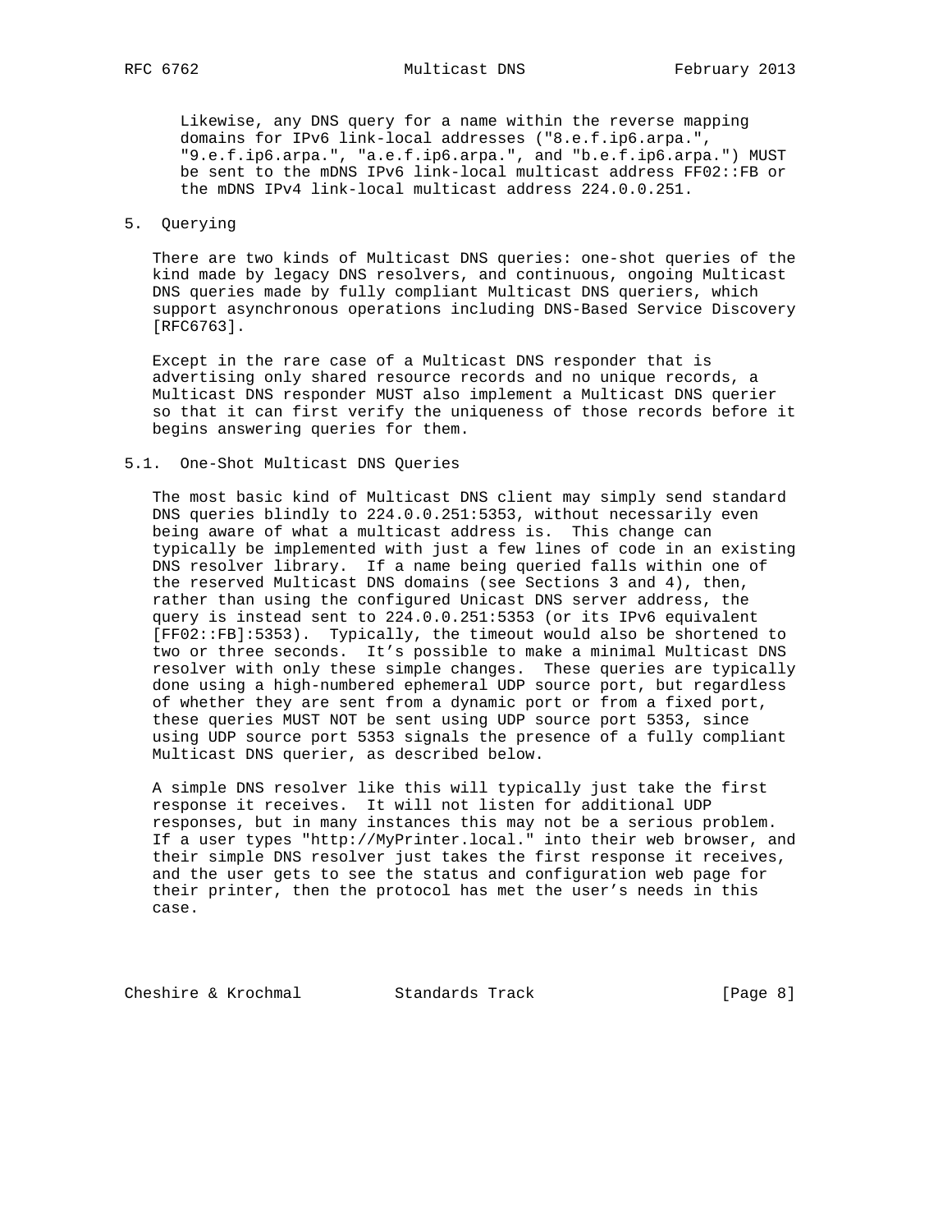Likewise, any DNS query for a name within the reverse mapping domains for IPv6 link-local addresses ("8.e.f.ip6.arpa.", "9.e.f.ip6.arpa.", "a.e.f.ip6.arpa.", and "b.e.f.ip6.arpa.") MUST be sent to the mDNS IPv6 link-local multicast address FF02::FB or the mDNS IPv4 link-local multicast address 224.0.0.251.

## 5. Querying

There are two kinds of Multicast DNS queries: one-shot queries of the kind made by legacy DNS resolvers, and continuous, ongoing Multicast DNS queries made by fully compliant Multicast DNS queriers, which support asynchronous operations including DNS-Based Service Discovery [RFC6763].

Except in the rare case of a Multicast DNS responder that is advertising only shared resource records and no unique records, a Multicast DNS responder MUST also implement a Multicast DNS querier so that it can first verify the uniqueness of those records before it begins answering queries for them.

### 5.1. One-Shot Multicast DNS Queries

The most basic kind of Multicast DNS client may simply send standard DNS queries blindly to 224.0.0.251:5353, without necessarily even being aware of what a multicast address is. This change can typically be implemented with just a few lines of code in an existing DNS resolver library. If a name being queried falls within one of the reserved Multicast DNS domains (see Sections 3 and 4), then, rather than using the configured Unicast DNS server address, the query is instead sent to 224.0.0.251:5353 (or its IPv6 equivalent [FF02::FB]:5353). Typically, the timeout would also be shortened to two or three seconds. It's possible to make a minimal Multicast DNS resolver with only these simple changes. These queries are typically done using a high-numbered ephemeral UDP source port, but regardless of whether they are sent from a dynamic port or from a fixed port, these queries MUST NOT be sent using UDP source port 5353, since using UDP source port 5353 signals the presence of a fully compliant Multicast DNS querier, as described below.

A simple DNS resolver like this will typically just take the first response it receives. It will not listen for additional UDP responses, but in many instances this may not be a serious problem. If a user types "http://MyPrinter.local." into their web browser, and their simple DNS resolver just takes the first response it receives, and the user gets to see the status and configuration web page for their printer, then the protocol has met the user's needs in this case.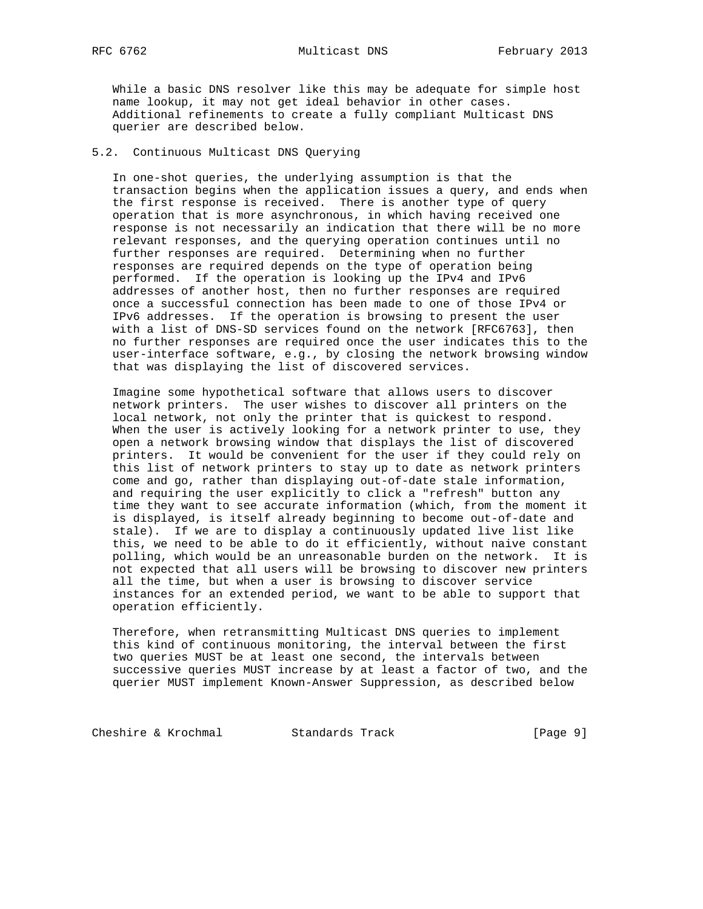While a basic DNS resolver like this may be adequate for simple host name lookup, it may not get ideal behavior in other cases. Additional refinements to create a fully compliant Multicast DNS querier are described below.

## 5.2. Continuous Multicast DNS Querying

In one-shot queries, the underlying assumption is that the transaction begins when the application issues a query, and ends when the first response is received. There is another type of query operation that is more asynchronous, in which having received one response is not necessarily an indication that there will be no more relevant responses, and the querying operation continues until no further responses are required. Determining when no further responses are required depends on the type of operation being performed. If the operation is looking up the IPv4 and IPv6 addresses of another host, then no further responses are required once a successful connection has been made to one of those IPv4 or IPv6 addresses. If the operation is browsing to present the user with a list of DNS-SD services found on the network [RFC6763], then no further responses are required once the user indicates this to the user-interface software, e.g., by closing the network browsing window that was displaying the list of discovered services.

Imagine some hypothetical software that allows users to discover network printers. The user wishes to discover all printers on the local network, not only the printer that is quickest to respond. When the user is actively looking for a network printer to use, they open a network browsing window that displays the list of discovered printers. It would be convenient for the user if they could rely on this list of network printers to stay up to date as network printers come and go, rather than displaying out-of-date stale information, and requiring the user explicitly to click a "refresh" button any time they want to see accurate information (which, from the moment it is displayed, is itself already beginning to become out-of-date and stale). If we are to display a continuously updated live list like this, we need to be able to do it efficiently, without naive constant polling, which would be an unreasonable burden on the network. It is not expected that all users will be browsing to discover new printers all the time, but when a user is browsing to discover service instances for an extended period, we want to be able to support that operation efficiently.

Therefore, when retransmitting Multicast DNS queries to implement this kind of continuous monitoring, the interval between the first two queries MUST be at least one second, the intervals between successive queries MUST increase by at least a factor of two, and the querier MUST implement Known-Answer Suppression, as described below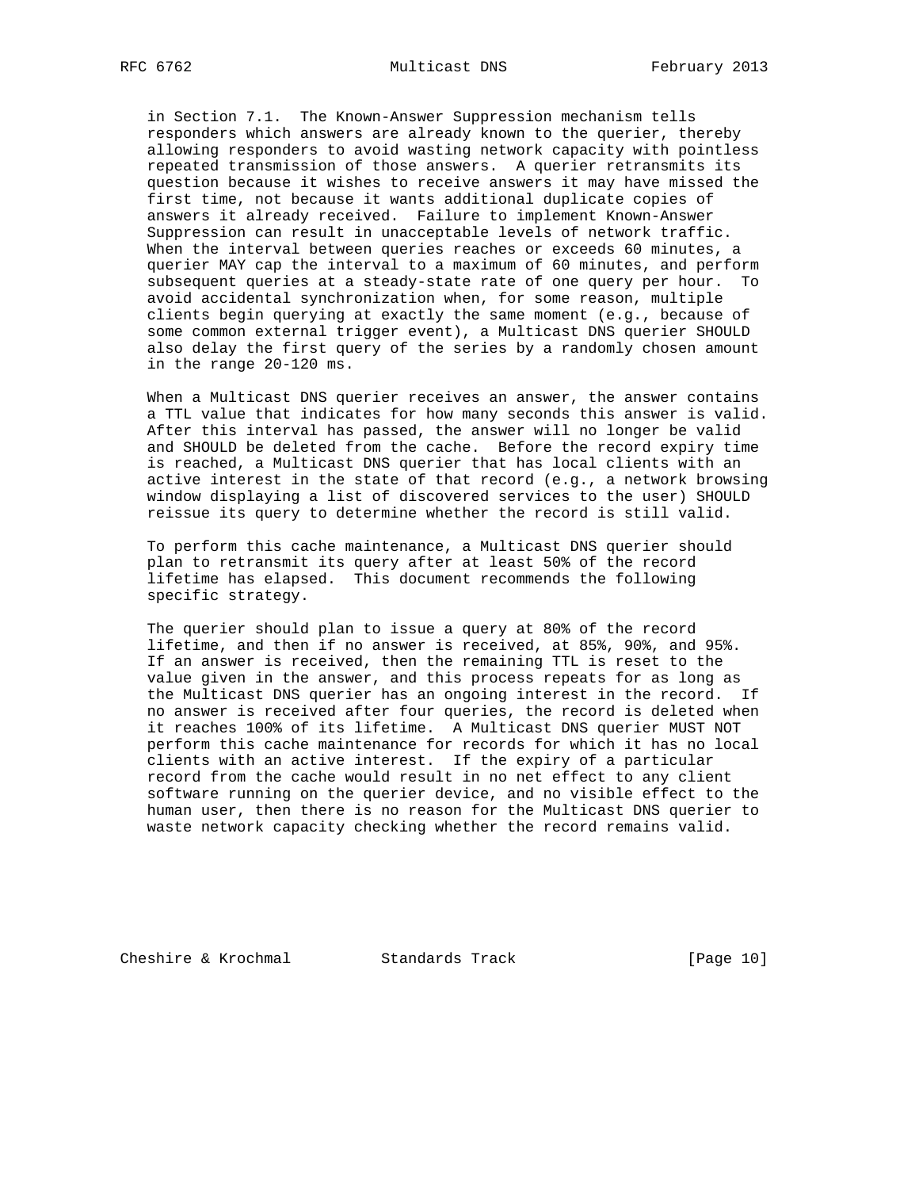in Section 7.1. The Known-Answer Suppression mechanism tells responders which answers are already known to the querier, thereby allowing responders to avoid wasting network capacity with pointless repeated transmission of those answers. A querier retransmits its question because it wishes to receive answers it may have missed the first time, not because it wants additional duplicate copies of answers it already received. Failure to implement Known-Answer Suppression can result in unacceptable levels of network traffic. When the interval between queries reaches or exceeds 60 minutes, a querier MAY cap the interval to a maximum of 60 minutes, and perform subsequent queries at a steady-state rate of one query per hour. To avoid accidental synchronization when, for some reason, multiple clients begin querying at exactly the same moment (e.g., because of some common external trigger event), a Multicast DNS querier SHOULD also delay the first query of the series by a randomly chosen amount in the range 20-120 ms.

When a Multicast DNS querier receives an answer, the answer contains a TTL value that indicates for how many seconds this answer is valid. After this interval has passed, the answer will no longer be valid and SHOULD be deleted from the cache. Before the record expiry time is reached, a Multicast DNS querier that has local clients with an active interest in the state of that record (e.g., a network browsing window displaying a list of discovered services to the user) SHOULD reissue its query to determine whether the record is still valid.

To perform this cache maintenance, a Multicast DNS querier should plan to retransmit its query after at least 50% of the record lifetime has elapsed. This document recommends the following specific strategy.

The querier should plan to issue a query at 80% of the record lifetime, and then if no answer is received, at 85%, 90%, and 95%. If an answer is received, then the remaining TTL is reset to the value given in the answer, and this process repeats for as long as the Multicast DNS querier has an ongoing interest in the record. If no answer is received after four queries, the record is deleted when it reaches 100% of its lifetime. A Multicast DNS querier MUST NOT perform this cache maintenance for records for which it has no local clients with an active interest. If the expiry of a particular record from the cache would result in no net effect to any client software running on the querier device, and no visible effect to the human user, then there is no reason for the Multicast DNS querier to waste network capacity checking whether the record remains valid.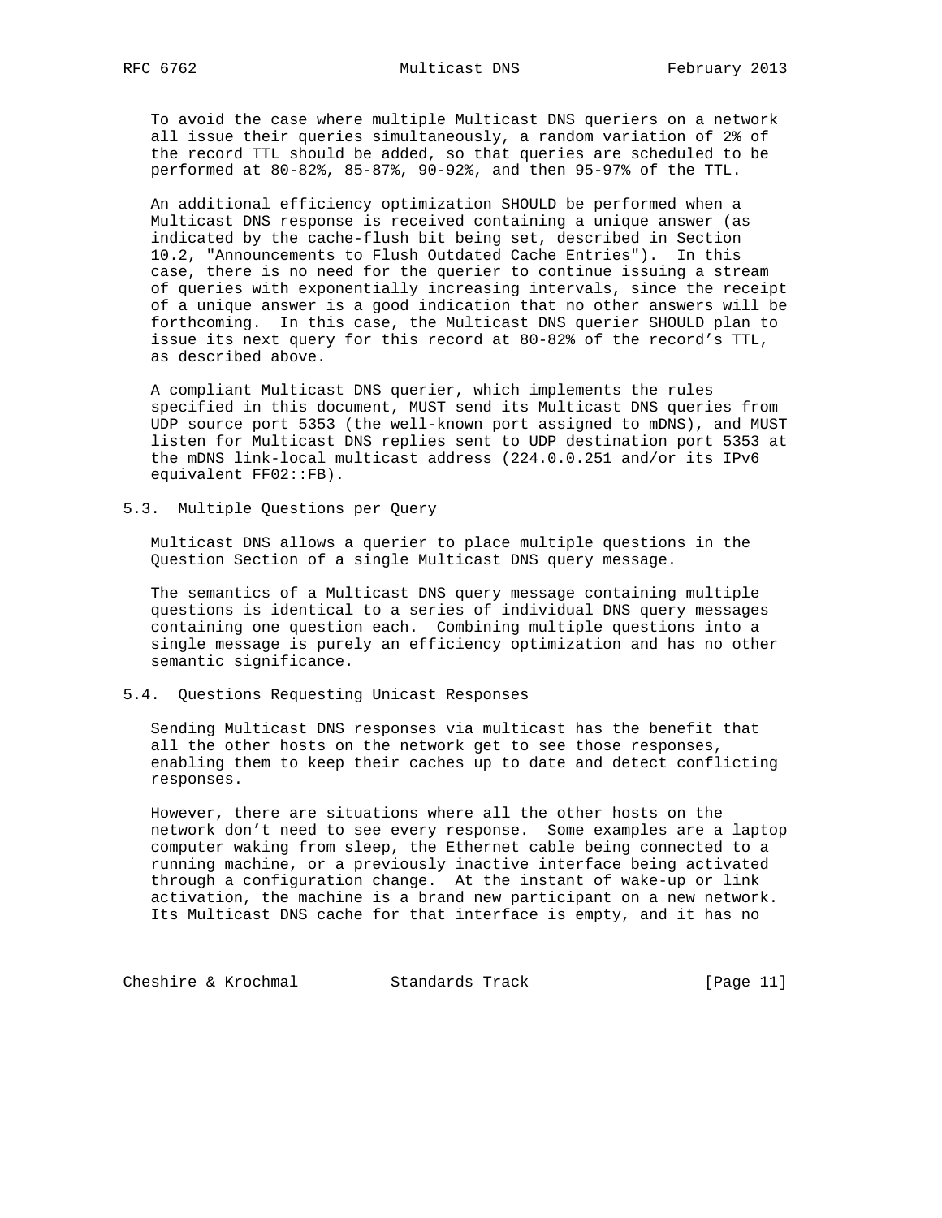To avoid the case where multiple Multicast DNS queriers on a network all issue their queries simultaneously, a random variation of 2% of the record TTL should be added, so that queries are scheduled to be performed at 80-82%, 85-87%, 90-92%, and then 95-97% of the TTL.

An additional efficiency optimization SHOULD be performed when a Multicast DNS response is received containing a unique answer (as indicated by the cache-flush bit being set, described in Section 10.2, "Announcements to Flush Outdated Cache Entries"). In this case, there is no need for the querier to continue issuing a stream of queries with exponentially increasing intervals, since the receipt of a unique answer is a good indication that no other answers will be forthcoming. In this case, the Multicast DNS querier SHOULD plan to issue its next query for this record at 80-82% of the record's TTL, as described above.

A compliant Multicast DNS querier, which implements the rules specified in this document, MUST send its Multicast DNS queries from UDP source port 5353 (the well-known port assigned to mDNS), and MUST listen for Multicast DNS replies sent to UDP destination port 5353 at the mDNS link-local multicast address (224.0.0.251 and/or its IPv6 equivalent FF02::FB).

## 5.3. Multiple Questions per Query

Multicast DNS allows a querier to place multiple questions in the Question Section of a single Multicast DNS query message.

The semantics of a Multicast DNS query message containing multiple questions is identical to a series of individual DNS query messages containing one question each. Combining multiple questions into a single message is purely an efficiency optimization and has no other semantic significance.

## 5.4. Questions Requesting Unicast Responses

Sending Multicast DNS responses via multicast has the benefit that all the other hosts on the network get to see those responses, enabling them to keep their caches up to date and detect conflicting responses.

However, there are situations where all the other hosts on the network don't need to see every response. Some examples are a laptop computer waking from sleep, the Ethernet cable being connected to a running machine, or a previously inactive interface being activated through a configuration change. At the instant of wake-up or link activation, the machine is a brand new participant on a new network. Its Multicast DNS cache for that interface is empty, and it has no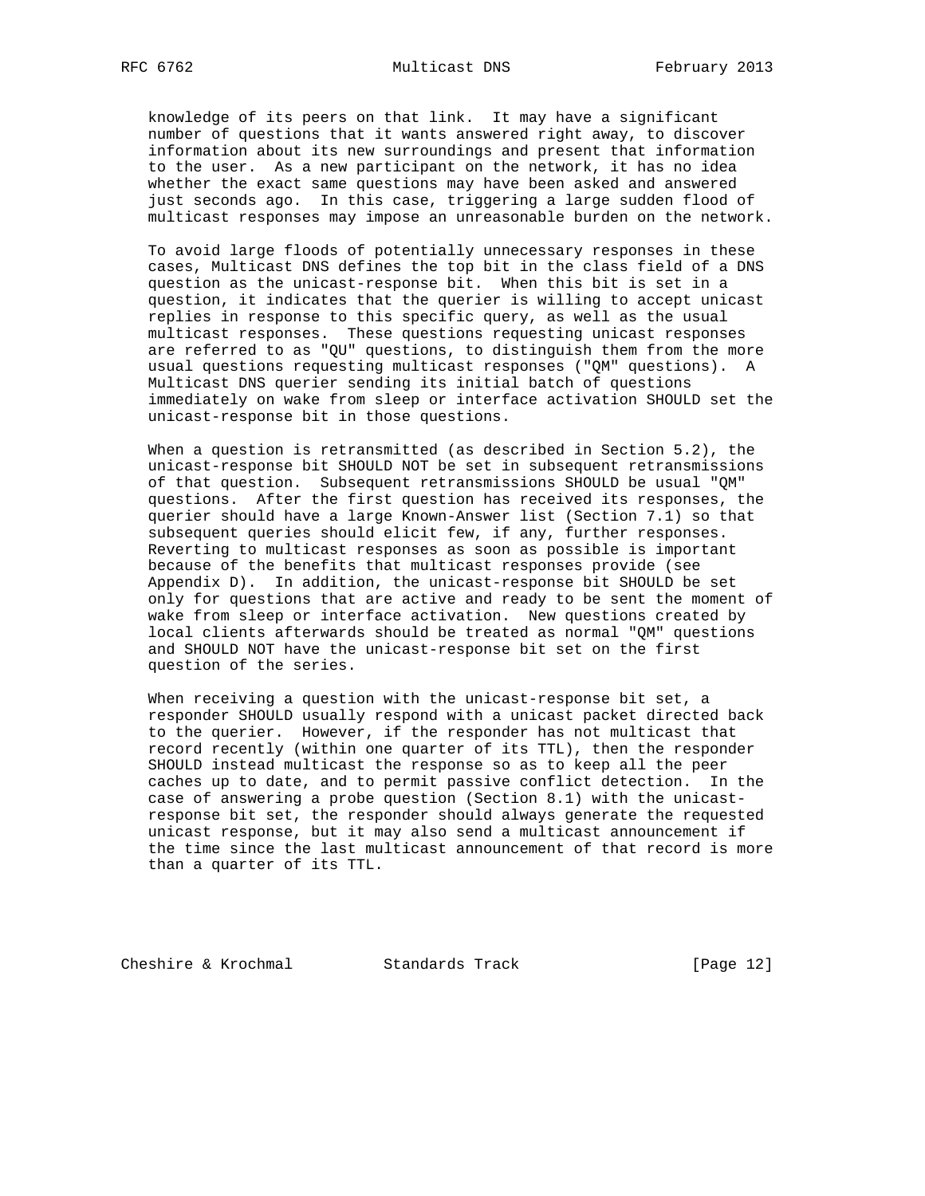knowledge of its peers on that link. It may have a significant number of questions that it wants answered right away, to discover information about its new surroundings and present that information to the user. As a new participant on the network, it has no idea whether the exact same questions may have been asked and answered just seconds ago. In this case, triggering a large sudden flood of multicast responses may impose an unreasonable burden on the network.

To avoid large floods of potentially unnecessary responses in these cases, Multicast DNS defines the top bit in the class field of a DNS question as the unicast-response bit. When this bit is set in a question, it indicates that the querier is willing to accept unicast replies in response to this specific query, as well as the usual multicast responses. These questions requesting unicast responses are referred to as "QU" questions, to distinguish them from the more usual questions requesting multicast responses ("QM" questions). A Multicast DNS querier sending its initial batch of questions immediately on wake from sleep or interface activation SHOULD set the unicast-response bit in those questions.

When a question is retransmitted (as described in Section 5.2), the unicast-response bit SHOULD NOT be set in subsequent retransmissions of that question. Subsequent retransmissions SHOULD be usual "QM" questions. After the first question has received its responses, the querier should have a large Known-Answer list (Section 7.1) so that subsequent queries should elicit few, if any, further responses. Reverting to multicast responses as soon as possible is important because of the benefits that multicast responses provide (see Appendix D). In addition, the unicast-response bit SHOULD be set only for questions that are active and ready to be sent the moment of wake from sleep or interface activation. New questions created by local clients afterwards should be treated as normal "QM" questions and SHOULD NOT have the unicast-response bit set on the first question of the series.

When receiving a question with the unicast-response bit set, a responder SHOULD usually respond with a unicast packet directed back to the querier. However, if the responder has not multicast that record recently (within one quarter of its TTL), then the responder SHOULD instead multicast the response so as to keep all the peer caches up to date, and to permit passive conflict detection. In the case of answering a probe question (Section 8.1) with the unicast-response bit set, the responder should always generate the requested unicast response, but it may also send a multicast announcement if the time since the last multicast announcement of that record is more than a quarter of its TTL.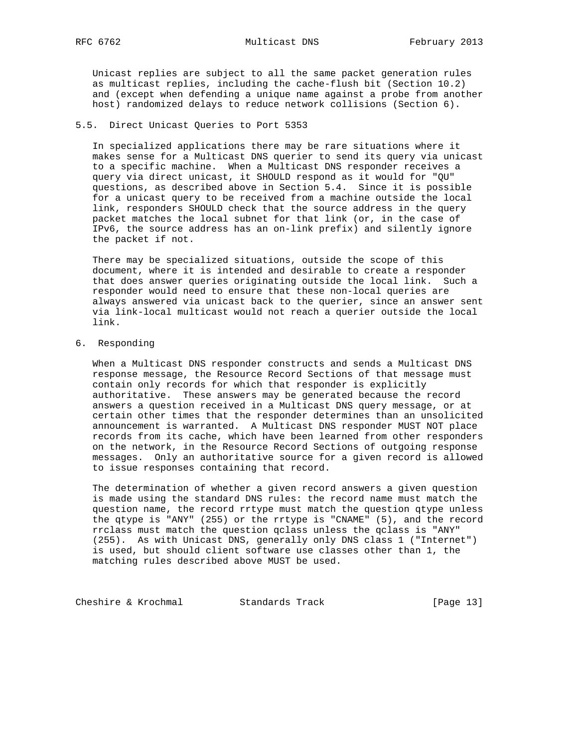Unicast replies are subject to all the same packet generation rules as multicast replies, including the cache-flush bit (Section 10.2) and (except when defending a unique name against a probe from another host) randomized delays to reduce network collisions (Section 6).

### 5.5. Direct Unicast Queries to Port 5353

In specialized applications there may be rare situations where it makes sense for a Multicast DNS querier to send its query via unicast to a specific machine. When a Multicast DNS responder receives a query via direct unicast, it SHOULD respond as it would for "QU" questions, as described above in Section 5.4. Since it is possible for a unicast query to be received from a machine outside the local link, responders SHOULD check that the source address in the query packet matches the local subnet for that link (or, in the case of IPv6, the source address has an on-link prefix) and silently ignore the packet if not.

There may be specialized situations, outside the scope of this document, where it is intended and desirable to create a responder that does answer queries originating outside the local link. Such a responder would need to ensure that these non-local queries are always answered via unicast back to the querier, since an answer sent via link-local multicast would not reach a querier outside the local link.

## 6. Responding

When a Multicast DNS responder constructs and sends a Multicast DNS response message, the Resource Record Sections of that message must contain only records for which that responder is explicitly authoritative. These answers may be generated because the record answers a question received in a Multicast DNS query message, or at certain other times that the responder determines than an unsolicited announcement is warranted. A Multicast DNS responder MUST NOT place records from its cache, which have been learned from other responders on the network, in the Resource Record Sections of outgoing response messages. Only an authoritative source for a given record is allowed to issue responses containing that record.

The determination of whether a given record answers a given question is made using the standard DNS rules: the record name must match the question name, the record rrtype must match the question qtype unless the qtype is "ANY" (255) or the rrtype is "CNAME" (5), and the record rrclass must match the question qclass unless the qclass is "ANY" (255). As with Unicast DNS, generally only DNS class 1 ("Internet") is used, but should client software use classes other than 1, the matching rules described above MUST be used.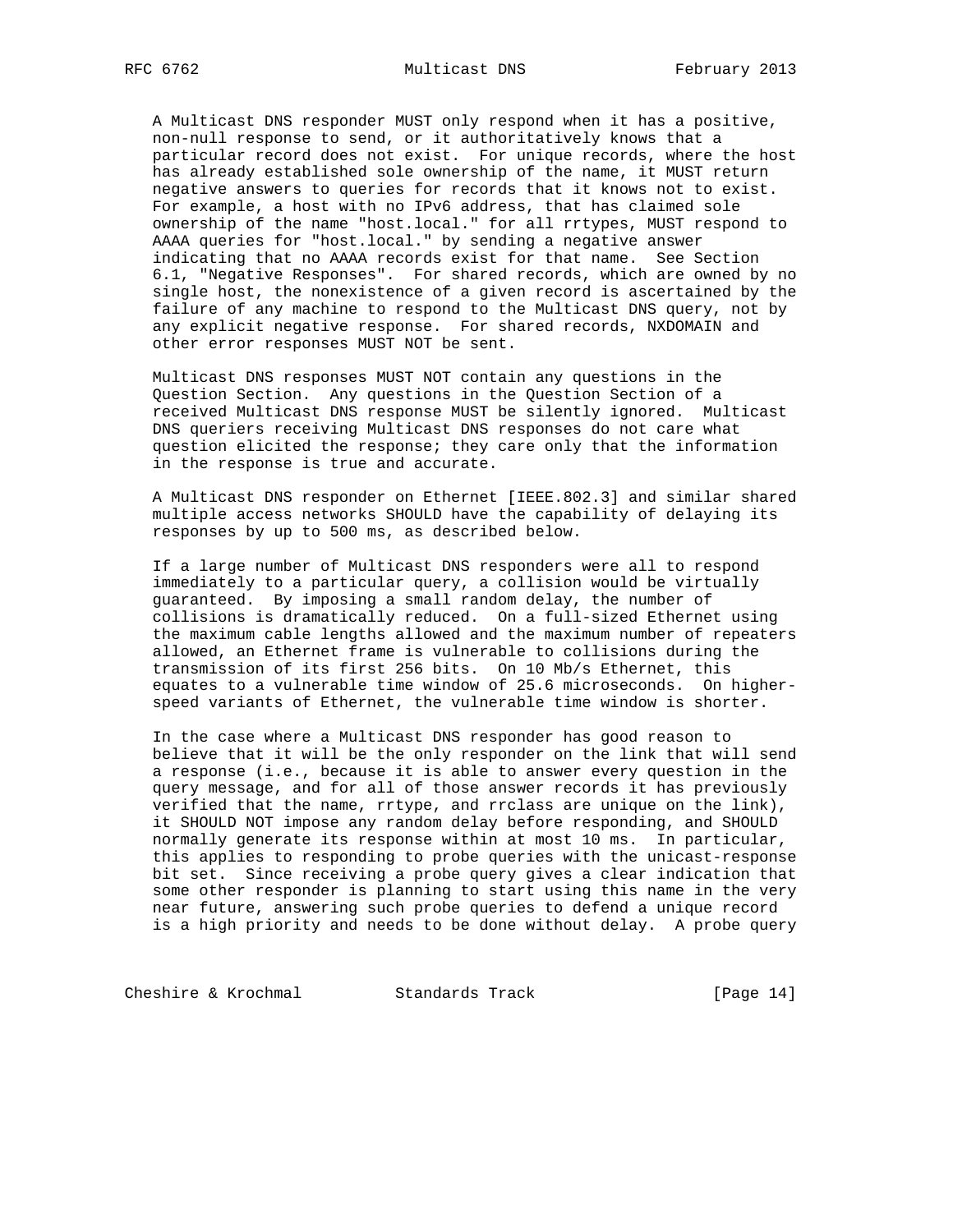A Multicast DNS responder MUST only respond when it has a positive, non-null response to send, or it authoritatively knows that a particular record does not exist. For unique records, where the host has already established sole ownership of the name, it MUST return negative answers to queries for records that it knows not to exist. For example, a host with no IPv6 address, that has claimed sole ownership of the name "host.local." for all rrtypes, MUST respond to AAAA queries for "host.local." by sending a negative answer indicating that no AAAA records exist for that name. See Section 6.1, "Negative Responses". For shared records, which are owned by no single host, the nonexistence of a given record is ascertained by the failure of any machine to respond to the Multicast DNS query, not by any explicit negative response. For shared records, NXDOMAIN and other error responses MUST NOT be sent.

Multicast DNS responses MUST NOT contain any questions in the Question Section. Any questions in the Question Section of a received Multicast DNS response MUST be silently ignored. Multicast DNS queriers receiving Multicast DNS responses do not care what question elicited the response; they care only that the information in the response is true and accurate.

A Multicast DNS responder on Ethernet [IEEE.802.3] and similar shared multiple access networks SHOULD have the capability of delaying its responses by up to 500 ms, as described below.

If a large number of Multicast DNS responders were all to respond immediately to a particular query, a collision would be virtually guaranteed. By imposing a small random delay, the number of collisions is dramatically reduced. On a full-sized Ethernet using the maximum cable lengths allowed and the maximum number of repeaters allowed, an Ethernet frame is vulnerable to collisions during the transmission of its first 256 bits. On 10 Mb/s Ethernet, this equates to a vulnerable time window of 25.6 microseconds. On higher-speed variants of Ethernet, the vulnerable time window is shorter.

In the case where a Multicast DNS responder has good reason to believe that it will be the only responder on the link that will send a response (i.e., because it is able to answer every question in the query message, and for all of those answer records it has previously verified that the name, rrtype, and rrclass are unique on the link), it SHOULD NOT impose any random delay before responding, and SHOULD normally generate its response within at most 10 ms. In particular, this applies to responding to probe queries with the unicast-response bit set. Since receiving a probe query gives a clear indication that some other responder is planning to start using this name in the very near future, answering such probe queries to defend a unique record is a high priority and needs to be done without delay. A probe query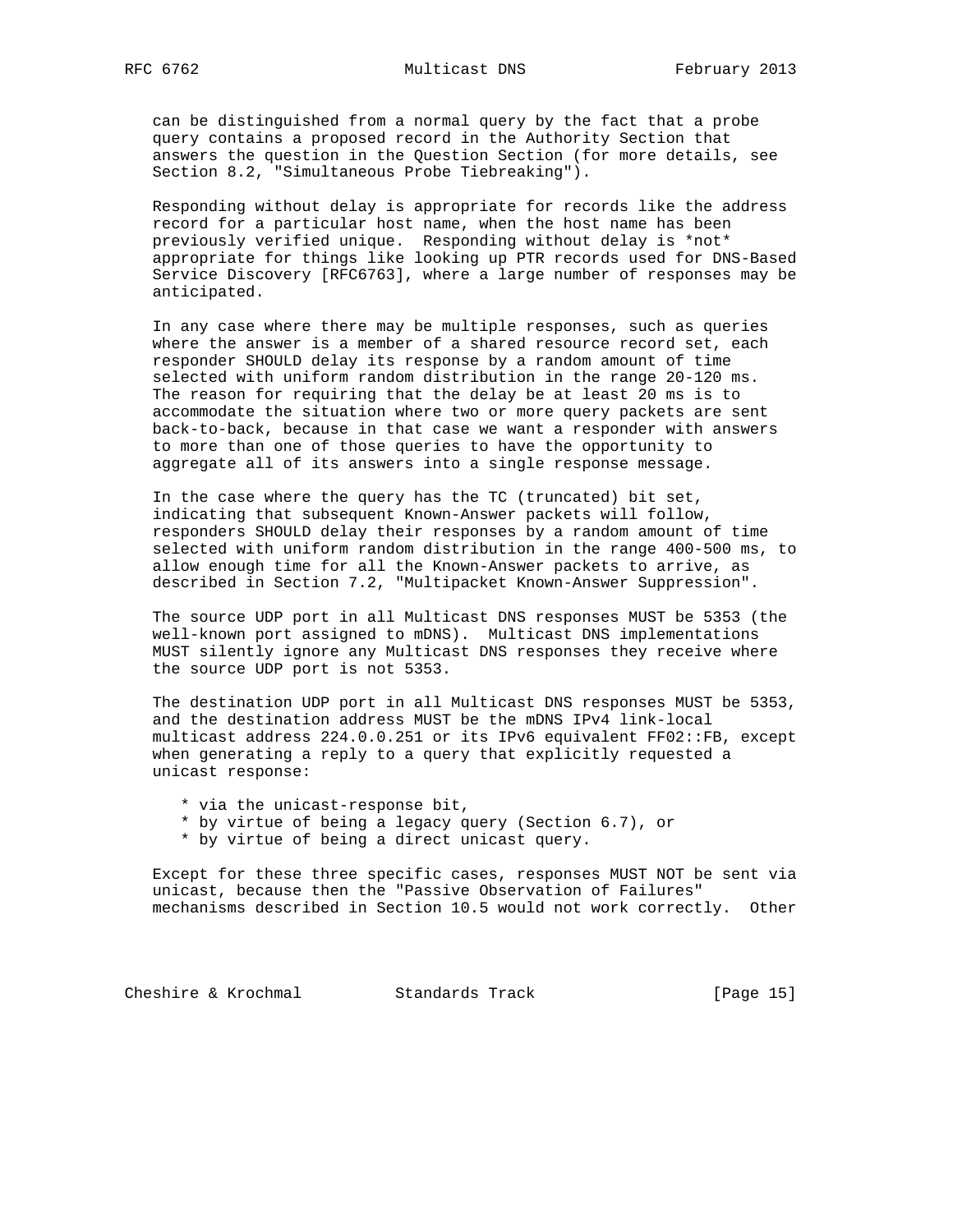can be distinguished from a normal query by the fact that a probe query contains a proposed record in the Authority Section that answers the question in the Question Section (for more details, see Section 8.2, "Simultaneous Probe Tiebreaking").

Responding without delay is appropriate for records like the address record for a particular host name, when the host name has been previously verified unique. Responding without delay is *not* appropriate for things like looking up PTR records used for DNS-Based Service Discovery [RFC6763], where a large number of responses may be anticipated.

In any case where there may be multiple responses, such as queries where the answer is a member of a shared resource record set, each responder SHOULD delay its response by a random amount of time selected with uniform random distribution in the range 20-120 ms. The reason for requiring that the delay be at least 20 ms is to accommodate the situation where two or more query packets are sent back-to-back, because in that case we want a responder with answers to more than one of those queries to have the opportunity to aggregate all of its answers into a single response message.

In the case where the query has the TC (truncated) bit set, indicating that subsequent Known-Answer packets will follow, responders SHOULD delay their responses by a random amount of time selected with uniform random distribution in the range 400-500 ms, to allow enough time for all the Known-Answer packets to arrive, as described in Section 7.2, "Multipacket Known-Answer Suppression".

The source UDP port in all Multicast DNS responses MUST be 5353 (the well-known port assigned to mDNS). Multicast DNS implementations MUST silently ignore any Multicast DNS responses they receive where the source UDP port is not 5353.

The destination UDP port in all Multicast DNS responses MUST be 5353, and the destination address MUST be the mDNS IPv4 link-local multicast address 224.0.0.251 or its IPv6 equivalent FF02::FB, except when generating a reply to a query that explicitly requested a unicast response:

* via the unicast-response bit,
* by virtue of being a legacy query (Section 6.7), or
* by virtue of being a direct unicast query.

Except for these three specific cases, responses MUST NOT be sent via unicast, because then the "Passive Observation of Failures" mechanisms described in Section 10.5 would not work correctly. Other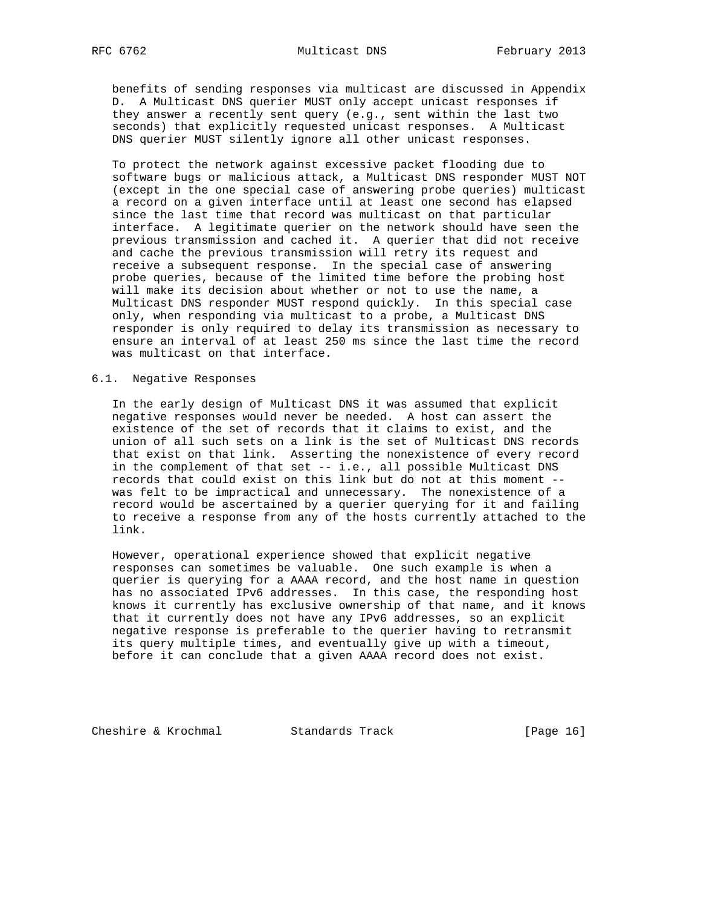benefits of sending responses via multicast are discussed in Appendix D. A Multicast DNS querier MUST only accept unicast responses if they answer a recently sent query (e.g., sent within the last two seconds) that explicitly requested unicast responses. A Multicast DNS querier MUST silently ignore all other unicast responses.

To protect the network against excessive packet flooding due to software bugs or malicious attack, a Multicast DNS responder MUST NOT (except in the one special case of answering probe queries) multicast a record on a given interface until at least one second has elapsed since the last time that record was multicast on that particular interface. A legitimate querier on the network should have seen the previous transmission and cached it. A querier that did not receive and cache the previous transmission will retry its request and receive a subsequent response. In the special case of answering probe queries, because of the limited time before the probing host will make its decision about whether or not to use the name, a Multicast DNS responder MUST respond quickly. In this special case only, when responding via multicast to a probe, a Multicast DNS responder is only required to delay its transmission as necessary to ensure an interval of at least 250 ms since the last time the record was multicast on that interface.

## 6.1. Negative Responses

In the early design of Multicast DNS it was assumed that explicit negative responses would never be needed. A host can assert the existence of the set of records that it claims to exist, and the union of all such sets on a link is the set of Multicast DNS records that exist on that link. Asserting the nonexistence of every record in the complement of that set -- i.e., all possible Multicast DNS records that could exist on this link but do not at this moment -- was felt to be impractical and unnecessary. The nonexistence of a record would be ascertained by a querier querying for it and failing to receive a response from any of the hosts currently attached to the link.

However, operational experience showed that explicit negative responses can sometimes be valuable. One such example is when a querier is querying for a AAAA record, and the host name in question has no associated IPv6 addresses. In this case, the responding host knows it currently has exclusive ownership of that name, and it knows that it currently does not have any IPv6 addresses, so an explicit negative response is preferable to the querier having to retransmit its query multiple times, and eventually give up with a timeout, before it can conclude that a given AAAA record does not exist.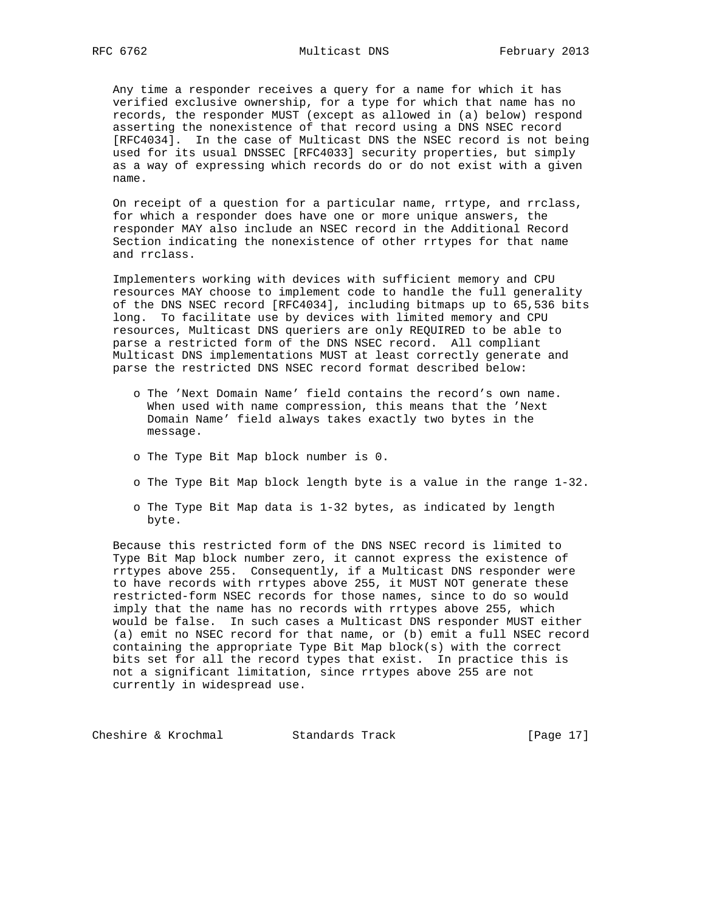Any time a responder receives a query for a name for which it has verified exclusive ownership, for a type for which that name has no records, the responder MUST (except as allowed in (a) below) respond asserting the nonexistence of that record using a DNS NSEC record [RFC4034]. In the case of Multicast DNS the NSEC record is not being used for its usual DNSSEC [RFC4033] security properties, but simply as a way of expressing which records do or do not exist with a given name.

On receipt of a question for a particular name, rrtype, and rrclass, for which a responder does have one or more unique answers, the responder MAY also include an NSEC record in the Additional Record Section indicating the nonexistence of other rrtypes for that name and rrclass.

Implementers working with devices with sufficient memory and CPU resources MAY choose to implement code to handle the full generality of the DNS NSEC record [RFC4034], including bitmaps up to 65,536 bits long. To facilitate use by devices with limited memory and CPU resources, Multicast DNS queriers are only REQUIRED to be able to parse a restricted form of the DNS NSEC record. All compliant Multicast DNS implementations MUST at least correctly generate and parse the restricted DNS NSEC record format described below:

- o The 'Next Domain Name' field contains the record's own name. When used with name compression, this means that the 'Next Domain Name' field always takes exactly two bytes in the message.
- o The Type Bit Map block number is 0.
- o The Type Bit Map block length byte is a value in the range 1-32.
- o The Type Bit Map data is 1-32 bytes, as indicated by length byte.

Because this restricted form of the DNS NSEC record is limited to Type Bit Map block number zero, it cannot express the existence of rrtypes above 255. Consequently, if a Multicast DNS responder were to have records with rrtypes above 255, it MUST NOT generate these restricted-form NSEC records for those names, since to do so would imply that the name has no records with rrtypes above 255, which would be false. In such cases a Multicast DNS responder MUST either (a) emit no NSEC record for that name, or (b) emit a full NSEC record containing the appropriate Type Bit Map block(s) with the correct bits set for all the record types that exist. In practice this is not a significant limitation, since rrtypes above 255 are not currently in widespread use.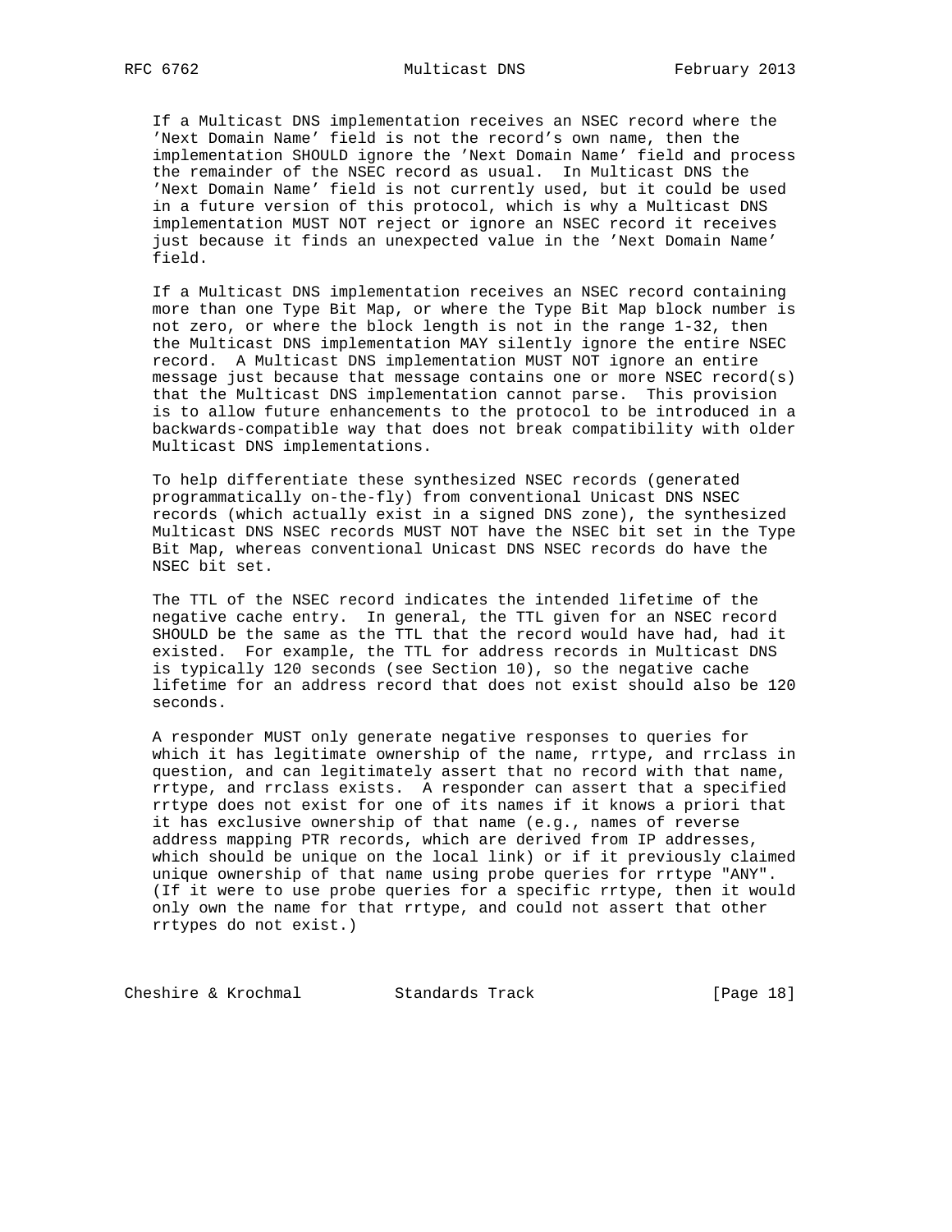If a Multicast DNS implementation receives an NSEC record where the 'Next Domain Name' field is not the record's own name, then the implementation SHOULD ignore the 'Next Domain Name' field and process the remainder of the NSEC record as usual. In Multicast DNS the 'Next Domain Name' field is not currently used, but it could be used in a future version of this protocol, which is why a Multicast DNS implementation MUST NOT reject or ignore an NSEC record it receives just because it finds an unexpected value in the 'Next Domain Name' field.

If a Multicast DNS implementation receives an NSEC record containing more than one Type Bit Map, or where the Type Bit Map block number is not zero, or where the block length is not in the range 1-32, then the Multicast DNS implementation MAY silently ignore the entire NSEC record. A Multicast DNS implementation MUST NOT ignore an entire message just because that message contains one or more NSEC record(s) that the Multicast DNS implementation cannot parse. This provision is to allow future enhancements to the protocol to be introduced in a backwards-compatible way that does not break compatibility with older Multicast DNS implementations.

To help differentiate these synthesized NSEC records (generated programmatically on-the-fly) from conventional Unicast DNS NSEC records (which actually exist in a signed DNS zone), the synthesized Multicast DNS NSEC records MUST NOT have the NSEC bit set in the Type Bit Map, whereas conventional Unicast DNS NSEC records do have the NSEC bit set.

The TTL of the NSEC record indicates the intended lifetime of the negative cache entry. In general, the TTL given for an NSEC record SHOULD be the same as the TTL that the record would have had, had it existed. For example, the TTL for address records in Multicast DNS is typically 120 seconds (see Section 10), so the negative cache lifetime for an address record that does not exist should also be 120 seconds.

A responder MUST only generate negative responses to queries for which it has legitimate ownership of the name, rrtype, and rrclass in question, and can legitimately assert that no record with that name, rrtype, and rrclass exists. A responder can assert that a specified rrtype does not exist for one of its names if it knows a priori that it has exclusive ownership of that name (e.g., names of reverse address mapping PTR records, which are derived from IP addresses, which should be unique on the local link) or if it previously claimed unique ownership of that name using probe queries for rrtype "ANY". (If it were to use probe queries for a specific rrtype, then it would only own the name for that rrtype, and could not assert that other rrtypes do not exist.)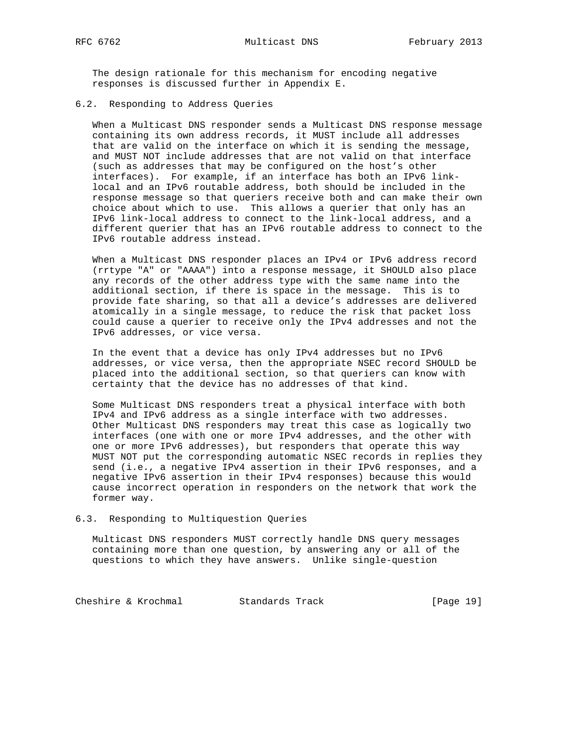The design rationale for this mechanism for encoding negative responses is discussed further in Appendix E.

### 6.2. Responding to Address Queries

When a Multicast DNS responder sends a Multicast DNS response message containing its own address records, it MUST include all addresses that are valid on the interface on which it is sending the message, and MUST NOT include addresses that are not valid on that interface (such as addresses that may be configured on the host's other interfaces). For example, if an interface has both an IPv6 link-local and an IPv6 routable address, both should be included in the response message so that queriers receive both and can make their own choice about which to use. This allows a querier that only has an IPv6 link-local address to connect to the link-local address, and a different querier that has an IPv6 routable address to connect to the IPv6 routable address instead.

When a Multicast DNS responder places an IPv4 or IPv6 address record (rrtype "A" or "AAAA") into a response message, it SHOULD also place any records of the other address type with the same name into the additional section, if there is space in the message. This is to provide fate sharing, so that all a device's addresses are delivered atomically in a single message, to reduce the risk that packet loss could cause a querier to receive only the IPv4 addresses and not the IPv6 addresses, or vice versa.

In the event that a device has only IPv4 addresses but no IPv6 addresses, or vice versa, then the appropriate NSEC record SHOULD be placed into the additional section, so that queriers can know with certainty that the device has no addresses of that kind.

Some Multicast DNS responders treat a physical interface with both IPv4 and IPv6 address as a single interface with two addresses. Other Multicast DNS responders may treat this case as logically two interfaces (one with one or more IPv4 addresses, and the other with one or more IPv6 addresses), but responders that operate this way MUST NOT put the corresponding automatic NSEC records in replies they send (i.e., a negative IPv4 assertion in their IPv6 responses, and a negative IPv6 assertion in their IPv4 responses) because this would cause incorrect operation in responders on the network that work the former way.

### 6.3. Responding to Multiquestion Queries

Multicast DNS responders MUST correctly handle DNS query messages containing more than one question, by answering any or all of the questions to which they have answers. Unlike single-question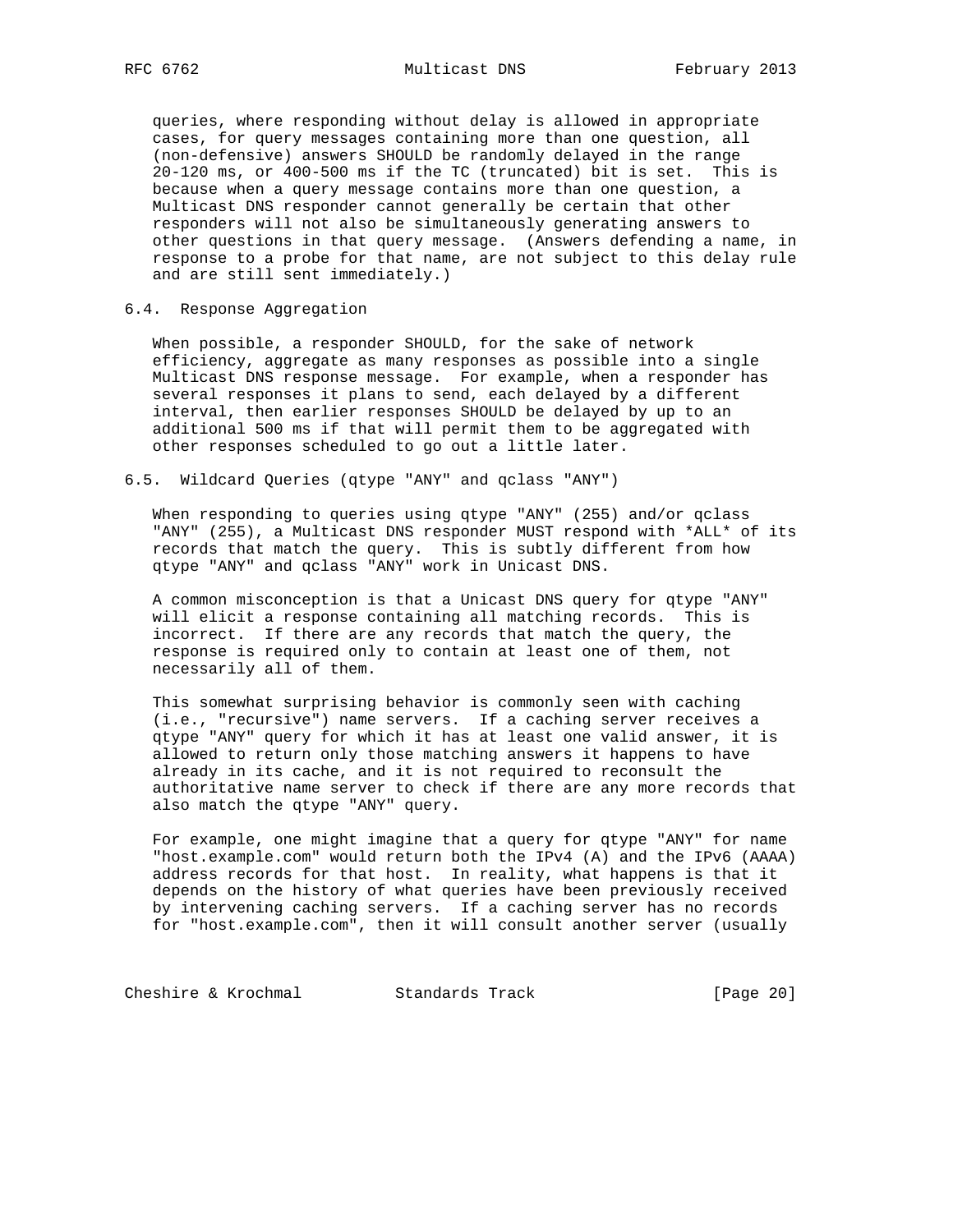queries, where responding without delay is allowed in appropriate cases, for query messages containing more than one question, all (non-defensive) answers SHOULD be randomly delayed in the range 20-120 ms, or 400-500 ms if the TC (truncated) bit is set. This is because when a query message contains more than one question, a Multicast DNS responder cannot generally be certain that other responders will not also be simultaneously generating answers to other questions in that query message. (Answers defending a name, in response to a probe for that name, are not subject to this delay rule and are still sent immediately.)

## 6.4. Response Aggregation

When possible, a responder SHOULD, for the sake of network efficiency, aggregate as many responses as possible into a single Multicast DNS response message. For example, when a responder has several responses it plans to send, each delayed by a different interval, then earlier responses SHOULD be delayed by up to an additional 500 ms if that will permit them to be aggregated with other responses scheduled to go out a little later.

## 6.5. Wildcard Queries (qtype "ANY" and qclass "ANY")

When responding to queries using qtype "ANY" (255) and/or qclass "ANY" (255), a Multicast DNS responder MUST respond with *ALL* of its records that match the query. This is subtly different from how qtype "ANY" and qclass "ANY" work in Unicast DNS.

A common misconception is that a Unicast DNS query for qtype "ANY" will elicit a response containing all matching records. This is incorrect. If there are any records that match the query, the response is required only to contain at least one of them, not necessarily all of them.

This somewhat surprising behavior is commonly seen with caching (i.e., "recursive") name servers. If a caching server receives a qtype "ANY" query for which it has at least one valid answer, it is allowed to return only those matching answers it happens to have already in its cache, and it is not required to reconsult the authoritative name server to check if there are any more records that also match the qtype "ANY" query.

For example, one might imagine that a query for qtype "ANY" for name "host.example.com" would return both the IPv4 (A) and the IPv6 (AAAA) address records for that host. In reality, what happens is that it depends on the history of what queries have been previously received by intervening caching servers. If a caching server has no records for "host.example.com", then it will consult another server (usually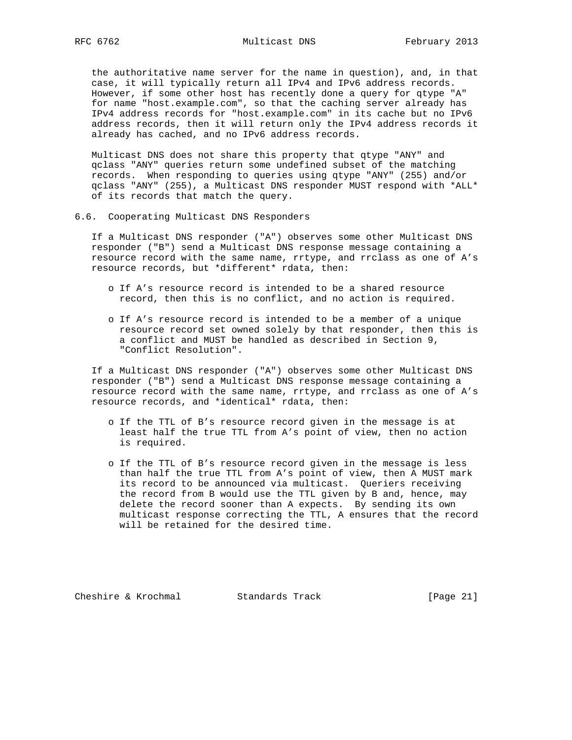the authoritative name server for the name in question), and, in that case, it will typically return all IPv4 and IPv6 address records. However, if some other host has recently done a query for qtype "A" for name "host.example.com", so that the caching server already has IPv4 address records for "host.example.com" in its cache but no IPv6 address records, then it will return only the IPv4 address records it already has cached, and no IPv6 address records.

Multicast DNS does not share this property that qtype "ANY" and qclass "ANY" queries return some undefined subset of the matching records. When responding to queries using qtype "ANY" (255) and/or qclass "ANY" (255), a Multicast DNS responder MUST respond with *ALL* of its records that match the query.

## 6.6. Cooperating Multicast DNS Responders

If a Multicast DNS responder ("A") observes some other Multicast DNS responder ("B") send a Multicast DNS response message containing a resource record with the same name, rrtype, and rrclass as one of A's resource records, but *different* rdata, then:

- If A's resource record is intended to be a shared resource record, then this is no conflict, and no action is required.
- If A's resource record is intended to be a member of a unique resource record set owned solely by that responder, then this is a conflict and MUST be handled as described in Section 9, "Conflict Resolution".

If a Multicast DNS responder ("A") observes some other Multicast DNS responder ("B") send a Multicast DNS response message containing a resource record with the same name, rrtype, and rrclass as one of A's resource records, and *identical* rdata, then:

- If the TTL of B's resource record given in the message is at least half the true TTL from A's point of view, then no action is required.
- If the TTL of B's resource record given in the message is less than half the true TTL from A's point of view, then A MUST mark its record to be announced via multicast. Queriers receiving the record from B would use the TTL given by B and, hence, may delete the record sooner than A expects. By sending its own multicast response correcting the TTL, A ensures that the record will be retained for the desired time.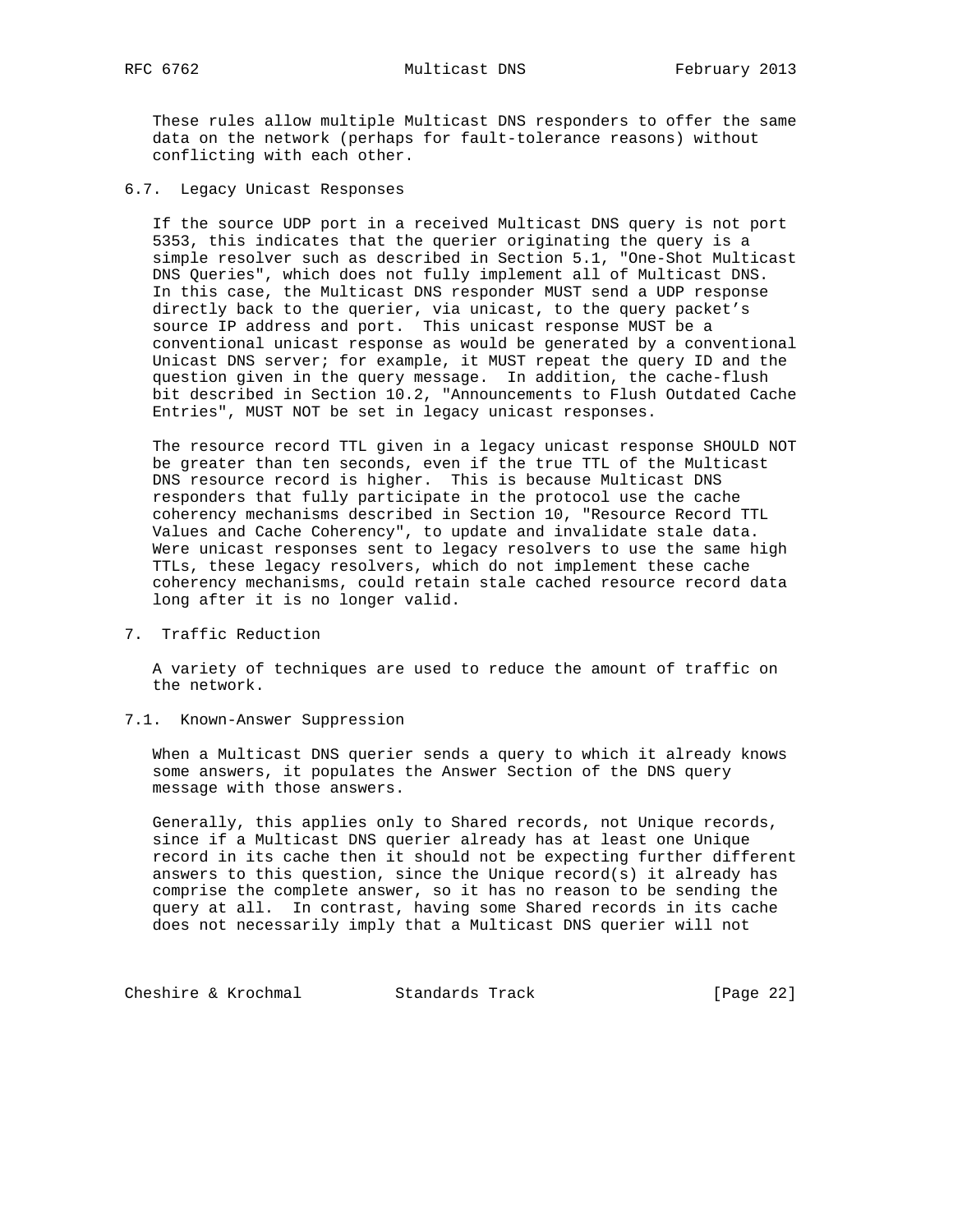These rules allow multiple Multicast DNS responders to offer the same data on the network (perhaps for fault-tolerance reasons) without conflicting with each other.

### 6.7. Legacy Unicast Responses

If the source UDP port in a received Multicast DNS query is not port 5353, this indicates that the querier originating the query is a simple resolver such as described in Section 5.1, "One-Shot Multicast DNS Queries", which does not fully implement all of Multicast DNS. In this case, the Multicast DNS responder MUST send a UDP response directly back to the querier, via unicast, to the query packet's source IP address and port. This unicast response MUST be a conventional unicast response as would be generated by a conventional Unicast DNS server; for example, it MUST repeat the query ID and the question given in the query message. In addition, the cache-flush bit described in Section 10.2, "Announcements to Flush Outdated Cache Entries", MUST NOT be set in legacy unicast responses.

The resource record TTL given in a legacy unicast response SHOULD NOT be greater than ten seconds, even if the true TTL of the Multicast DNS resource record is higher. This is because Multicast DNS responders that fully participate in the protocol use the cache coherency mechanisms described in Section 10, "Resource Record TTL Values and Cache Coherency", to update and invalidate stale data. Were unicast responses sent to legacy resolvers to use the same high TTLs, these legacy resolvers, which do not implement these cache coherency mechanisms, could retain stale cached resource record data long after it is no longer valid.

## 7. Traffic Reduction

A variety of techniques are used to reduce the amount of traffic on the network.

### 7.1. Known-Answer Suppression

When a Multicast DNS querier sends a query to which it already knows some answers, it populates the Answer Section of the DNS query message with those answers.

Generally, this applies only to Shared records, not Unique records, since if a Multicast DNS querier already has at least one Unique record in its cache then it should not be expecting further different answers to this question, since the Unique record(s) it already has comprise the complete answer, so it has no reason to be sending the query at all. In contrast, having some Shared records in its cache does not necessarily imply that a Multicast DNS querier will not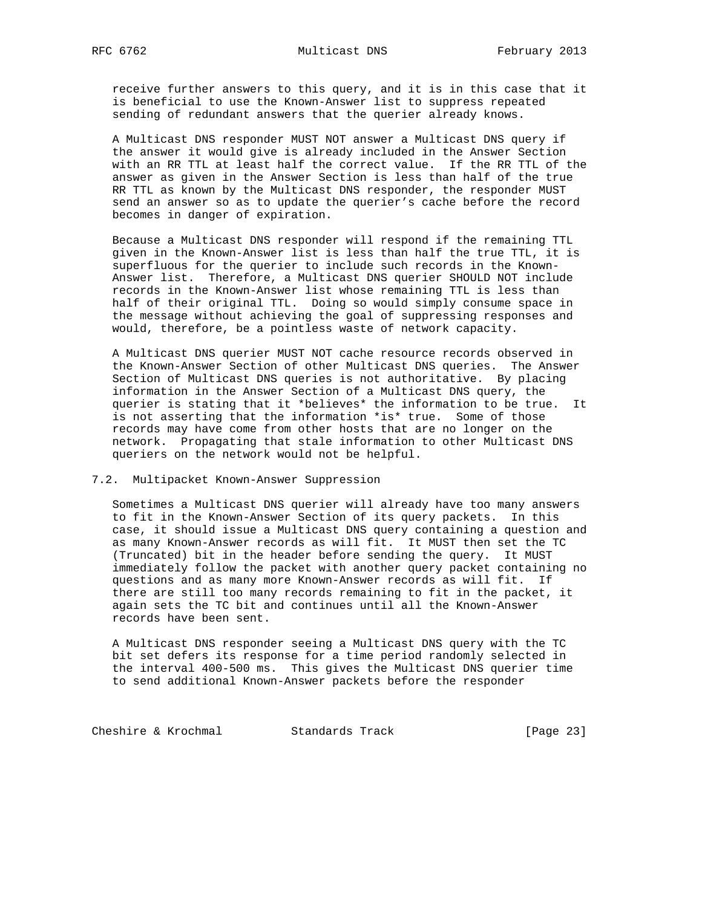receive further answers to this query, and it is in this case that it is beneficial to use the Known-Answer list to suppress repeated sending of redundant answers that the querier already knows.

A Multicast DNS responder MUST NOT answer a Multicast DNS query if the answer it would give is already included in the Answer Section with an RR TTL at least half the correct value. If the RR TTL of the answer as given in the Answer Section is less than half of the true RR TTL as known by the Multicast DNS responder, the responder MUST send an answer so as to update the querier's cache before the record becomes in danger of expiration.

Because a Multicast DNS responder will respond if the remaining TTL given in the Known-Answer list is less than half the true TTL, it is superfluous for the querier to include such records in the Known-Answer list. Therefore, a Multicast DNS querier SHOULD NOT include records in the Known-Answer list whose remaining TTL is less than half of their original TTL. Doing so would simply consume space in the message without achieving the goal of suppressing responses and would, therefore, be a pointless waste of network capacity.

A Multicast DNS querier MUST NOT cache resource records observed in the Known-Answer Section of other Multicast DNS queries. The Answer Section of Multicast DNS queries is not authoritative. By placing information in the Answer Section of a Multicast DNS query, the querier is stating that it *believes* the information to be true. It is not asserting that the information *is* true. Some of those records may have come from other hosts that are no longer on the network. Propagating that stale information to other Multicast DNS queriers on the network would not be helpful.

## 7.2. Multipacket Known-Answer Suppression

Sometimes a Multicast DNS querier will already have too many answers to fit in the Known-Answer Section of its query packets. In this case, it should issue a Multicast DNS query containing a question and as many Known-Answer records as will fit. It MUST then set the TC (Truncated) bit in the header before sending the query. It MUST immediately follow the packet with another query packet containing no questions and as many more Known-Answer records as will fit. If there are still too many records remaining to fit in the packet, it again sets the TC bit and continues until all the Known-Answer records have been sent.

A Multicast DNS responder seeing a Multicast DNS query with the TC bit set defers its response for a time period randomly selected in the interval 400-500 ms. This gives the Multicast DNS querier time to send additional Known-Answer packets before the responder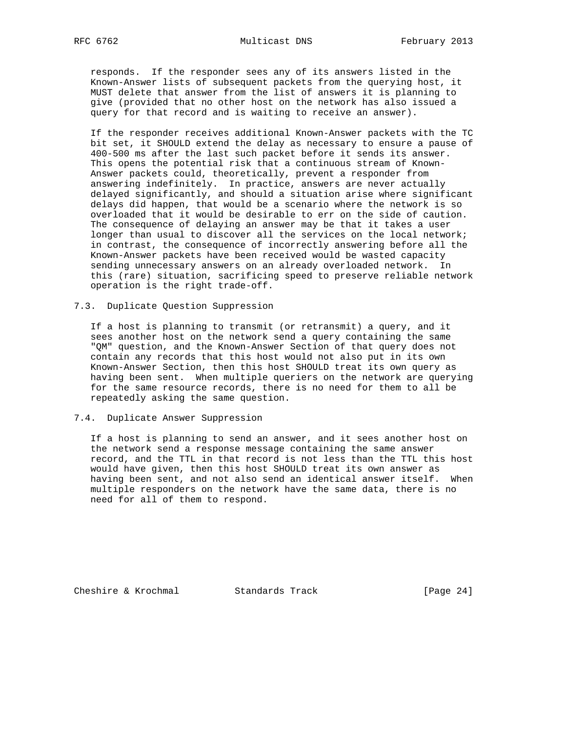responds. If the responder sees any of its answers listed in the Known-Answer lists of subsequent packets from the querying host, it MUST delete that answer from the list of answers it is planning to give (provided that no other host on the network has also issued a query for that record and is waiting to receive an answer).

If the responder receives additional Known-Answer packets with the TC bit set, it SHOULD extend the delay as necessary to ensure a pause of 400-500 ms after the last such packet before it sends its answer. This opens the potential risk that a continuous stream of Known-Answer packets could, theoretically, prevent a responder from answering indefinitely. In practice, answers are never actually delayed significantly, and should a situation arise where significant delays did happen, that would be a scenario where the network is so overloaded that it would be desirable to err on the side of caution. The consequence of delaying an answer may be that it takes a user longer than usual to discover all the services on the local network; in contrast, the consequence of incorrectly answering before all the Known-Answer packets have been received would be wasted capacity sending unnecessary answers on an already overloaded network. In this (rare) situation, sacrificing speed to preserve reliable network operation is the right trade-off.

## 7.3. Duplicate Question Suppression

If a host is planning to transmit (or retransmit) a query, and it sees another host on the network send a query containing the same "QM" question, and the Known-Answer Section of that query does not contain any records that this host would not also put in its own Known-Answer Section, then this host SHOULD treat its own query as having been sent. When multiple queriers on the network are querying for the same resource records, there is no need for them to all be repeatedly asking the same question.

## 7.4. Duplicate Answer Suppression

If a host is planning to send an answer, and it sees another host on the network send a response message containing the same answer record, and the TTL in that record is not less than the TTL this host would have given, then this host SHOULD treat its own answer as having been sent, and not also send an identical answer itself. When multiple responders on the network have the same data, there is no need for all of them to respond.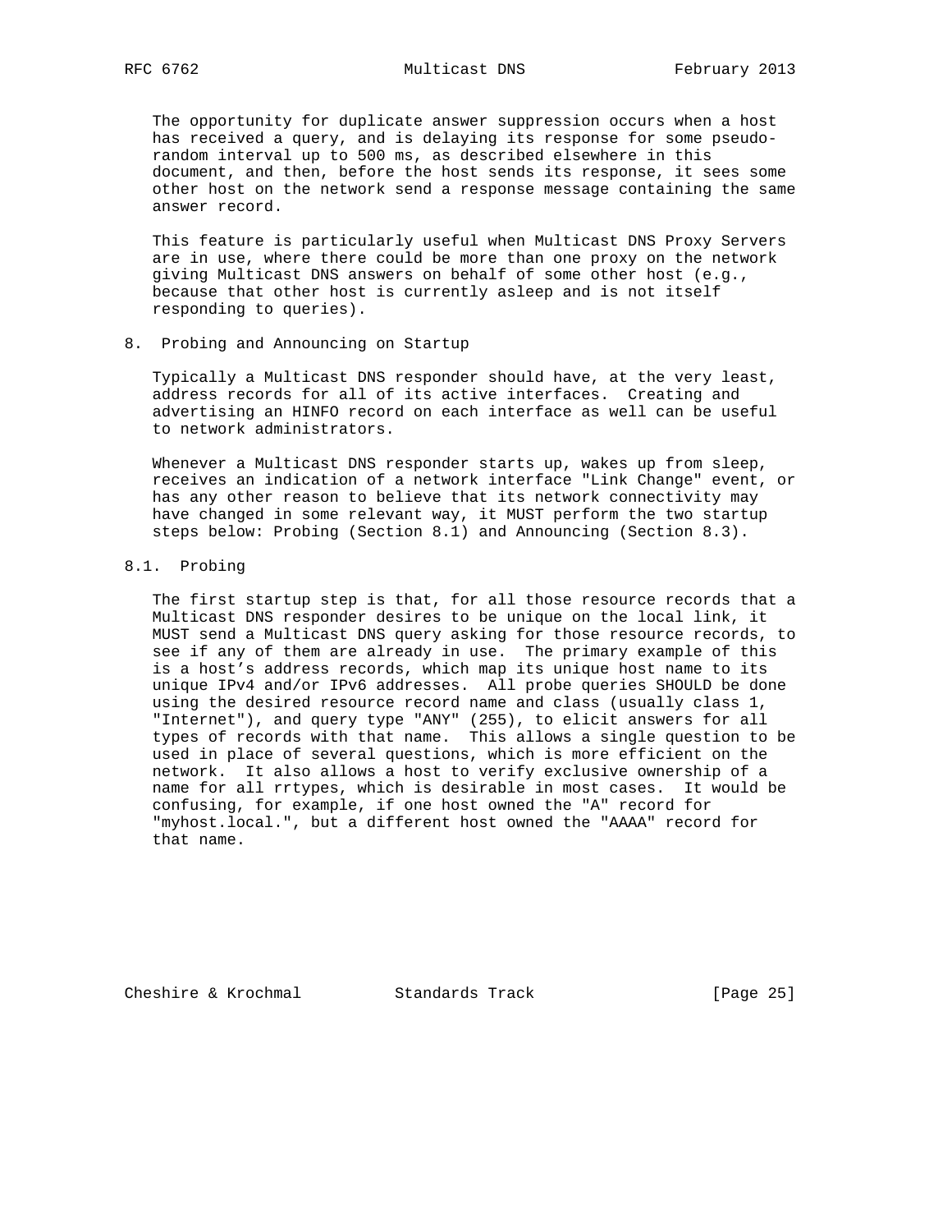The opportunity for duplicate answer suppression occurs when a host has received a query, and is delaying its response for some pseudo-random interval up to 500 ms, as described elsewhere in this document, and then, before the host sends its response, it sees some other host on the network send a response message containing the same answer record.

This feature is particularly useful when Multicast DNS Proxy Servers are in use, where there could be more than one proxy on the network giving Multicast DNS answers on behalf of some other host (e.g., because that other host is currently asleep and is not itself responding to queries).

## 8. Probing and Announcing on Startup

Typically a Multicast DNS responder should have, at the very least, address records for all of its active interfaces. Creating and advertising an HINFO record on each interface as well can be useful to network administrators.

Whenever a Multicast DNS responder starts up, wakes up from sleep, receives an indication of a network interface "Link Change" event, or has any other reason to believe that its network connectivity may have changed in some relevant way, it MUST perform the two startup steps below: Probing (Section 8.1) and Announcing (Section 8.3).

### 8.1. Probing

The first startup step is that, for all those resource records that a Multicast DNS responder desires to be unique on the local link, it MUST send a Multicast DNS query asking for those resource records, to see if any of them are already in use. The primary example of this is a host's address records, which map its unique host name to its unique IPv4 and/or IPv6 addresses. All probe queries SHOULD be done using the desired resource record name and class (usually class 1, "Internet"), and query type "ANY" (255), to elicit answers for all types of records with that name. This allows a single question to be used in place of several questions, which is more efficient on the network. It also allows a host to verify exclusive ownership of a name for all rrtypes, which is desirable in most cases. It would be confusing, for example, if one host owned the "A" record for "myhost.local.", but a different host owned the "AAAA" record for that name.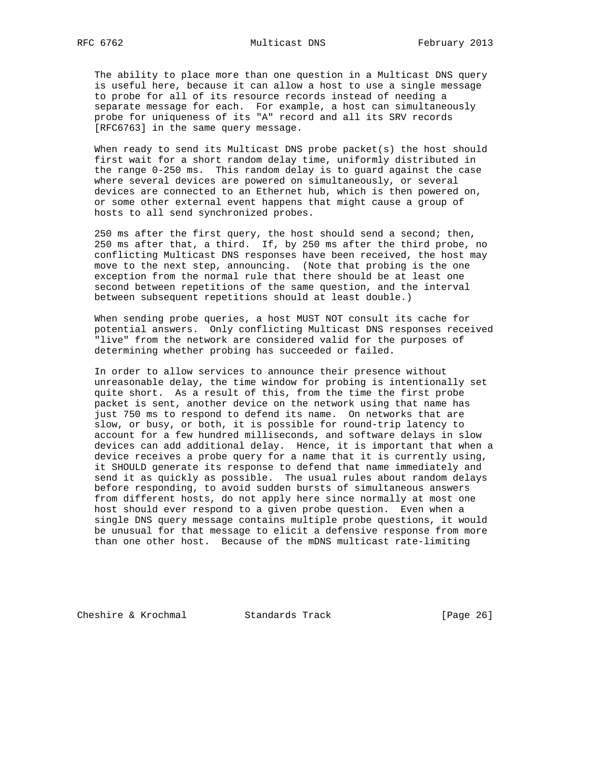The ability to place more than one question in a Multicast DNS query is useful here, because it can allow a host to use a single message to probe for all of its resource records instead of needing a separate message for each. For example, a host can simultaneously probe for uniqueness of its "A" record and all its SRV records [RFC6763] in the same query message.

When ready to send its Multicast DNS probe packet(s) the host should first wait for a short random delay time, uniformly distributed in the range 0-250 ms. This random delay is to guard against the case where several devices are powered on simultaneously, or several devices are connected to an Ethernet hub, which is then powered on, or some other external event happens that might cause a group of hosts to all send synchronized probes.

250 ms after the first query, the host should send a second; then, 250 ms after that, a third. If, by 250 ms after the third probe, no conflicting Multicast DNS responses have been received, the host may move to the next step, announcing. (Note that probing is the one exception from the normal rule that there should be at least one second between repetitions of the same question, and the interval between subsequent repetitions should at least double.)

When sending probe queries, a host MUST NOT consult its cache for potential answers. Only conflicting Multicast DNS responses received "live" from the network are considered valid for the purposes of determining whether probing has succeeded or failed.

In order to allow services to announce their presence without unreasonable delay, the time window for probing is intentionally set quite short. As a result of this, from the time the first probe packet is sent, another device on the network using that name has just 750 ms to respond to defend its name. On networks that are slow, or busy, or both, it is possible for round-trip latency to account for a few hundred milliseconds, and software delays in slow devices can add additional delay. Hence, it is important that when a device receives a probe query for a name that it is currently using, it SHOULD generate its response to defend that name immediately and send it as quickly as possible. The usual rules about random delays before responding, to avoid sudden bursts of simultaneous answers from different hosts, do not apply here since normally at most one host should ever respond to a given probe question. Even when a single DNS query message contains multiple probe questions, it would be unusual for that message to elicit a defensive response from more than one other host. Because of the mDNS multicast rate-limiting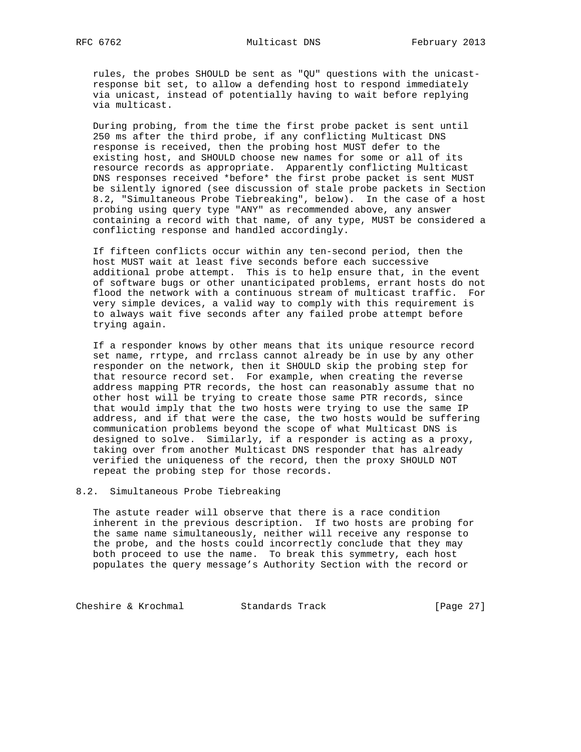rules, the probes SHOULD be sent as "QU" questions with the unicast-response bit set, to allow a defending host to respond immediately via unicast, instead of potentially having to wait before replying via multicast.

During probing, from the time the first probe packet is sent until 250 ms after the third probe, if any conflicting Multicast DNS response is received, then the probing host MUST defer to the existing host, and SHOULD choose new names for some or all of its resource records as appropriate. Apparently conflicting Multicast DNS responses received *before* the first probe packet is sent MUST be silently ignored (see discussion of stale probe packets in Section 8.2, "Simultaneous Probe Tiebreaking", below). In the case of a host probing using query type "ANY" as recommended above, any answer containing a record with that name, of any type, MUST be considered a conflicting response and handled accordingly.

If fifteen conflicts occur within any ten-second period, then the host MUST wait at least five seconds before each successive additional probe attempt. This is to help ensure that, in the event of software bugs or other unanticipated problems, errant hosts do not flood the network with a continuous stream of multicast traffic. For very simple devices, a valid way to comply with this requirement is to always wait five seconds after any failed probe attempt before trying again.

If a responder knows by other means that its unique resource record set name, rrtype, and rrclass cannot already be in use by any other responder on the network, then it SHOULD skip the probing step for that resource record set. For example, when creating the reverse address mapping PTR records, the host can reasonably assume that no other host will be trying to create those same PTR records, since that would imply that the two hosts were trying to use the same IP address, and if that were the case, the two hosts would be suffering communication problems beyond the scope of what Multicast DNS is designed to solve. Similarly, if a responder is acting as a proxy, taking over from another Multicast DNS responder that has already verified the uniqueness of the record, then the proxy SHOULD NOT repeat the probing step for those records.

## 8.2. Simultaneous Probe Tiebreaking

The astute reader will observe that there is a race condition inherent in the previous description. If two hosts are probing for the same name simultaneously, neither will receive any response to the probe, and the hosts could incorrectly conclude that they may both proceed to use the name. To break this symmetry, each host populates the query message’s Authority Section with the record or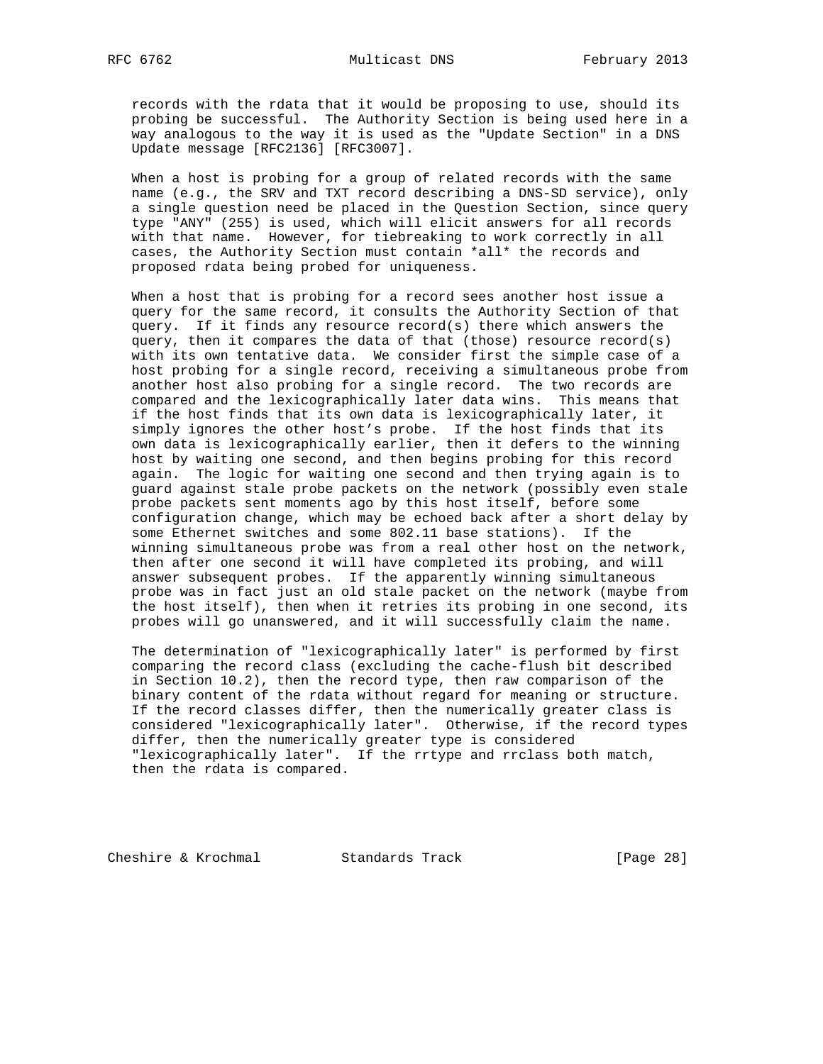records with the rdata that it would be proposing to use, should its probing be successful. The Authority Section is being used here in a way analogous to the way it is used as the "Update Section" in a DNS Update message [RFC2136] [RFC3007].

When a host is probing for a group of related records with the same name (e.g., the SRV and TXT record describing a DNS-SD service), only a single question need be placed in the Question Section, since query type "ANY" (255) is used, which will elicit answers for all records with that name. However, for tiebreaking to work correctly in all cases, the Authority Section must contain *all* the records and proposed rdata being probed for uniqueness.

When a host that is probing for a record sees another host issue a query for the same record, it consults the Authority Section of that query. If it finds any resource record(s) there which answers the query, then it compares the data of that (those) resource record(s) with its own tentative data. We consider first the simple case of a host probing for a single record, receiving a simultaneous probe from another host also probing for a single record. The two records are compared and the lexicographically later data wins. This means that if the host finds that its own data is lexicographically later, it simply ignores the other host's probe. If the host finds that its own data is lexicographically earlier, then it defers to the winning host by waiting one second, and then begins probing for this record again. The logic for waiting one second and then trying again is to guard against stale probe packets on the network (possibly even stale probe packets sent moments ago by this host itself, before some configuration change, which may be echoed back after a short delay by some Ethernet switches and some 802.11 base stations). If the winning simultaneous probe was from a real other host on the network, then after one second it will have completed its probing, and will answer subsequent probes. If the apparently winning simultaneous probe was in fact just an old stale packet on the network (maybe from the host itself), then when it retries its probing in one second, its probes will go unanswered, and it will successfully claim the name.

The determination of "lexicographically later" is performed by first comparing the record class (excluding the cache-flush bit described in Section 10.2), then the record type, then raw comparison of the binary content of the rdata without regard for meaning or structure. If the record classes differ, then the numerically greater class is considered "lexicographically later". Otherwise, if the record types differ, then the numerically greater type is considered "lexicographically later". If the rrtype and rrclass both match, then the rdata is compared.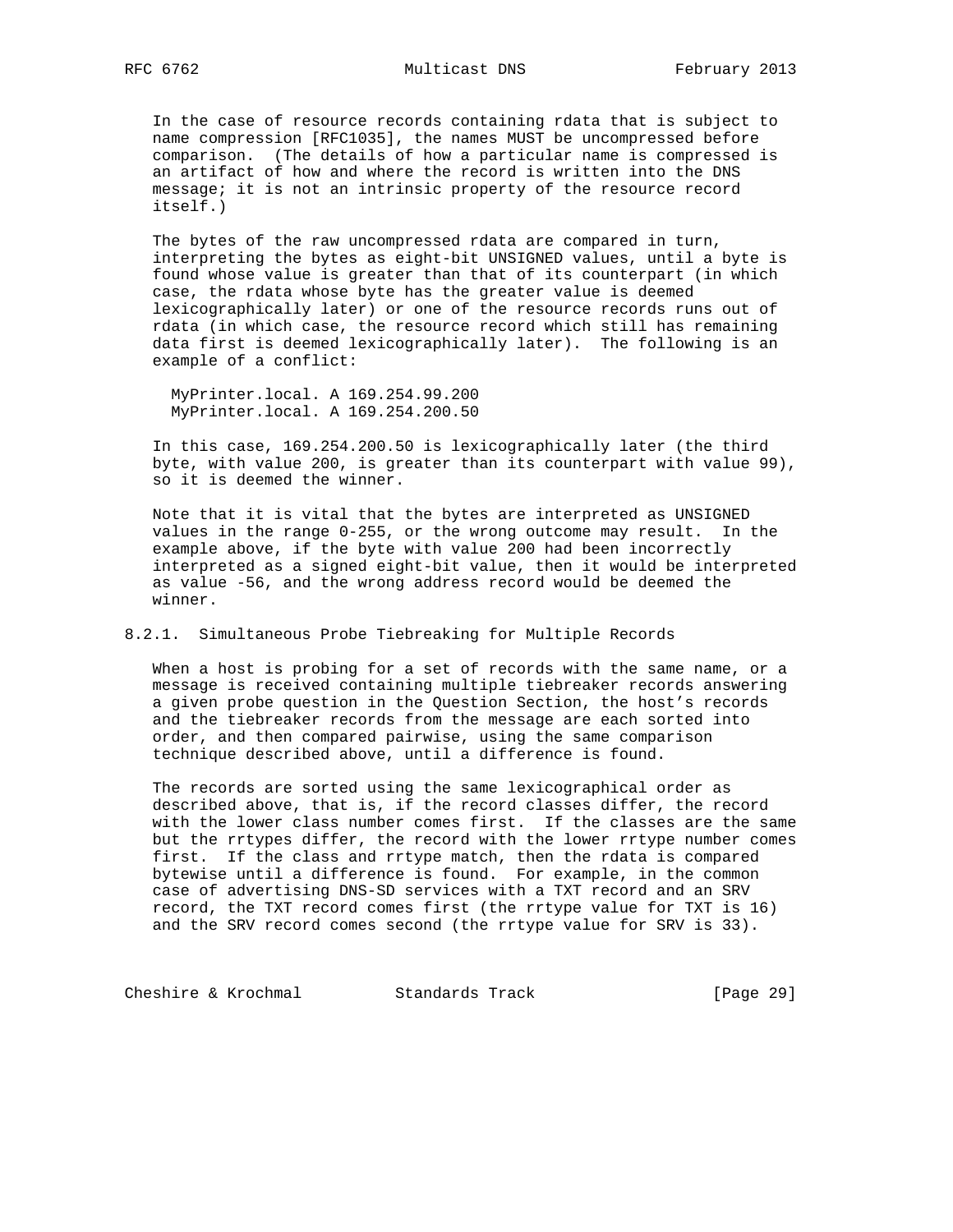In the case of resource records containing rdata that is subject to name compression [RFC1035], the names MUST be uncompressed before comparison. (The details of how a particular name is compressed is an artifact of how and where the record is written into the DNS message; it is not an intrinsic property of the resource record itself.)

The bytes of the raw uncompressed rdata are compared in turn, interpreting the bytes as eight-bit UNSIGNED values, until a byte is found whose value is greater than that of its counterpart (in which case, the rdata whose byte has the greater value is deemed lexicographically later) or one of the resource records runs out of rdata (in which case, the resource record which still has remaining data first is deemed lexicographically later). The following is an example of a conflict:

```
MyPrinter.local. A 169.254.99.200
MyPrinter.local. A 169.254.200.50
```

In this case, 169.254.200.50 is lexicographically later (the third byte, with value 200, is greater than its counterpart with value 99), so it is deemed the winner.

Note that it is vital that the bytes are interpreted as UNSIGNED values in the range 0-255, or the wrong outcome may result. In the example above, if the byte with value 200 had been incorrectly interpreted as a signed eight-bit value, then it would be interpreted as value -56, and the wrong address record would be deemed the winner.

### 8.2.1. Simultaneous Probe Tiebreaking for Multiple Records

When a host is probing for a set of records with the same name, or a message is received containing multiple tiebreaker records answering a given probe question in the Question Section, the host's records and the tiebreaker records from the message are each sorted into order, and then compared pairwise, using the same comparison technique described above, until a difference is found.

The records are sorted using the same lexicographical order as described above, that is, if the record classes differ, the record with the lower class number comes first. If the classes are the same but the rrtypes differ, the record with the lower rrtype number comes first. If the class and rrtype match, then the rdata is compared bytewise until a difference is found. For example, in the common case of advertising DNS-SD services with a TXT record and an SRV record, the TXT record comes first (the rrtype value for TXT is 16) and the SRV record comes second (the rrtype value for SRV is 33).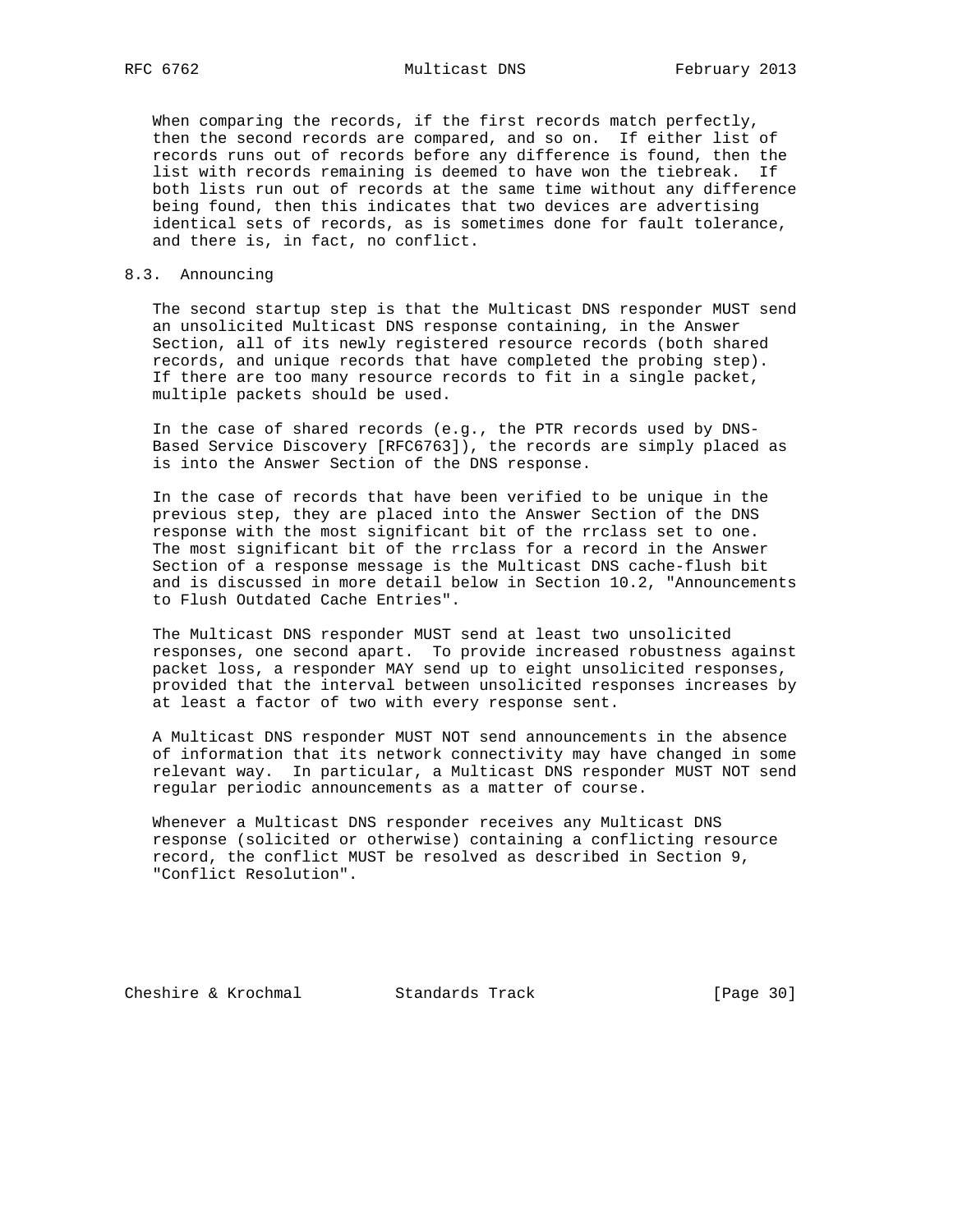When comparing the records, if the first records match perfectly, then the second records are compared, and so on. If either list of records runs out of records before any difference is found, then the list with records remaining is deemed to have won the tiebreak. If both lists run out of records at the same time without any difference being found, then this indicates that two devices are advertising identical sets of records, as is sometimes done for fault tolerance, and there is, in fact, no conflict.

## 8.3. Announcing

The second startup step is that the Multicast DNS responder MUST send an unsolicited Multicast DNS response containing, in the Answer Section, all of its newly registered resource records (both shared records, and unique records that have completed the probing step). If there are too many resource records to fit in a single packet, multiple packets should be used.

In the case of shared records (e.g., the PTR records used by DNS-Based Service Discovery [RFC6763]), the records are simply placed as is into the Answer Section of the DNS response.

In the case of records that have been verified to be unique in the previous step, they are placed into the Answer Section of the DNS response with the most significant bit of the rrclass set to one. The most significant bit of the rrclass for a record in the Answer Section of a response message is the Multicast DNS cache-flush bit and is discussed in more detail below in Section 10.2, "Announcements to Flush Outdated Cache Entries".

The Multicast DNS responder MUST send at least two unsolicited responses, one second apart. To provide increased robustness against packet loss, a responder MAY send up to eight unsolicited responses, provided that the interval between unsolicited responses increases by at least a factor of two with every response sent.

A Multicast DNS responder MUST NOT send announcements in the absence of information that its network connectivity may have changed in some relevant way. In particular, a Multicast DNS responder MUST NOT send regular periodic announcements as a matter of course.

Whenever a Multicast DNS responder receives any Multicast DNS response (solicited or otherwise) containing a conflicting resource record, the conflict MUST be resolved as described in Section 9, "Conflict Resolution".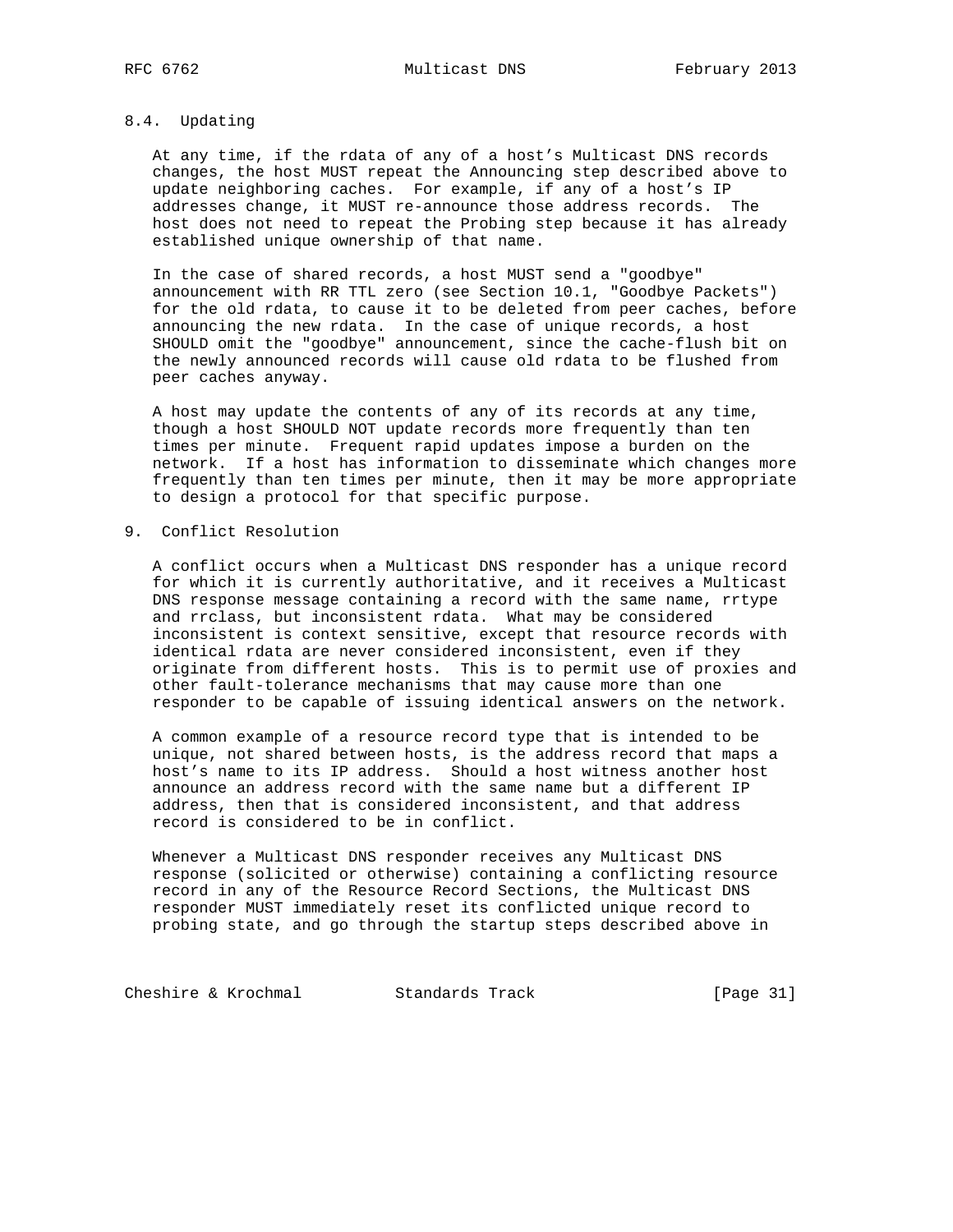### 8.4. Updating

At any time, if the rdata of any of a host's Multicast DNS records changes, the host MUST repeat the Announcing step described above to update neighboring caches. For example, if any of a host's IP addresses change, it MUST re-announce those address records. The host does not need to repeat the Probing step because it has already established unique ownership of that name.

In the case of shared records, a host MUST send a "goodbye" announcement with RR TTL zero (see Section 10.1, "Goodbye Packets") for the old rdata, to cause it to be deleted from peer caches, before announcing the new rdata. In the case of unique records, a host SHOULD omit the "goodbye" announcement, since the cache-flush bit on the newly announced records will cause old rdata to be flushed from peer caches anyway.

A host may update the contents of any of its records at any time, though a host SHOULD NOT update records more frequently than ten times per minute. Frequent rapid updates impose a burden on the network. If a host has information to disseminate which changes more frequently than ten times per minute, then it may be more appropriate to design a protocol for that specific purpose.

## 9. Conflict Resolution

A conflict occurs when a Multicast DNS responder has a unique record for which it is currently authoritative, and it receives a Multicast DNS response message containing a record with the same name, rrtype and rrclass, but inconsistent rdata. What may be considered inconsistent is context sensitive, except that resource records with identical rdata are never considered inconsistent, even if they originate from different hosts. This is to permit use of proxies and other fault-tolerance mechanisms that may cause more than one responder to be capable of issuing identical answers on the network.

A common example of a resource record type that is intended to be unique, not shared between hosts, is the address record that maps a host's name to its IP address. Should a host witness another host announce an address record with the same name but a different IP address, then that is considered inconsistent, and that address record is considered to be in conflict.

Whenever a Multicast DNS responder receives any Multicast DNS response (solicited or otherwise) containing a conflicting resource record in any of the Resource Record Sections, the Multicast DNS responder MUST immediately reset its conflicted unique record to probing state, and go through the startup steps described above in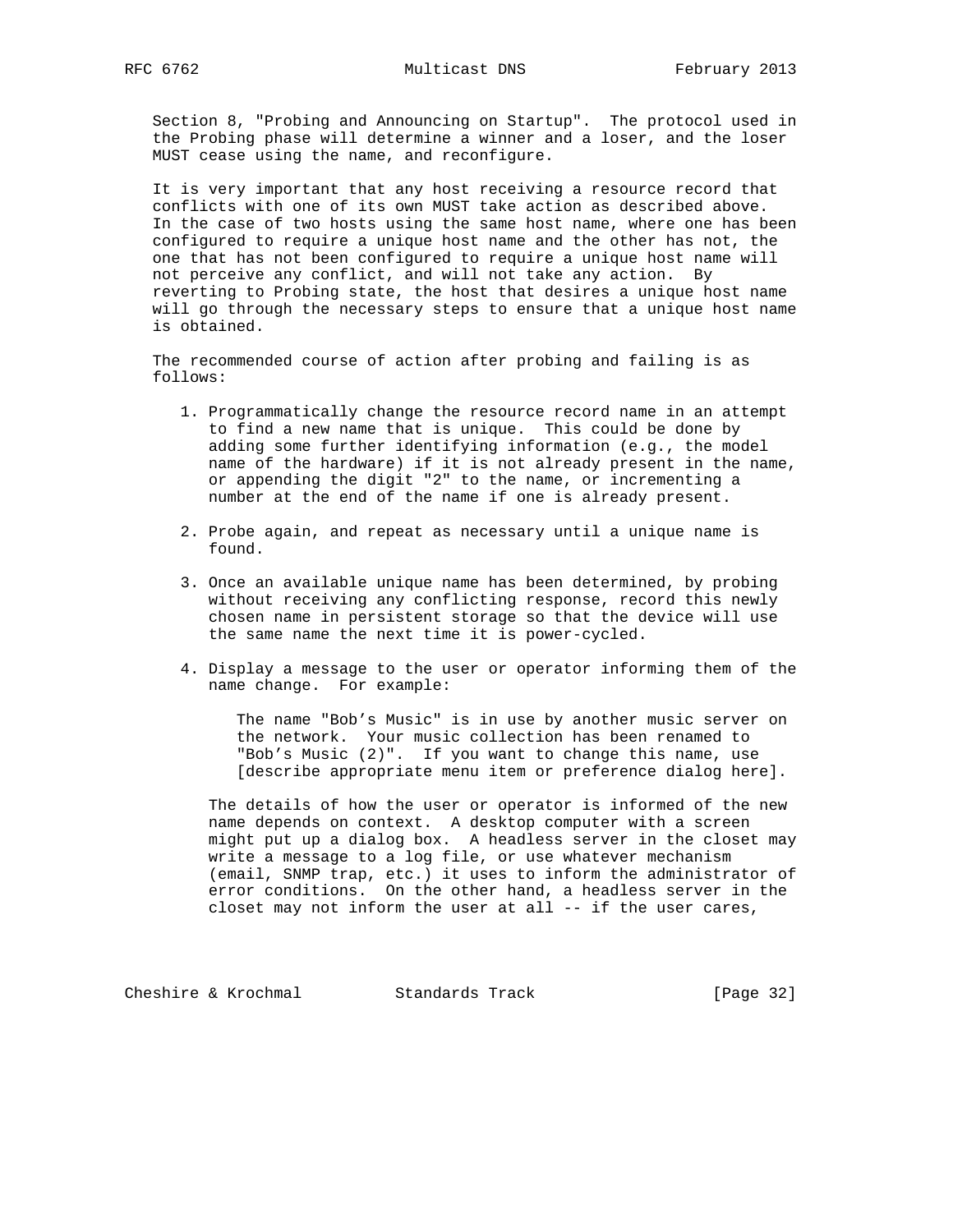Section 8, "Probing and Announcing on Startup". The protocol used in the Probing phase will determine a winner and a loser, and the loser MUST cease using the name, and reconfigure.

It is very important that any host receiving a resource record that conflicts with one of its own MUST take action as described above. In the case of two hosts using the same host name, where one has been configured to require a unique host name and the other has not, the one that has not been configured to require a unique host name will not perceive any conflict, and will not take any action. By reverting to Probing state, the host that desires a unique host name will go through the necessary steps to ensure that a unique host name is obtained.

The recommended course of action after probing and failing is as follows:

1. Programmatically change the resource record name in an attempt to find a new name that is unique. This could be done by adding some further identifying information (e.g., the model name of the hardware) if it is not already present in the name, or appending the digit "2" to the name, or incrementing a number at the end of the name if one is already present.

2. Probe again, and repeat as necessary until a unique name is found.

3. Once an available unique name has been determined, by probing without receiving any conflicting response, record this newly chosen name in persistent storage so that the device will use the same name the next time it is power-cycled.

4. Display a message to the user or operator informing them of the name change. For example:

   > The name "Bob’s Music" is in use by another music server on the network. Your music collection has been renamed to "Bob’s Music (2)". If you want to change this name, use [describe appropriate menu item or preference dialog here].

   The details of how the user or operator is informed of the new name depends on context. A desktop computer with a screen might put up a dialog box. A headless server in the closet may write a message to a log file, or use whatever mechanism (email, SNMP trap, etc.) it uses to inform the administrator of error conditions. On the other hand, a headless server in the closet may not inform the user at all -- if the user cares,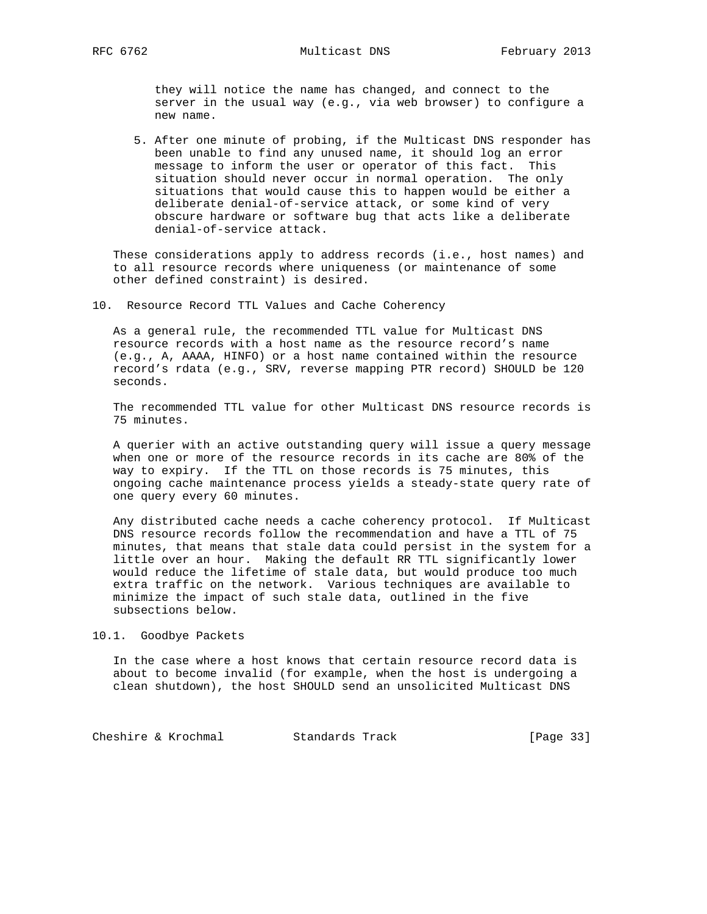they will notice the name has changed, and connect to the server in the usual way (e.g., via web browser) to configure a new name.

5. After one minute of probing, if the Multicast DNS responder has been unable to find any unused name, it should log an error message to inform the user or operator of this fact. This situation should never occur in normal operation. The only situations that would cause this to happen would be either a deliberate denial-of-service attack, or some kind of very obscure hardware or software bug that acts like a deliberate denial-of-service attack.

These considerations apply to address records (i.e., host names) and to all resource records where uniqueness (or maintenance of some other defined constraint) is desired.

## 10. Resource Record TTL Values and Cache Coherency

As a general rule, the recommended TTL value for Multicast DNS resource records with a host name as the resource record's name (e.g., A, AAAA, HINFO) or a host name contained within the resource record's rdata (e.g., SRV, reverse mapping PTR record) SHOULD be 120 seconds.

The recommended TTL value for other Multicast DNS resource records is 75 minutes.

A querier with an active outstanding query will issue a query message when one or more of the resource records in its cache are 80% of the way to expiry. If the TTL on those records is 75 minutes, this ongoing cache maintenance process yields a steady-state query rate of one query every 60 minutes.

Any distributed cache needs a cache coherency protocol. If Multicast DNS resource records follow the recommendation and have a TTL of 75 minutes, that means that stale data could persist in the system for a little over an hour. Making the default RR TTL significantly lower would reduce the lifetime of stale data, but would produce too much extra traffic on the network. Various techniques are available to minimize the impact of such stale data, outlined in the five subsections below.

### 10.1. Goodbye Packets

In the case where a host knows that certain resource record data is about to become invalid (for example, when the host is undergoing a clean shutdown), the host SHOULD send an unsolicited Multicast DNS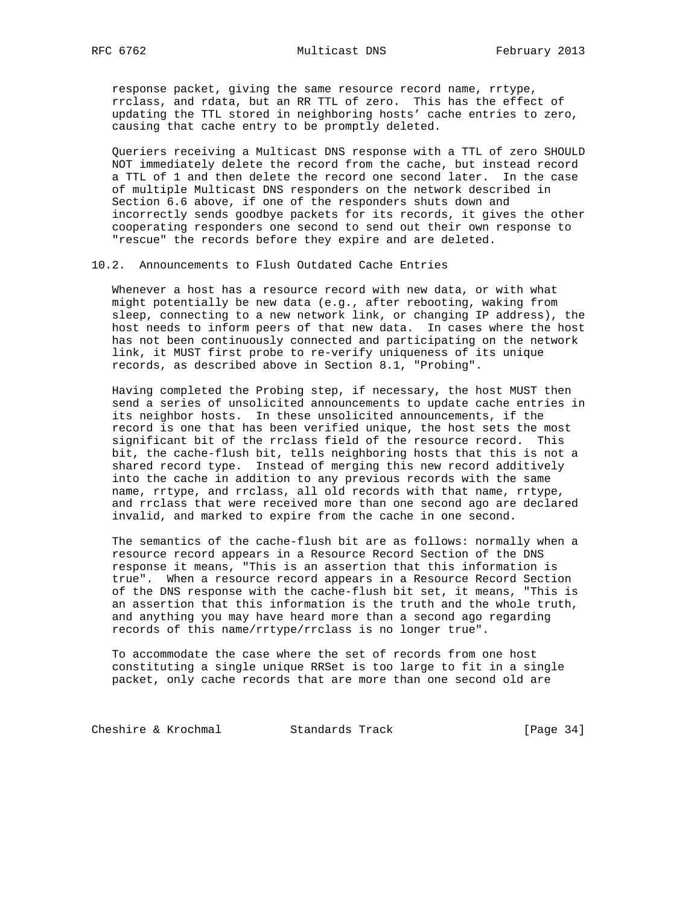response packet, giving the same resource record name, rrtype, rrclass, and rdata, but an RR TTL of zero. This has the effect of updating the TTL stored in neighboring hosts' cache entries to zero, causing that cache entry to be promptly deleted.

Queriers receiving a Multicast DNS response with a TTL of zero SHOULD NOT immediately delete the record from the cache, but instead record a TTL of 1 and then delete the record one second later. In the case of multiple Multicast DNS responders on the network described in Section 6.6 above, if one of the responders shuts down and incorrectly sends goodbye packets for its records, it gives the other cooperating responders one second to send out their own response to "rescue" the records before they expire and are deleted.

## 10.2. Announcements to Flush Outdated Cache Entries

Whenever a host has a resource record with new data, or with what might potentially be new data (e.g., after rebooting, waking from sleep, connecting to a new network link, or changing IP address), the host needs to inform peers of that new data. In cases where the host has not been continuously connected and participating on the network link, it MUST first probe to re-verify uniqueness of its unique records, as described above in Section 8.1, "Probing".

Having completed the Probing step, if necessary, the host MUST then send a series of unsolicited announcements to update cache entries in its neighbor hosts. In these unsolicited announcements, if the record is one that has been verified unique, the host sets the most significant bit of the rrclass field of the resource record. This bit, the cache-flush bit, tells neighboring hosts that this is not a shared record type. Instead of merging this new record additively into the cache in addition to any previous records with the same name, rrtype, and rrclass, all old records with that name, rrtype, and rrclass that were received more than one second ago are declared invalid, and marked to expire from the cache in one second.

The semantics of the cache-flush bit are as follows: normally when a resource record appears in a Resource Record Section of the DNS response it means, "This is an assertion that this information is true". When a resource record appears in a Resource Record Section of the DNS response with the cache-flush bit set, it means, "This is an assertion that this information is the truth and the whole truth, and anything you may have heard more than a second ago regarding records of this name/rrtype/rrclass is no longer true".

To accommodate the case where the set of records from one host constituting a single unique RRSet is too large to fit in a single packet, only cache records that are more than one second old are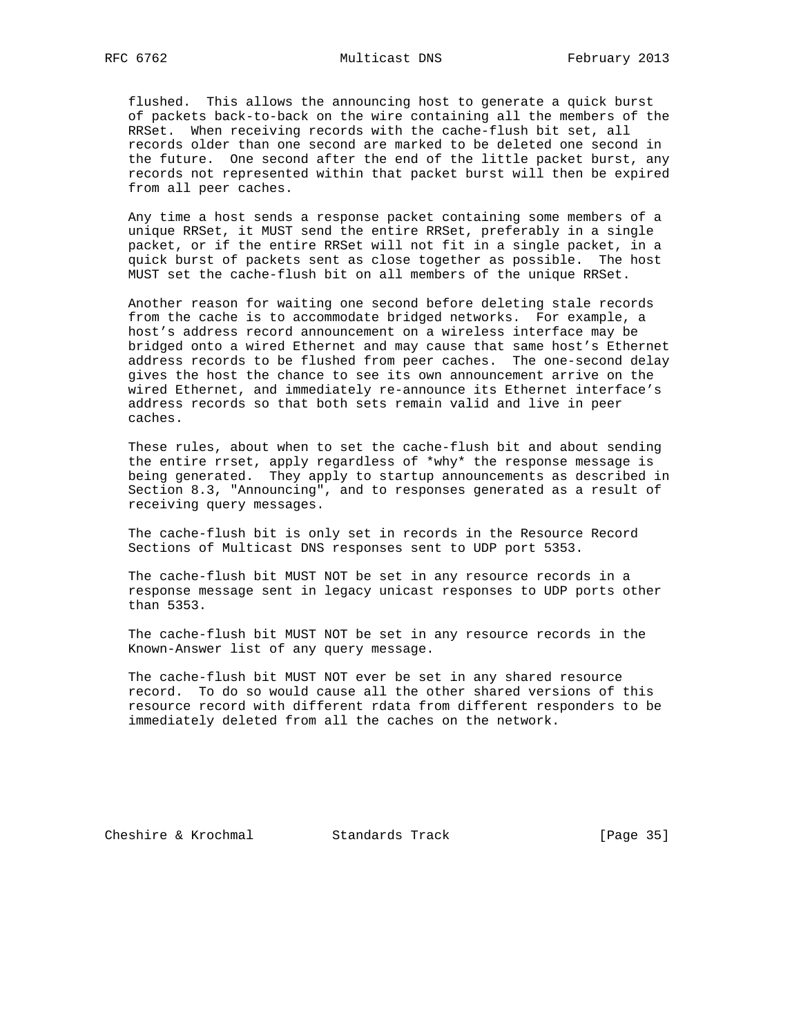flushed. This allows the announcing host to generate a quick burst of packets back-to-back on the wire containing all the members of the RRSet. When receiving records with the cache-flush bit set, all records older than one second are marked to be deleted one second in the future. One second after the end of the little packet burst, any records not represented within that packet burst will then be expired from all peer caches.

Any time a host sends a response packet containing some members of a unique RRSet, it MUST send the entire RRSet, preferably in a single packet, or if the entire RRSet will not fit in a single packet, in a quick burst of packets sent as close together as possible. The host MUST set the cache-flush bit on all members of the unique RRSet.

Another reason for waiting one second before deleting stale records from the cache is to accommodate bridged networks. For example, a host's address record announcement on a wireless interface may be bridged onto a wired Ethernet and may cause that same host's Ethernet address records to be flushed from peer caches. The one-second delay gives the host the chance to see its own announcement arrive on the wired Ethernet, and immediately re-announce its Ethernet interface's address records so that both sets remain valid and live in peer caches.

These rules, about when to set the cache-flush bit and about sending the entire rrset, apply regardless of *why* the response message is being generated. They apply to startup announcements as described in Section 8.3, "Announcing", and to responses generated as a result of receiving query messages.

The cache-flush bit is only set in records in the Resource Record Sections of Multicast DNS responses sent to UDP port 5353.

The cache-flush bit MUST NOT be set in any resource records in a response message sent in legacy unicast responses to UDP ports other than 5353.

The cache-flush bit MUST NOT be set in any resource records in the Known-Answer list of any query message.

The cache-flush bit MUST NOT ever be set in any shared resource record. To do so would cause all the other shared versions of this resource record with different rdata from different responders to be immediately deleted from all the caches on the network.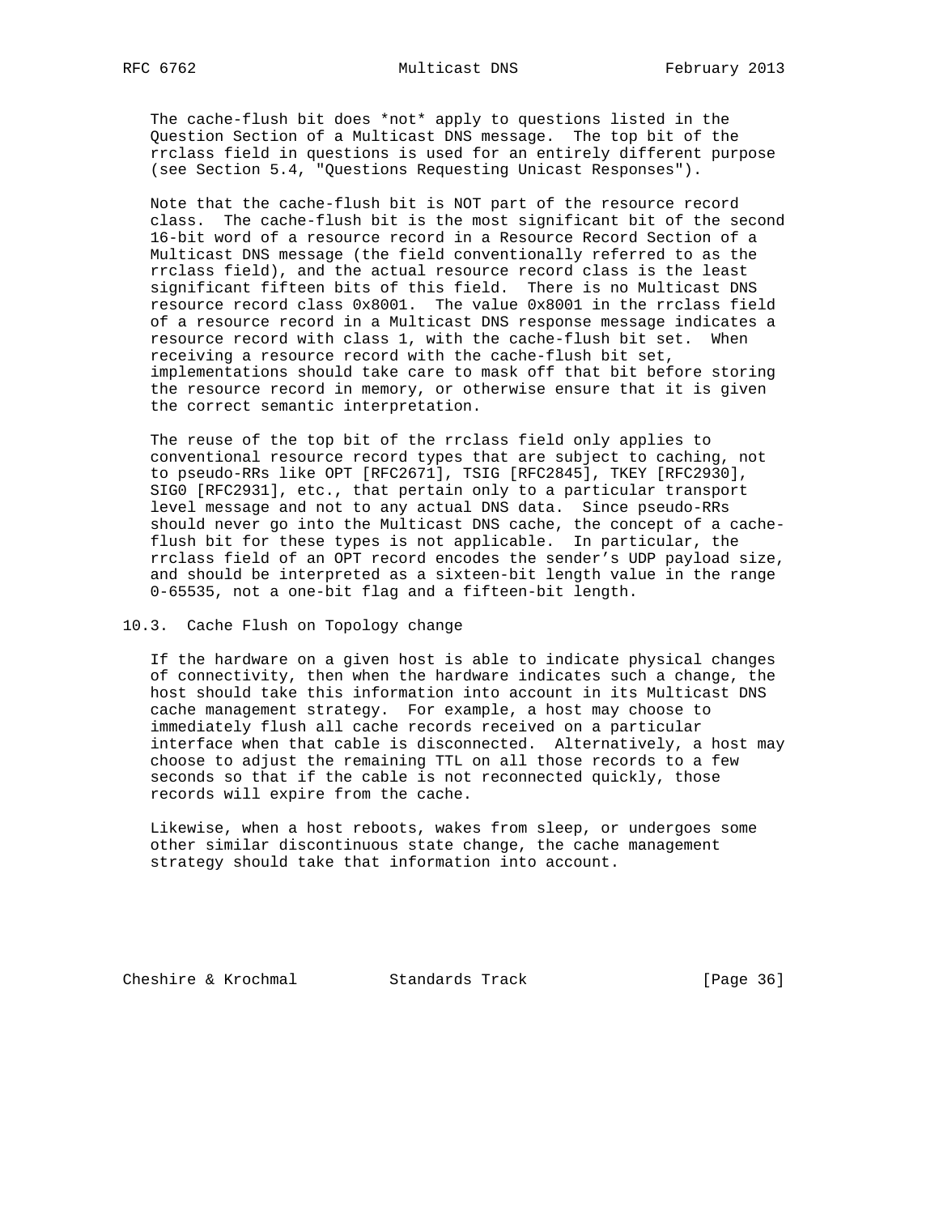The cache-flush bit does *not* apply to questions listed in the Question Section of a Multicast DNS message. The top bit of the rrclass field in questions is used for an entirely different purpose (see Section 5.4, "Questions Requesting Unicast Responses").

Note that the cache-flush bit is NOT part of the resource record class. The cache-flush bit is the most significant bit of the second 16-bit word of a resource record in a Resource Record Section of a Multicast DNS message (the field conventionally referred to as the rrclass field), and the actual resource record class is the least significant fifteen bits of this field. There is no Multicast DNS resource record class 0x8001. The value 0x8001 in the rrclass field of a resource record in a Multicast DNS response message indicates a resource record with class 1, with the cache-flush bit set. When receiving a resource record with the cache-flush bit set, implementations should take care to mask off that bit before storing the resource record in memory, or otherwise ensure that it is given the correct semantic interpretation.

The reuse of the top bit of the rrclass field only applies to conventional resource record types that are subject to caching, not to pseudo-RRs like OPT [RFC2671], TSIG [RFC2845], TKEY [RFC2930], SIG0 [RFC2931], etc., that pertain only to a particular transport level message and not to any actual DNS data. Since pseudo-RRs should never go into the Multicast DNS cache, the concept of a cache-flush bit for these types is not applicable. In particular, the rrclass field of an OPT record encodes the sender's UDP payload size, and should be interpreted as a sixteen-bit length value in the range 0-65535, not a one-bit flag and a fifteen-bit length.

## 10.3. Cache Flush on Topology change

If the hardware on a given host is able to indicate physical changes of connectivity, then when the hardware indicates such a change, the host should take this information into account in its Multicast DNS cache management strategy. For example, a host may choose to immediately flush all cache records received on a particular interface when that cable is disconnected. Alternatively, a host may choose to adjust the remaining TTL on all those records to a few seconds so that if the cable is not reconnected quickly, those records will expire from the cache.

Likewise, when a host reboots, wakes from sleep, or undergoes some other similar discontinuous state change, the cache management strategy should take that information into account.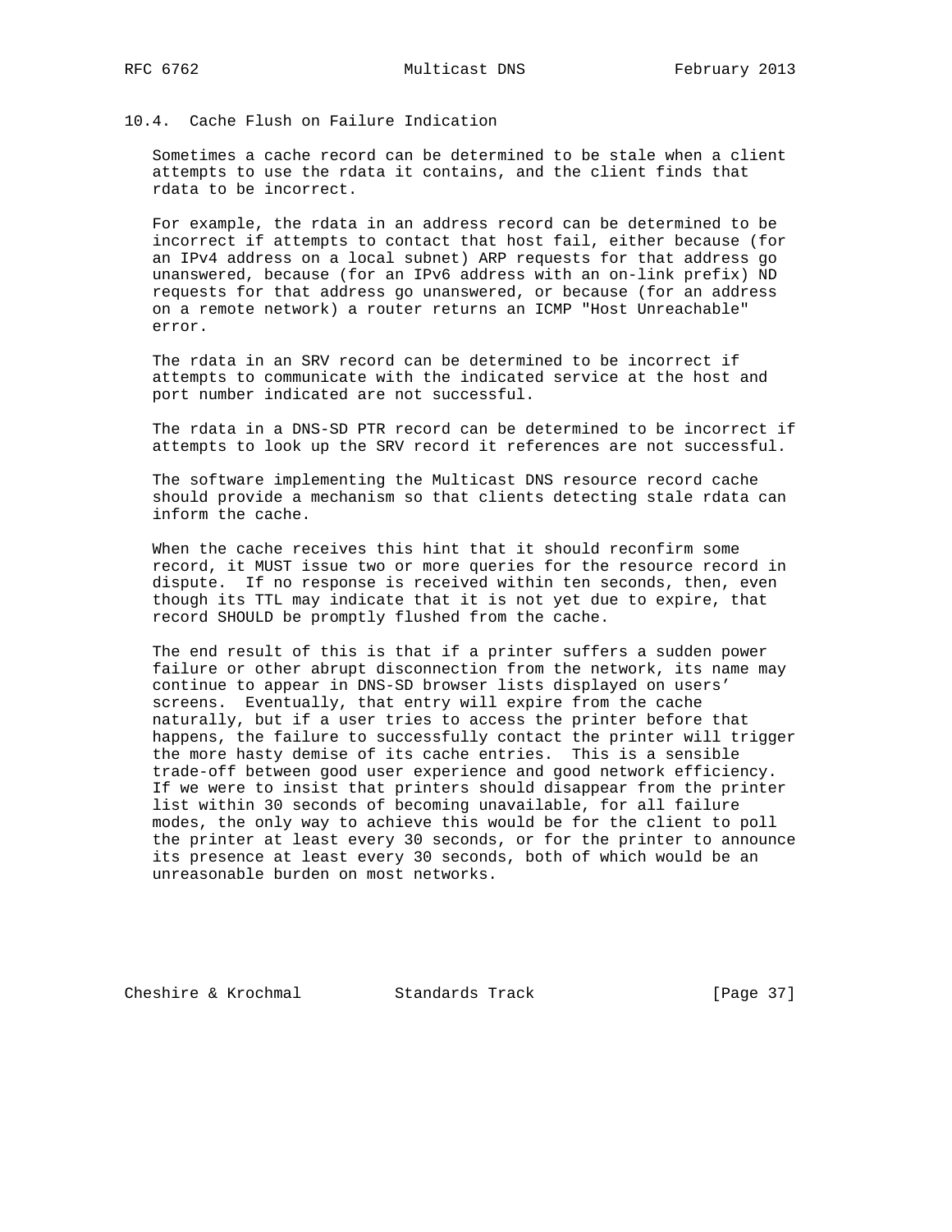## 10.4. Cache Flush on Failure Indication

Sometimes a cache record can be determined to be stale when a client attempts to use the rdata it contains, and the client finds that rdata to be incorrect.

For example, the rdata in an address record can be determined to be incorrect if attempts to contact that host fail, either because (for an IPv4 address on a local subnet) ARP requests for that address go unanswered, because (for an IPv6 address with an on-link prefix) ND requests for that address go unanswered, or because (for an address on a remote network) a router returns an ICMP "Host Unreachable" error.

The rdata in an SRV record can be determined to be incorrect if attempts to communicate with the indicated service at the host and port number indicated are not successful.

The rdata in a DNS-SD PTR record can be determined to be incorrect if attempts to look up the SRV record it references are not successful.

The software implementing the Multicast DNS resource record cache should provide a mechanism so that clients detecting stale rdata can inform the cache.

When the cache receives this hint that it should reconfirm some record, it MUST issue two or more queries for the resource record in dispute. If no response is received within ten seconds, then, even though its TTL may indicate that it is not yet due to expire, that record SHOULD be promptly flushed from the cache.

The end result of this is that if a printer suffers a sudden power failure or other abrupt disconnection from the network, its name may continue to appear in DNS-SD browser lists displayed on users' screens. Eventually, that entry will expire from the cache naturally, but if a user tries to access the printer before that happens, the failure to successfully contact the printer will trigger the more hasty demise of its cache entries. This is a sensible trade-off between good user experience and good network efficiency. If we were to insist that printers should disappear from the printer list within 30 seconds of becoming unavailable, for all failure modes, the only way to achieve this would be for the client to poll the printer at least every 30 seconds, or for the printer to announce its presence at least every 30 seconds, both of which would be an unreasonable burden on most networks.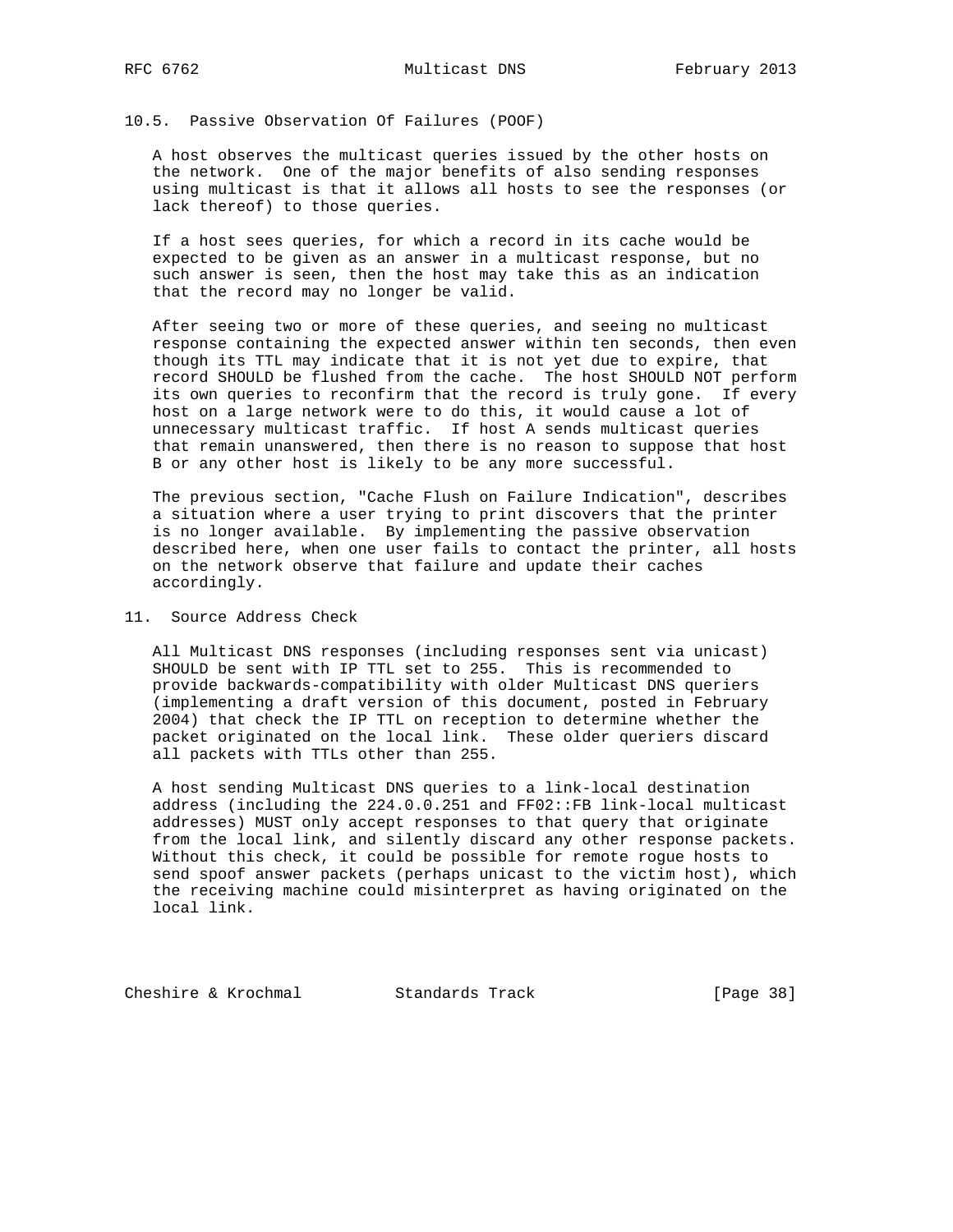## 10.5. Passive Observation Of Failures (POOF)

A host observes the multicast queries issued by the other hosts on the network. One of the major benefits of also sending responses using multicast is that it allows all hosts to see the responses (or lack thereof) to those queries.

If a host sees queries, for which a record in its cache would be expected to be given as an answer in a multicast response, but no such answer is seen, then the host may take this as an indication that the record may no longer be valid.

After seeing two or more of these queries, and seeing no multicast response containing the expected answer within ten seconds, then even though its TTL may indicate that it is not yet due to expire, that record SHOULD be flushed from the cache. The host SHOULD NOT perform its own queries to reconfirm that the record is truly gone. If every host on a large network were to do this, it would cause a lot of unnecessary multicast traffic. If host A sends multicast queries that remain unanswered, then there is no reason to suppose that host B or any other host is likely to be any more successful.

The previous section, "Cache Flush on Failure Indication", describes a situation where a user trying to print discovers that the printer is no longer available. By implementing the passive observation described here, when one user fails to contact the printer, all hosts on the network observe that failure and update their caches accordingly.

# 11. Source Address Check

All Multicast DNS responses (including responses sent via unicast) SHOULD be sent with IP TTL set to 255. This is recommended to provide backwards-compatibility with older Multicast DNS queriers (implementing a draft version of this document, posted in February 2004) that check the IP TTL on reception to determine whether the packet originated on the local link. These older queriers discard all packets with TTLs other than 255.

A host sending Multicast DNS queries to a link-local destination address (including the 224.0.0.251 and FF02::FB link-local multicast addresses) MUST only accept responses to that query that originate from the local link, and silently discard any other response packets. Without this check, it could be possible for remote rogue hosts to send spoof answer packets (perhaps unicast to the victim host), which the receiving machine could misinterpret as having originated on the local link.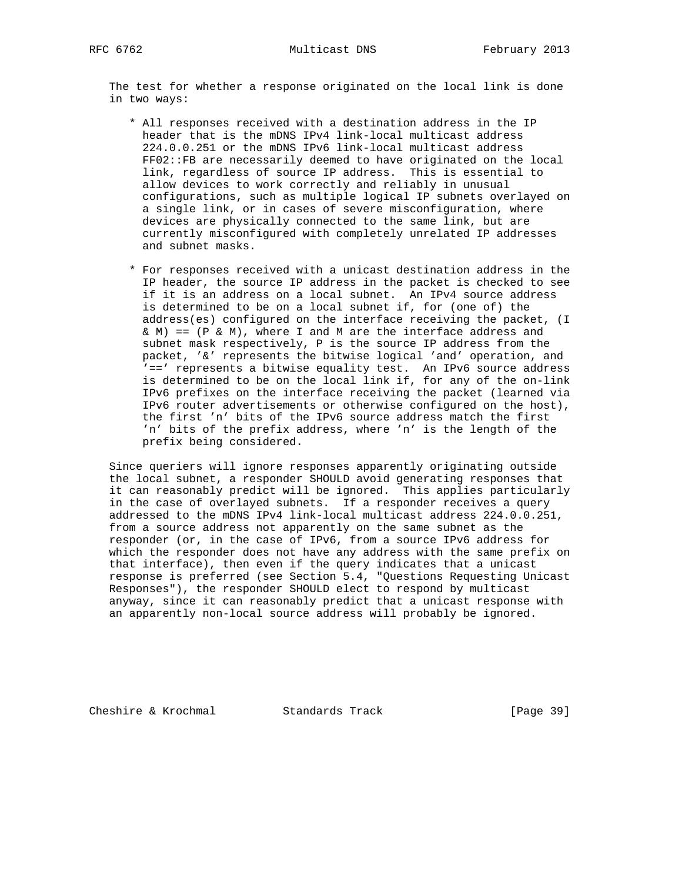The test for whether a response originated on the local link is done in two ways:

* All responses received with a destination address in the IP header that is the mDNS IPv4 link-local multicast address 224.0.0.251 or the mDNS IPv6 link-local multicast address FF02::FB are necessarily deemed to have originated on the local link, regardless of source IP address. This is essential to allow devices to work correctly and reliably in unusual configurations, such as multiple logical IP subnets overlayed on a single link, or in cases of severe misconfiguration, where devices are physically connected to the same link, but are currently misconfigured with completely unrelated IP addresses and subnet masks.

* For responses received with a unicast destination address in the IP header, the source IP address in the packet is checked to see if it is an address on a local subnet. An IPv4 source address is determined to be on a local subnet if, for (one of) the address(es) configured on the interface receiving the packet, (I & M) == (P & M), where I and M are the interface address and subnet mask respectively, P is the source IP address from the packet, '&' represents the bitwise logical 'and' operation, and '==' represents a bitwise equality test. An IPv6 source address is determined to be on the local link if, for any of the on-link IPv6 prefixes on the interface receiving the packet (learned via IPv6 router advertisements or otherwise configured on the host), the first 'n' bits of the IPv6 source address match the first 'n' bits of the prefix address, where 'n' is the length of the prefix being considered.

Since queriers will ignore responses apparently originating outside the local subnet, a responder SHOULD avoid generating responses that it can reasonably predict will be ignored. This applies particularly in the case of overlayed subnets. If a responder receives a query addressed to the mDNS IPv4 link-local multicast address 224.0.0.251, from a source address not apparently on the same subnet as the responder (or, in the case of IPv6, from a source IPv6 address for which the responder does not have any address with the same prefix on that interface), then even if the query indicates that a unicast response is preferred (see Section 5.4, "Questions Requesting Unicast Responses"), the responder SHOULD elect to respond by multicast anyway, since it can reasonably predict that a unicast response with an apparently non-local source address will probably be ignored.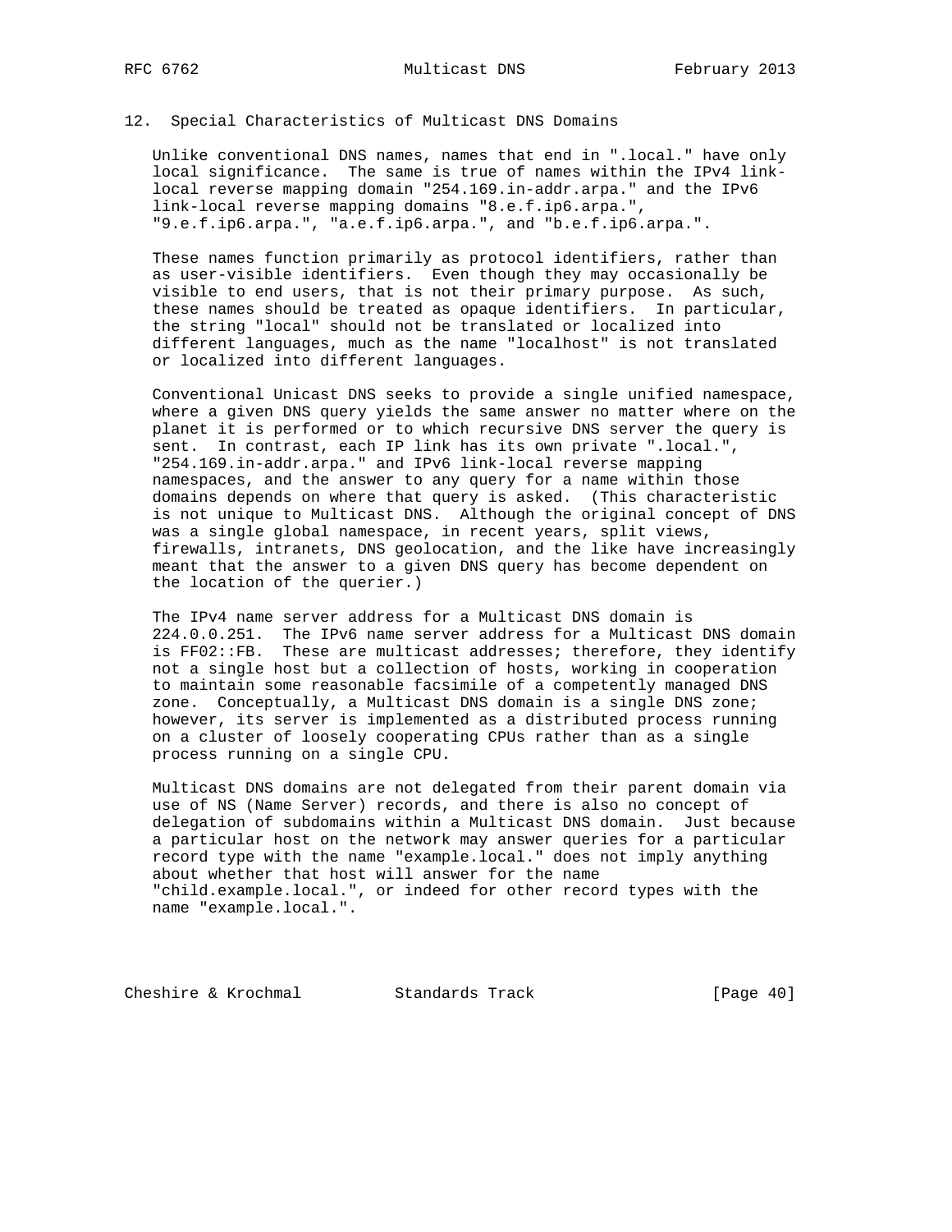## 12. Special Characteristics of Multicast DNS Domains

Unlike conventional DNS names, names that end in ".local." have only local significance. The same is true of names within the IPv4 link-local reverse mapping domain "254.169.in-addr.arpa." and the IPv6 link-local reverse mapping domains "8.e.f.ip6.arpa.", "9.e.f.ip6.arpa.", "a.e.f.ip6.arpa.", and "b.e.f.ip6.arpa.".

These names function primarily as protocol identifiers, rather than as user-visible identifiers. Even though they may occasionally be visible to end users, that is not their primary purpose. As such, these names should be treated as opaque identifiers. In particular, the string "local" should not be translated or localized into different languages, much as the name "localhost" is not translated or localized into different languages.

Conventional Unicast DNS seeks to provide a single unified namespace, where a given DNS query yields the same answer no matter where on the planet it is performed or to which recursive DNS server the query is sent. In contrast, each IP link has its own private ".local.", "254.169.in-addr.arpa." and IPv6 link-local reverse mapping namespaces, and the answer to any query for a name within those domains depends on where that query is asked. (This characteristic is not unique to Multicast DNS. Although the original concept of DNS was a single global namespace, in recent years, split views, firewalls, intranets, DNS geolocation, and the like have increasingly meant that the answer to a given DNS query has become dependent on the location of the querier.)

The IPv4 name server address for a Multicast DNS domain is 224.0.0.251. The IPv6 name server address for a Multicast DNS domain is FF02::FB. These are multicast addresses; therefore, they identify not a single host but a collection of hosts, working in cooperation to maintain some reasonable facsimile of a competently managed DNS zone. Conceptually, a Multicast DNS domain is a single DNS zone; however, its server is implemented as a distributed process running on a cluster of loosely cooperating CPUs rather than as a single process running on a single CPU.

Multicast DNS domains are not delegated from their parent domain via use of NS (Name Server) records, and there is also no concept of delegation of subdomains within a Multicast DNS domain. Just because a particular host on the network may answer queries for a particular record type with the name "example.local." does not imply anything about whether that host will answer for the name "child.example.local.", or indeed for other record types with the name "example.local.".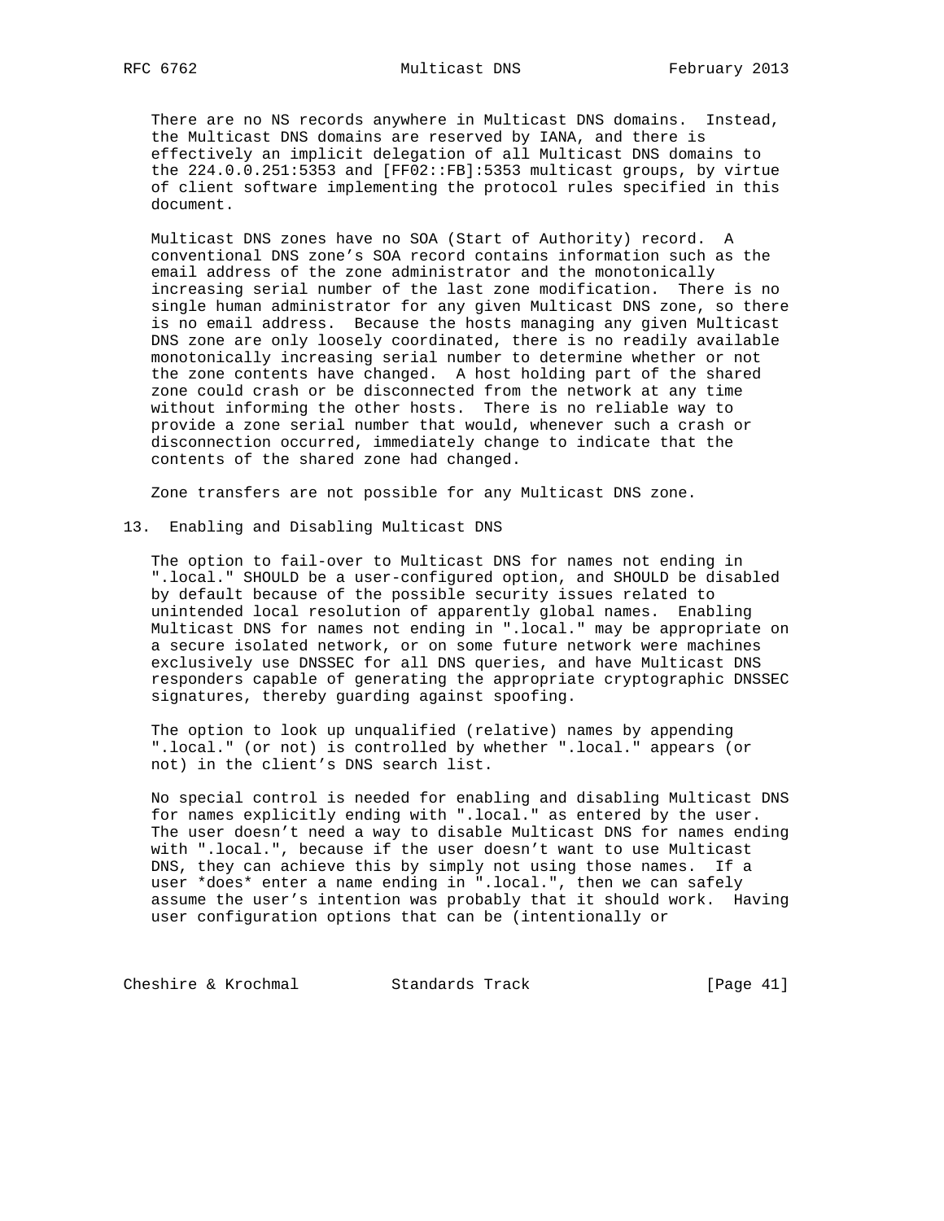There are no NS records anywhere in Multicast DNS domains. Instead, the Multicast DNS domains are reserved by IANA, and there is effectively an implicit delegation of all Multicast DNS domains to the 224.0.0.251:5353 and [FF02::FB]:5353 multicast groups, by virtue of client software implementing the protocol rules specified in this document.

Multicast DNS zones have no SOA (Start of Authority) record. A conventional DNS zone's SOA record contains information such as the email address of the zone administrator and the monotonically increasing serial number of the last zone modification. There is no single human administrator for any given Multicast DNS zone, so there is no email address. Because the hosts managing any given Multicast DNS zone are only loosely coordinated, there is no readily available monotonically increasing serial number to determine whether or not the zone contents have changed. A host holding part of the shared zone could crash or be disconnected from the network at any time without informing the other hosts. There is no reliable way to provide a zone serial number that would, whenever such a crash or disconnection occurred, immediately change to indicate that the contents of the shared zone had changed.

Zone transfers are not possible for any Multicast DNS zone.

## 13. Enabling and Disabling Multicast DNS

The option to fail-over to Multicast DNS for names not ending in ".local." SHOULD be a user-configured option, and SHOULD be disabled by default because of the possible security issues related to unintended local resolution of apparently global names. Enabling Multicast DNS for names not ending in ".local." may be appropriate on a secure isolated network, or on some future network were machines exclusively use DNSSEC for all DNS queries, and have Multicast DNS responders capable of generating the appropriate cryptographic DNSSEC signatures, thereby guarding against spoofing.

The option to look up unqualified (relative) names by appending ".local." (or not) is controlled by whether ".local." appears (or not) in the client's DNS search list.

No special control is needed for enabling and disabling Multicast DNS for names explicitly ending with ".local." as entered by the user. The user doesn't need a way to disable Multicast DNS for names ending with ".local.", because if the user doesn't want to use Multicast DNS, they can achieve this by simply not using those names. If a user *does* enter a name ending in ".local.", then we can safely assume the user's intention was probably that it should work. Having user configuration options that can be (intentionally or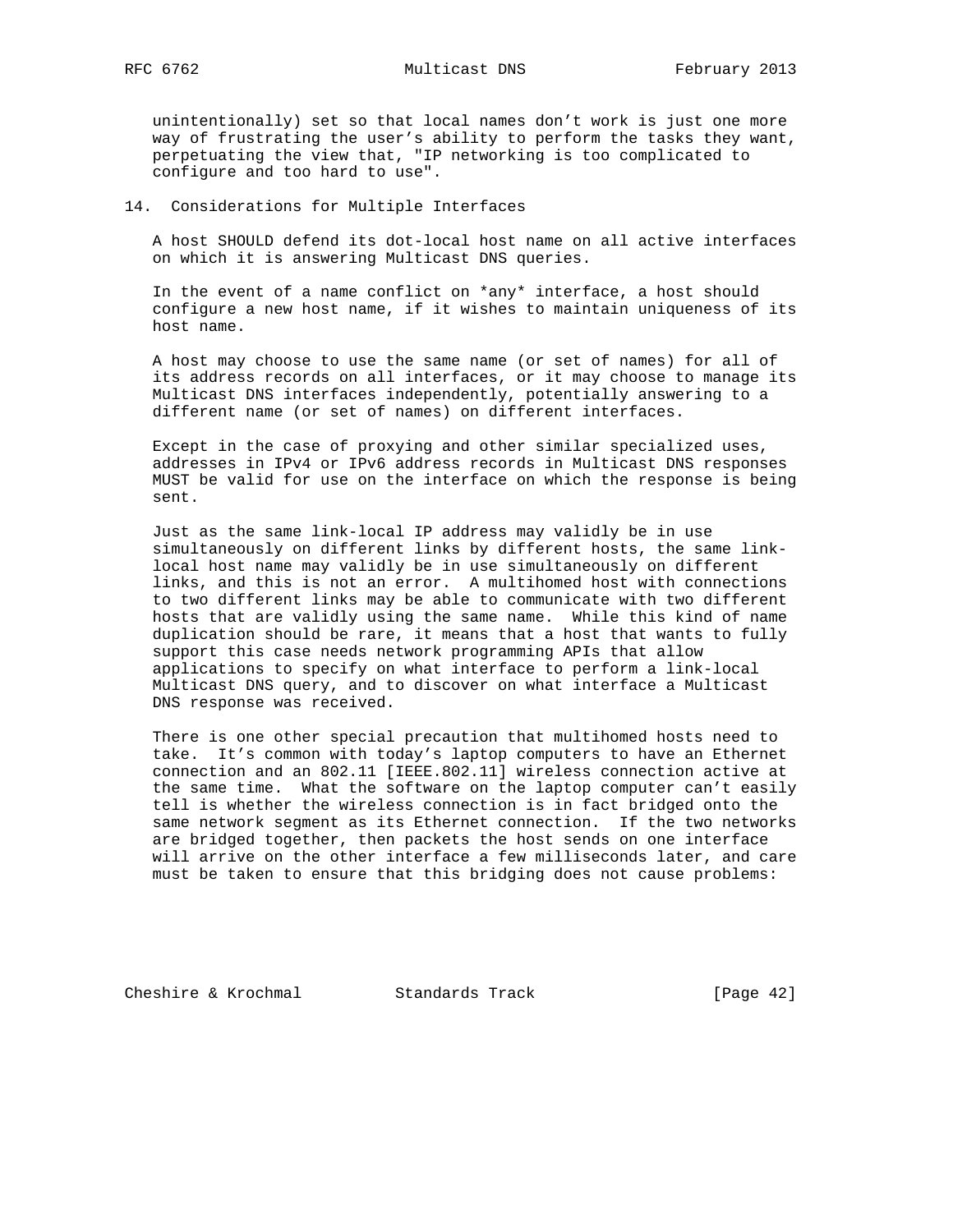unintentionally) set so that local names don't work is just one more way of frustrating the user's ability to perform the tasks they want, perpetuating the view that, "IP networking is too complicated to configure and too hard to use".

## 14. Considerations for Multiple Interfaces

A host SHOULD defend its dot-local host name on all active interfaces on which it is answering Multicast DNS queries.

In the event of a name conflict on *any* interface, a host should configure a new host name, if it wishes to maintain uniqueness of its host name.

A host may choose to use the same name (or set of names) for all of its address records on all interfaces, or it may choose to manage its Multicast DNS interfaces independently, potentially answering to a different name (or set of names) on different interfaces.

Except in the case of proxying and other similar specialized uses, addresses in IPv4 or IPv6 address records in Multicast DNS responses MUST be valid for use on the interface on which the response is being sent.

Just as the same link-local IP address may validly be in use simultaneously on different links by different hosts, the same link-local host name may validly be in use simultaneously on different links, and this is not an error. A multihomed host with connections to two different links may be able to communicate with two different hosts that are validly using the same name. While this kind of name duplication should be rare, it means that a host that wants to fully support this case needs network programming APIs that allow applications to specify on what interface to perform a link-local Multicast DNS query, and to discover on what interface a Multicast DNS response was received.

There is one other special precaution that multihomed hosts need to take. It's common with today's laptop computers to have an Ethernet connection and an 802.11 [IEEE.802.11] wireless connection active at the same time. What the software on the laptop computer can't easily tell is whether the wireless connection is in fact bridged onto the same network segment as its Ethernet connection. If the two networks are bridged together, then packets the host sends on one interface will arrive on the other interface a few milliseconds later, and care must be taken to ensure that this bridging does not cause problems: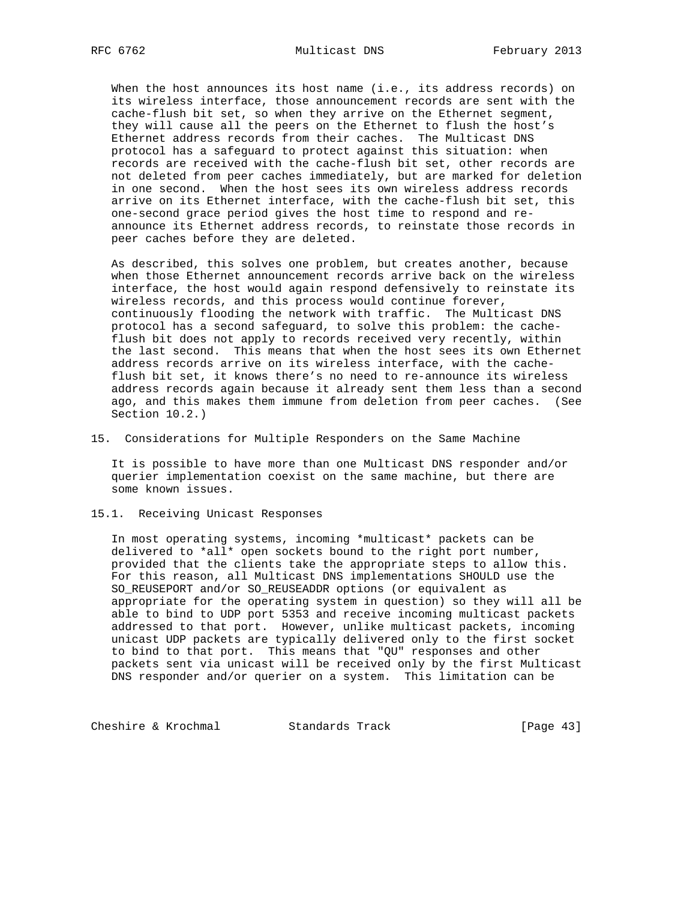When the host announces its host name (i.e., its address records) on its wireless interface, those announcement records are sent with the cache-flush bit set, so when they arrive on the Ethernet segment, they will cause all the peers on the Ethernet to flush the host's Ethernet address records from their caches. The Multicast DNS protocol has a safeguard to protect against this situation: when records are received with the cache-flush bit set, other records are not deleted from peer caches immediately, but are marked for deletion in one second. When the host sees its own wireless address records arrive on its Ethernet interface, with the cache-flush bit set, this one-second grace period gives the host time to respond and re-announce its Ethernet address records, to reinstate those records in peer caches before they are deleted.

As described, this solves one problem, but creates another, because when those Ethernet announcement records arrive back on the wireless interface, the host would again respond defensively to reinstate its wireless records, and this process would continue forever, continuously flooding the network with traffic. The Multicast DNS protocol has a second safeguard, to solve this problem: the cache-flush bit does not apply to records received very recently, within the last second. This means that when the host sees its own Ethernet address records arrive on its wireless interface, with the cache-flush bit set, it knows there's no need to re-announce its wireless address records again because it already sent them less than a second ago, and this makes them immune from deletion from peer caches. (See Section 10.2.)

## 15. Considerations for Multiple Responders on the Same Machine

It is possible to have more than one Multicast DNS responder and/or querier implementation coexist on the same machine, but there are some known issues.

### 15.1. Receiving Unicast Responses

In most operating systems, incoming *multicast* packets can be delivered to *all* open sockets bound to the right port number, provided that the clients take the appropriate steps to allow this. For this reason, all Multicast DNS implementations SHOULD use the SO_REUSEPORT and/or SO_REUSEADDR options (or equivalent as appropriate for the operating system in question) so they will all be able to bind to UDP port 5353 and receive incoming multicast packets addressed to that port. However, unlike multicast packets, incoming unicast UDP packets are typically delivered only to the first socket to bind to that port. This means that "QU" responses and other packets sent via unicast will be received only by the first Multicast DNS responder and/or querier on a system. This limitation can be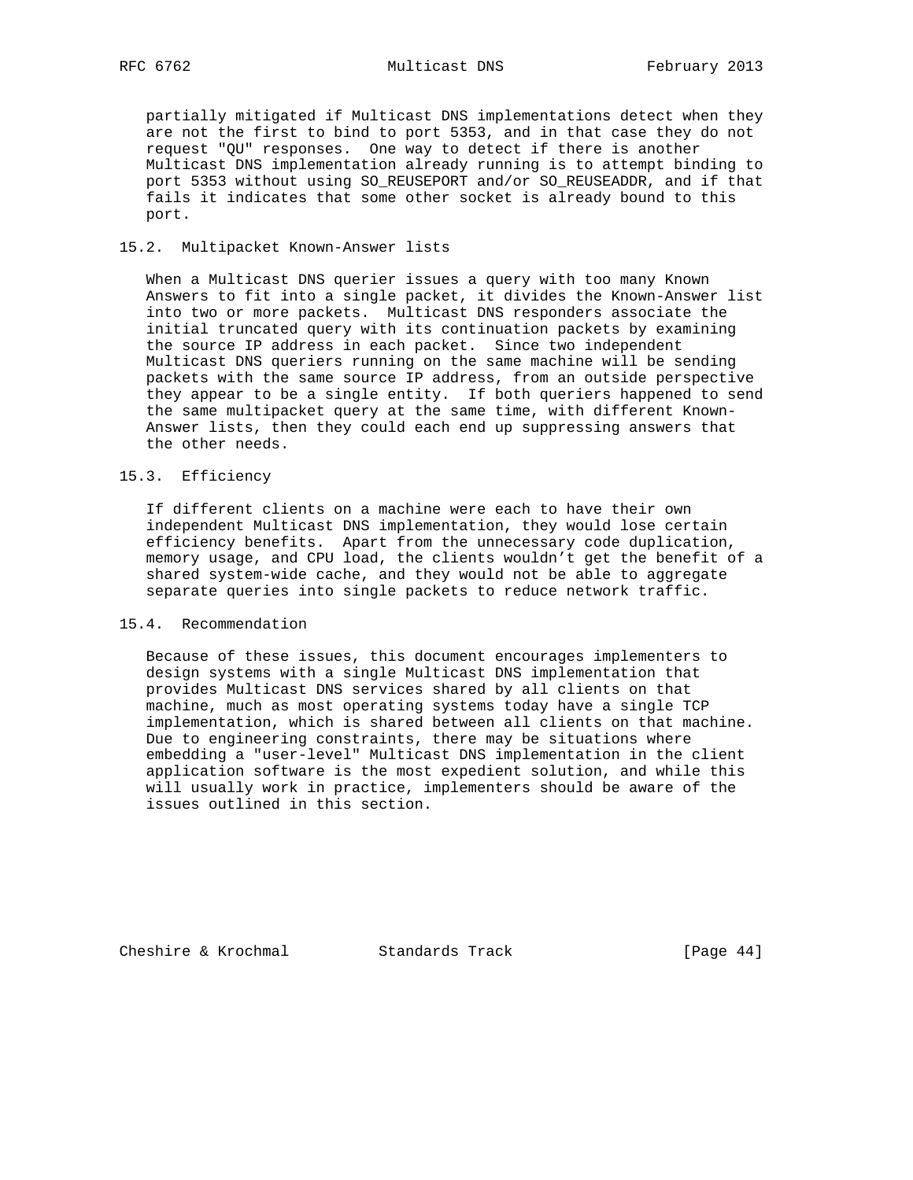partially mitigated if Multicast DNS implementations detect when they are not the first to bind to port 5353, and in that case they do not request "QU" responses. One way to detect if there is another Multicast DNS implementation already running is to attempt binding to port 5353 without using SO_REUSEPORT and/or SO_REUSEADDR, and if that fails it indicates that some other socket is already bound to this port.

### 15.2. Multipacket Known-Answer lists

When a Multicast DNS querier issues a query with too many Known Answers to fit into a single packet, it divides the Known-Answer list into two or more packets. Multicast DNS responders associate the initial truncated query with its continuation packets by examining the source IP address in each packet. Since two independent Multicast DNS queriers running on the same machine will be sending packets with the same source IP address, from an outside perspective they appear to be a single entity. If both queriers happened to send the same multipacket query at the same time, with different Known-Answer lists, then they could each end up suppressing answers that the other needs.

### 15.3. Efficiency

If different clients on a machine were each to have their own independent Multicast DNS implementation, they would lose certain efficiency benefits. Apart from the unnecessary code duplication, memory usage, and CPU load, the clients wouldn't get the benefit of a shared system-wide cache, and they would not be able to aggregate separate queries into single packets to reduce network traffic.

### 15.4. Recommendation

Because of these issues, this document encourages implementers to design systems with a single Multicast DNS implementation that provides Multicast DNS services shared by all clients on that machine, much as most operating systems today have a single TCP implementation, which is shared between all clients on that machine. Due to engineering constraints, there may be situations where embedding a "user-level" Multicast DNS implementation in the client application software is the most expedient solution, and while this will usually work in practice, implementers should be aware of the issues outlined in this section.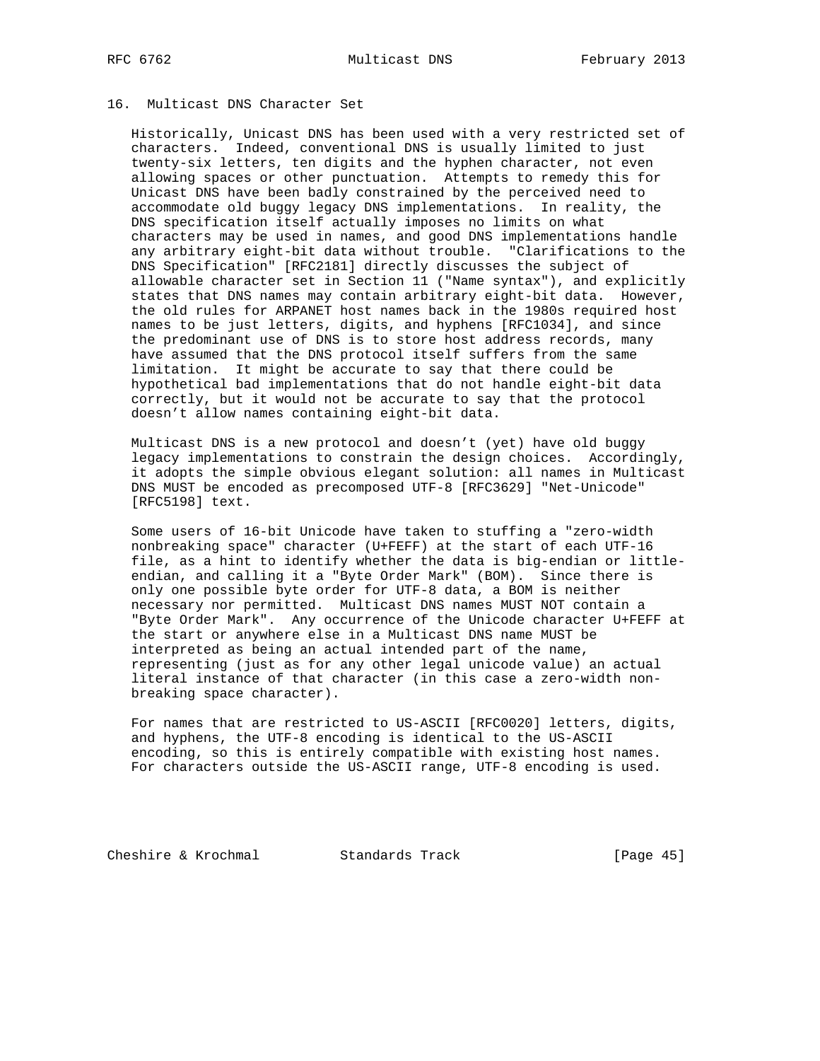## 16. Multicast DNS Character Set

Historically, Unicast DNS has been used with a very restricted set of characters. Indeed, conventional DNS is usually limited to just twenty-six letters, ten digits and the hyphen character, not even allowing spaces or other punctuation. Attempts to remedy this for Unicast DNS have been badly constrained by the perceived need to accommodate old buggy legacy DNS implementations. In reality, the DNS specification itself actually imposes no limits on what characters may be used in names, and good DNS implementations handle any arbitrary eight-bit data without trouble. "Clarifications to the DNS Specification" [RFC2181] directly discusses the subject of allowable character set in Section 11 ("Name syntax"), and explicitly states that DNS names may contain arbitrary eight-bit data. However, the old rules for ARPANET host names back in the 1980s required host names to be just letters, digits, and hyphens [RFC1034], and since the predominant use of DNS is to store host address records, many have assumed that the DNS protocol itself suffers from the same limitation. It might be accurate to say that there could be hypothetical bad implementations that do not handle eight-bit data correctly, but it would not be accurate to say that the protocol doesn't allow names containing eight-bit data.

Multicast DNS is a new protocol and doesn't (yet) have old buggy legacy implementations to constrain the design choices. Accordingly, it adopts the simple obvious elegant solution: all names in Multicast DNS MUST be encoded as precomposed UTF-8 [RFC3629] "Net-Unicode" [RFC5198] text.

Some users of 16-bit Unicode have taken to stuffing a "zero-width nonbreaking space" character (U+FEFF) at the start of each UTF-16 file, as a hint to identify whether the data is big-endian or little-endian, and calling it a "Byte Order Mark" (BOM). Since there is only one possible byte order for UTF-8 data, a BOM is neither necessary nor permitted. Multicast DNS names MUST NOT contain a "Byte Order Mark". Any occurrence of the Unicode character U+FEFF at the start or anywhere else in a Multicast DNS name MUST be interpreted as being an actual intended part of the name, representing (just as for any other legal unicode value) an actual literal instance of that character (in this case a zero-width non-breaking space character).

For names that are restricted to US-ASCII [RFC0020] letters, digits, and hyphens, the UTF-8 encoding is identical to the US-ASCII encoding, so this is entirely compatible with existing host names. For characters outside the US-ASCII range, UTF-8 encoding is used.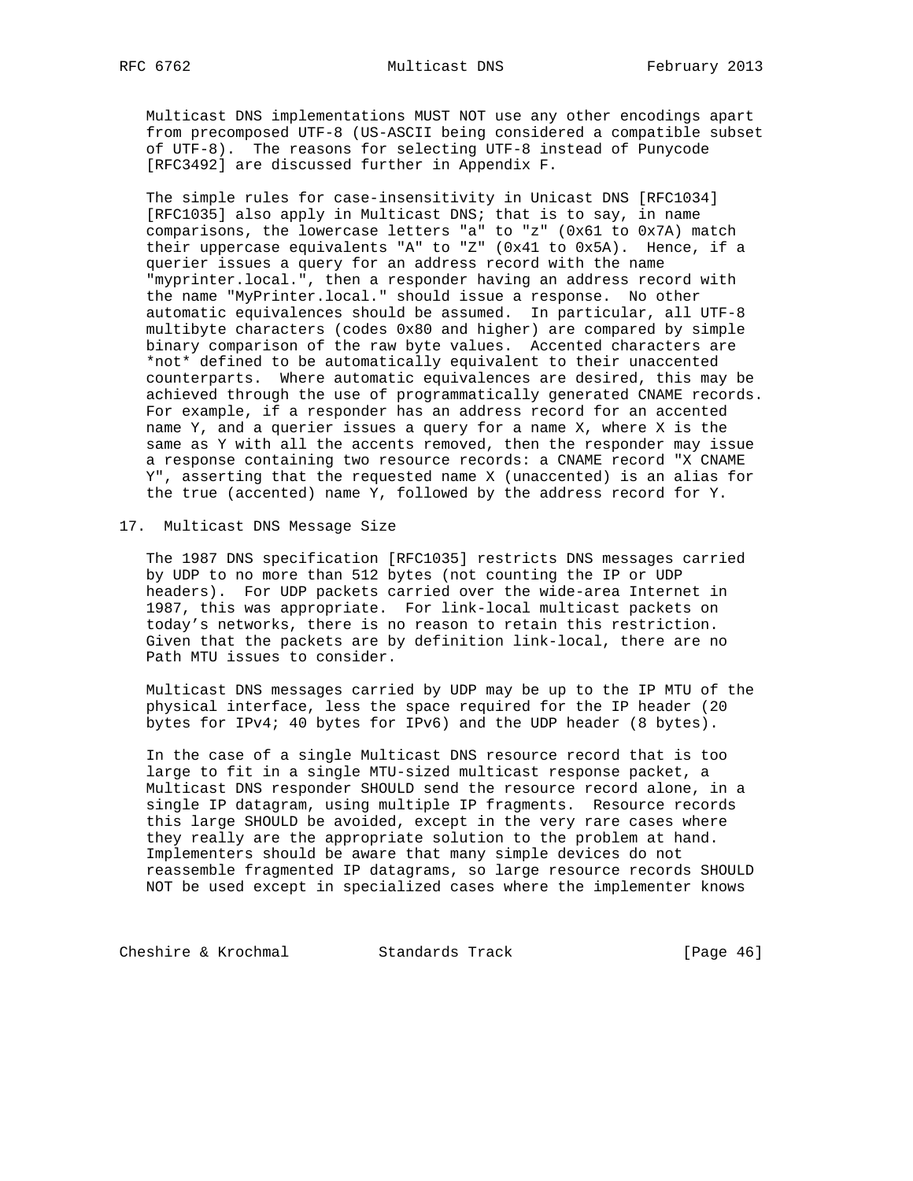Multicast DNS implementations MUST NOT use any other encodings apart from precomposed UTF-8 (US-ASCII being considered a compatible subset of UTF-8). The reasons for selecting UTF-8 instead of Punycode [RFC3492] are discussed further in Appendix F.

The simple rules for case-insensitivity in Unicast DNS [RFC1034] [RFC1035] also apply in Multicast DNS; that is to say, in name comparisons, the lowercase letters "a" to "z" (0x61 to 0x7A) match their uppercase equivalents "A" to "Z" (0x41 to 0x5A). Hence, if a querier issues a query for an address record with the name "myprinter.local.", then a responder having an address record with the name "MyPrinter.local." should issue a response. No other automatic equivalences should be assumed. In particular, all UTF-8 multibyte characters (codes 0x80 and higher) are compared by simple binary comparison of the raw byte values. Accented characters are *not* defined to be automatically equivalent to their unaccented counterparts. Where automatic equivalences are desired, this may be achieved through the use of programmatically generated CNAME records. For example, if a responder has an address record for an accented name Y, and a querier issues a query for a name X, where X is the same as Y with all the accents removed, then the responder may issue a response containing two resource records: a CNAME record "X CNAME Y", asserting that the requested name X (unaccented) is an alias for the true (accented) name Y, followed by the address record for Y.

## 17. Multicast DNS Message Size

The 1987 DNS specification [RFC1035] restricts DNS messages carried by UDP to no more than 512 bytes (not counting the IP or UDP headers). For UDP packets carried over the wide-area Internet in 1987, this was appropriate. For link-local multicast packets on today's networks, there is no reason to retain this restriction. Given that the packets are by definition link-local, there are no Path MTU issues to consider.

Multicast DNS messages carried by UDP may be up to the IP MTU of the physical interface, less the space required for the IP header (20 bytes for IPv4; 40 bytes for IPv6) and the UDP header (8 bytes).

In the case of a single Multicast DNS resource record that is too large to fit in a single MTU-sized multicast response packet, a Multicast DNS responder SHOULD send the resource record alone, in a single IP datagram, using multiple IP fragments. Resource records this large SHOULD be avoided, except in the very rare cases where they really are the appropriate solution to the problem at hand. Implementers should be aware that many simple devices do not reassemble fragmented IP datagrams, so large resource records SHOULD NOT be used except in specialized cases where the implementer knows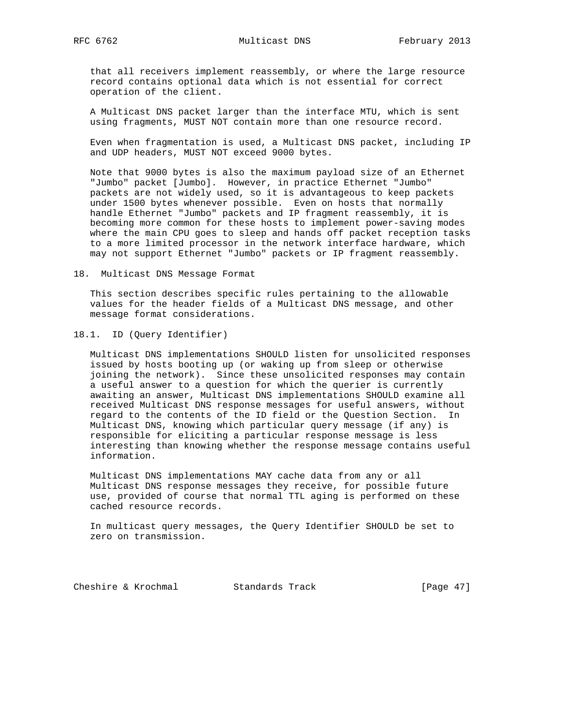that all receivers implement reassembly, or where the large resource record contains optional data which is not essential for correct operation of the client.

A Multicast DNS packet larger than the interface MTU, which is sent using fragments, MUST NOT contain more than one resource record.

Even when fragmentation is used, a Multicast DNS packet, including IP and UDP headers, MUST NOT exceed 9000 bytes.

Note that 9000 bytes is also the maximum payload size of an Ethernet "Jumbo" packet [Jumbo]. However, in practice Ethernet "Jumbo" packets are not widely used, so it is advantageous to keep packets under 1500 bytes whenever possible. Even on hosts that normally handle Ethernet "Jumbo" packets and IP fragment reassembly, it is becoming more common for these hosts to implement power-saving modes where the main CPU goes to sleep and hands off packet reception tasks to a more limited processor in the network interface hardware, which may not support Ethernet "Jumbo" packets or IP fragment reassembly.

## 18. Multicast DNS Message Format

This section describes specific rules pertaining to the allowable values for the header fields of a Multicast DNS message, and other message format considerations.

### 18.1. ID (Query Identifier)

Multicast DNS implementations SHOULD listen for unsolicited responses issued by hosts booting up (or waking up from sleep or otherwise joining the network). Since these unsolicited responses may contain a useful answer to a question for which the querier is currently awaiting an answer, Multicast DNS implementations SHOULD examine all received Multicast DNS response messages for useful answers, without regard to the contents of the ID field or the Question Section. In Multicast DNS, knowing which particular query message (if any) is responsible for eliciting a particular response message is less interesting than knowing whether the response message contains useful information.

Multicast DNS implementations MAY cache data from any or all Multicast DNS response messages they receive, for possible future use, provided of course that normal TTL aging is performed on these cached resource records.

In multicast query messages, the Query Identifier SHOULD be set to zero on transmission.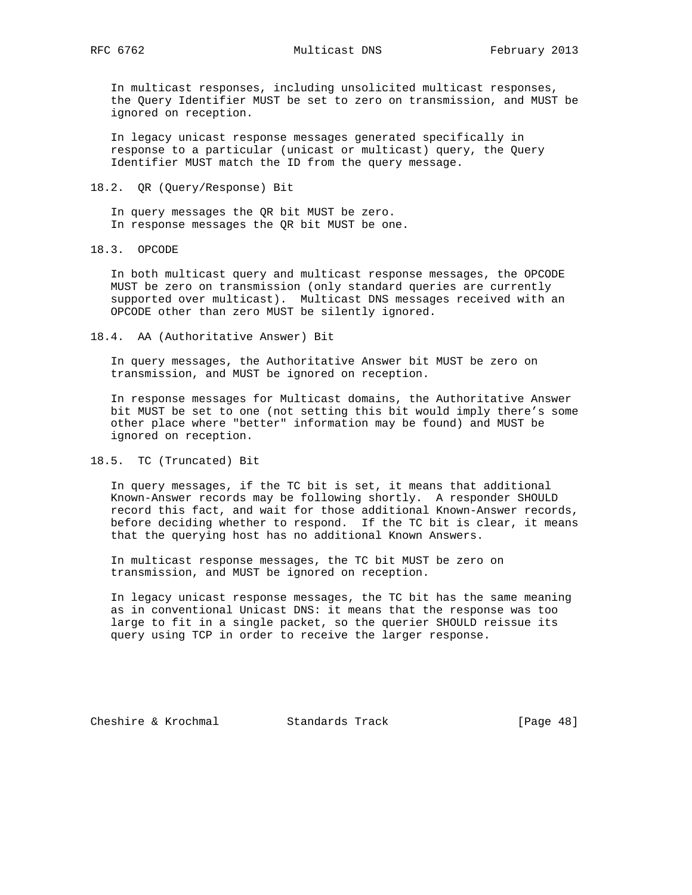In multicast responses, including unsolicited multicast responses, the Query Identifier MUST be set to zero on transmission, and MUST be ignored on reception.

In legacy unicast response messages generated specifically in response to a particular (unicast or multicast) query, the Query Identifier MUST match the ID from the query message.

### 18.2. QR (Query/Response) Bit

In query messages the QR bit MUST be zero.
In response messages the QR bit MUST be one.

### 18.3. OPCODE

In both multicast query and multicast response messages, the OPCODE MUST be zero on transmission (only standard queries are currently supported over multicast). Multicast DNS messages received with an OPCODE other than zero MUST be silently ignored.

### 18.4. AA (Authoritative Answer) Bit

In query messages, the Authoritative Answer bit MUST be zero on transmission, and MUST be ignored on reception.

In response messages for Multicast domains, the Authoritative Answer bit MUST be set to one (not setting this bit would imply there's some other place where "better" information may be found) and MUST be ignored on reception.

### 18.5. TC (Truncated) Bit

In query messages, if the TC bit is set, it means that additional Known-Answer records may be following shortly. A responder SHOULD record this fact, and wait for those additional Known-Answer records, before deciding whether to respond. If the TC bit is clear, it means that the querying host has no additional Known Answers.

In multicast response messages, the TC bit MUST be zero on transmission, and MUST be ignored on reception.

In legacy unicast response messages, the TC bit has the same meaning as in conventional Unicast DNS: it means that the response was too large to fit in a single packet, so the querier SHOULD reissue its query using TCP in order to receive the larger response.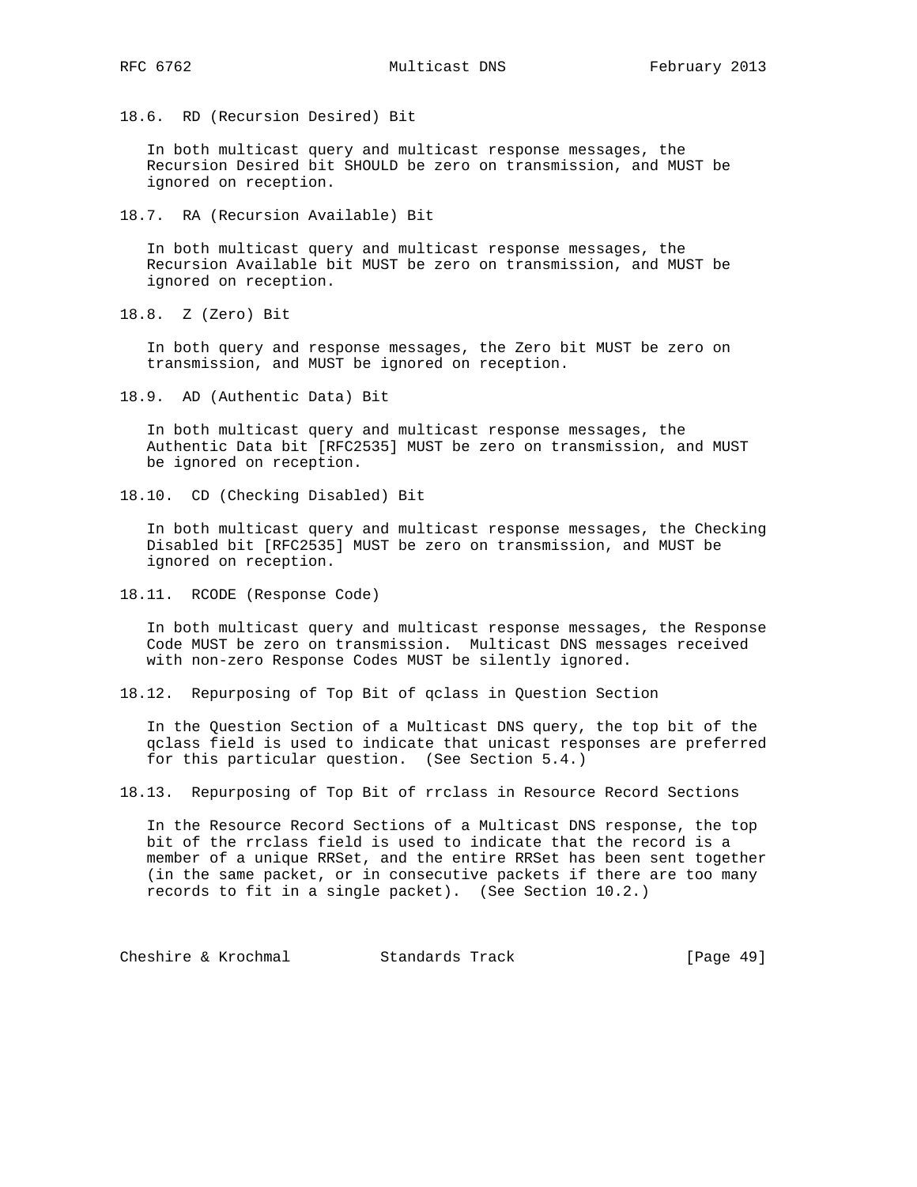### 18.6. RD (Recursion Desired) Bit

In both multicast query and multicast response messages, the Recursion Desired bit SHOULD be zero on transmission, and MUST be ignored on reception.

### 18.7. RA (Recursion Available) Bit

In both multicast query and multicast response messages, the Recursion Available bit MUST be zero on transmission, and MUST be ignored on reception.

### 18.8. Z (Zero) Bit

In both query and response messages, the Zero bit MUST be zero on transmission, and MUST be ignored on reception.

### 18.9. AD (Authentic Data) Bit

In both multicast query and multicast response messages, the Authentic Data bit [RFC2535] MUST be zero on transmission, and MUST be ignored on reception.

### 18.10. CD (Checking Disabled) Bit

In both multicast query and multicast response messages, the Checking Disabled bit [RFC2535] MUST be zero on transmission, and MUST be ignored on reception.

### 18.11. RCODE (Response Code)

In both multicast query and multicast response messages, the Response Code MUST be zero on transmission. Multicast DNS messages received with non-zero Response Codes MUST be silently ignored.

### 18.12. Repurposing of Top Bit of qclass in Question Section

In the Question Section of a Multicast DNS query, the top bit of the qclass field is used to indicate that unicast responses are preferred for this particular question. (See Section 5.4.)

### 18.13. Repurposing of Top Bit of rrclass in Resource Record Sections

In the Resource Record Sections of a Multicast DNS response, the top bit of the rrclass field is used to indicate that the record is a member of a unique RRSet, and the entire RRSet has been sent together (in the same packet, or in consecutive packets if there are too many records to fit in a single packet). (See Section 10.2.)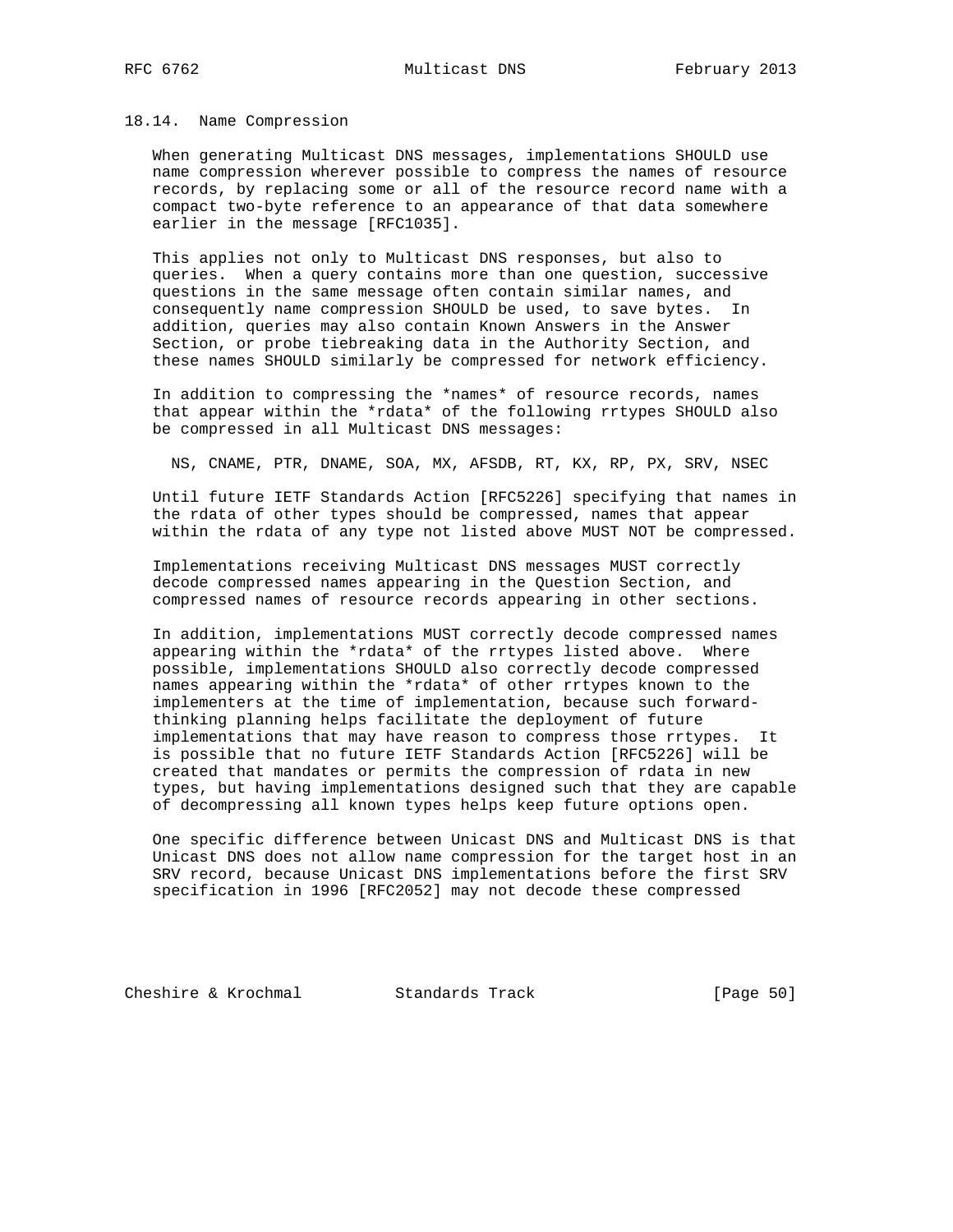### 18.14. Name Compression

When generating Multicast DNS messages, implementations SHOULD use name compression wherever possible to compress the names of resource records, by replacing some or all of the resource record name with a compact two-byte reference to an appearance of that data somewhere earlier in the message [RFC1035].

This applies not only to Multicast DNS responses, but also to queries. When a query contains more than one question, successive questions in the same message often contain similar names, and consequently name compression SHOULD be used, to save bytes. In addition, queries may also contain Known Answers in the Answer Section, or probe tiebreaking data in the Authority Section, and these names SHOULD similarly be compressed for network efficiency.

In addition to compressing the *names* of resource records, names that appear within the *rdata* of the following rrtypes SHOULD also be compressed in all Multicast DNS messages:

NS, CNAME, PTR, DNAME, SOA, MX, AFSDB, RT, KX, RP, PX, SRV, NSEC

Until future IETF Standards Action [RFC5226] specifying that names in the rdata of other types should be compressed, names that appear within the rdata of any type not listed above MUST NOT be compressed.

Implementations receiving Multicast DNS messages MUST correctly decode compressed names appearing in the Question Section, and compressed names of resource records appearing in other sections.

In addition, implementations MUST correctly decode compressed names appearing within the *rdata* of the rrtypes listed above. Where possible, implementations SHOULD also correctly decode compressed names appearing within the *rdata* of other rrtypes known to the implementers at the time of implementation, because such forward-thinking planning helps facilitate the deployment of future implementations that may have reason to compress those rrtypes. It is possible that no future IETF Standards Action [RFC5226] will be created that mandates or permits the compression of rdata in new types, but having implementations designed such that they are capable of decompressing all known types helps keep future options open.

One specific difference between Unicast DNS and Multicast DNS is that Unicast DNS does not allow name compression for the target host in an SRV record, because Unicast DNS implementations before the first SRV specification in 1996 [RFC2052] may not decode these compressed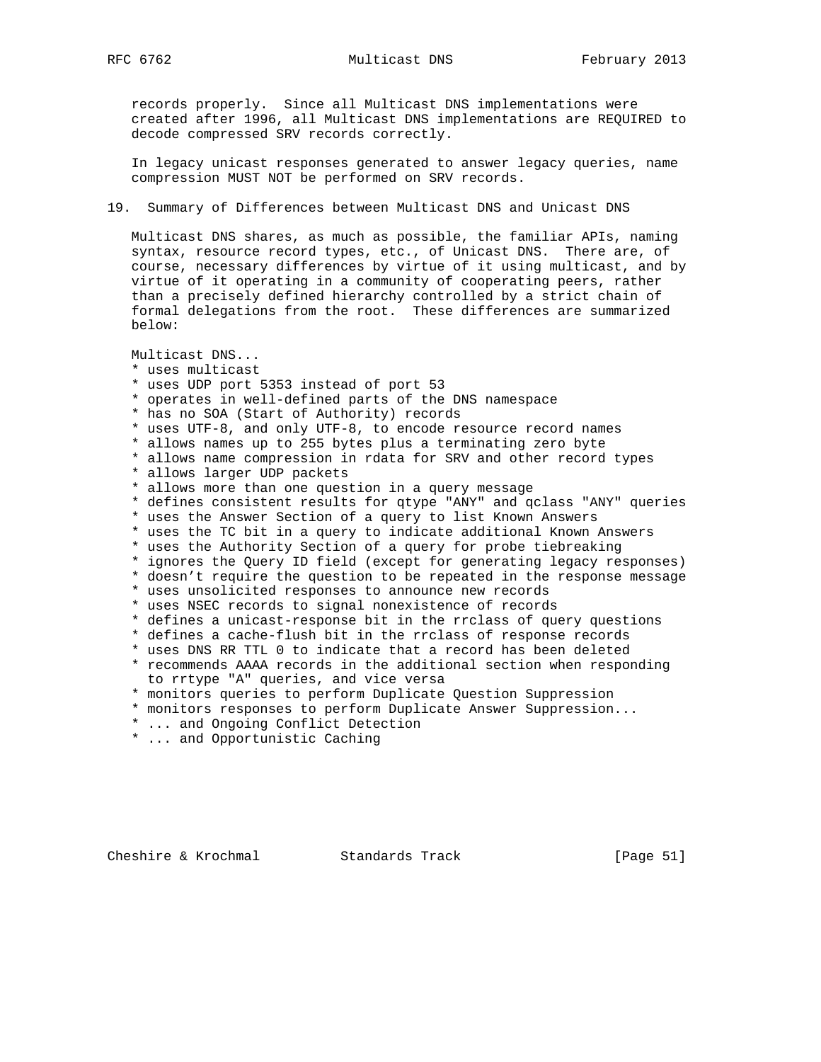records properly. Since all Multicast DNS implementations were created after 1996, all Multicast DNS implementations are REQUIRED to decode compressed SRV records correctly.

In legacy unicast responses generated to answer legacy queries, name compression MUST NOT be performed on SRV records.

## 19. Summary of Differences between Multicast DNS and Unicast DNS

Multicast DNS shares, as much as possible, the familiar APIs, naming syntax, resource record types, etc., of Unicast DNS. There are, of course, necessary differences by virtue of it using multicast, and by virtue of it operating in a community of cooperating peers, rather than a precisely defined hierarchy controlled by a strict chain of formal delegations from the root. These differences are summarized below:

Multicast DNS...

* uses multicast
* uses UDP port 5353 instead of port 53
* operates in well-defined parts of the DNS namespace
* has no SOA (Start of Authority) records
* uses UTF-8, and only UTF-8, to encode resource record names
* allows names up to 255 bytes plus a terminating zero byte
* allows name compression in rdata for SRV and other record types
* allows larger UDP packets
* allows more than one question in a query message
* defines consistent results for qtype "ANY" and qclass "ANY" queries
* uses the Answer Section of a query to list Known Answers
* uses the TC bit in a query to indicate additional Known Answers
* uses the Authority Section of a query for probe tiebreaking
* ignores the Query ID field (except for generating legacy responses)
* doesn’t require the question to be repeated in the response message
* uses unsolicited responses to announce new records
* uses NSEC records to signal nonexistence of records
* defines a unicast-response bit in the rrclass of query questions
* defines a cache-flush bit in the rrclass of response records
* uses DNS RR TTL 0 to indicate that a record has been deleted
* recommends AAAA records in the additional section when responding to rrtype "A" queries, and vice versa
* monitors queries to perform Duplicate Question Suppression
* monitors responses to perform Duplicate Answer Suppression...
* ... and Ongoing Conflict Detection
* ... and Opportunistic Caching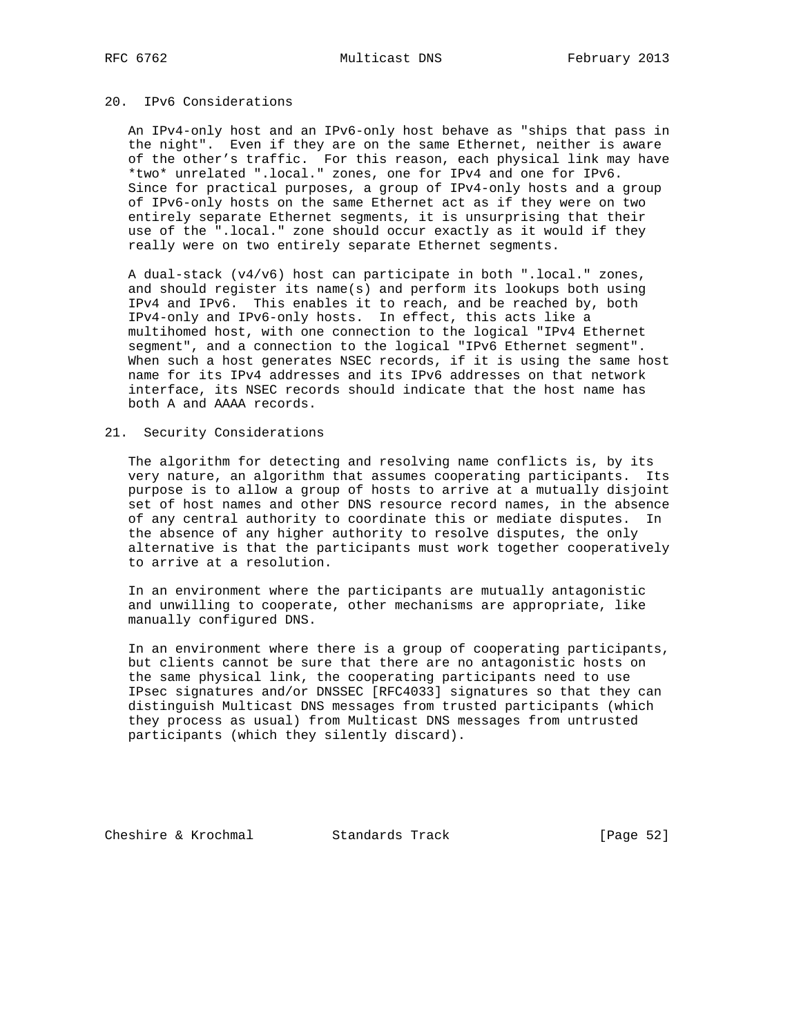## 20. IPv6 Considerations

An IPv4-only host and an IPv6-only host behave as "ships that pass in the night". Even if they are on the same Ethernet, neither is aware of the other's traffic. For this reason, each physical link may have *two* unrelated ".local." zones, one for IPv4 and one for IPv6. Since for practical purposes, a group of IPv4-only hosts and a group of IPv6-only hosts on the same Ethernet act as if they were on two entirely separate Ethernet segments, it is unsurprising that their use of the ".local." zone should occur exactly as it would if they really were on two entirely separate Ethernet segments.

A dual-stack (v4/v6) host can participate in both ".local." zones, and should register its name(s) and perform its lookups both using IPv4 and IPv6. This enables it to reach, and be reached by, both IPv4-only and IPv6-only hosts. In effect, this acts like a multihomed host, with one connection to the logical "IPv4 Ethernet segment", and a connection to the logical "IPv6 Ethernet segment". When such a host generates NSEC records, if it is using the same host name for its IPv4 addresses and its IPv6 addresses on that network interface, its NSEC records should indicate that the host name has both A and AAAA records.

## 21. Security Considerations

The algorithm for detecting and resolving name conflicts is, by its very nature, an algorithm that assumes cooperating participants. Its purpose is to allow a group of hosts to arrive at a mutually disjoint set of host names and other DNS resource record names, in the absence of any central authority to coordinate this or mediate disputes. In the absence of any higher authority to resolve disputes, the only alternative is that the participants must work together cooperatively to arrive at a resolution.

In an environment where the participants are mutually antagonistic and unwilling to cooperate, other mechanisms are appropriate, like manually configured DNS.

In an environment where there is a group of cooperating participants, but clients cannot be sure that there are no antagonistic hosts on the same physical link, the cooperating participants need to use IPsec signatures and/or DNSSEC [RFC4033] signatures so that they can distinguish Multicast DNS messages from trusted participants (which they process as usual) from Multicast DNS messages from untrusted participants (which they silently discard).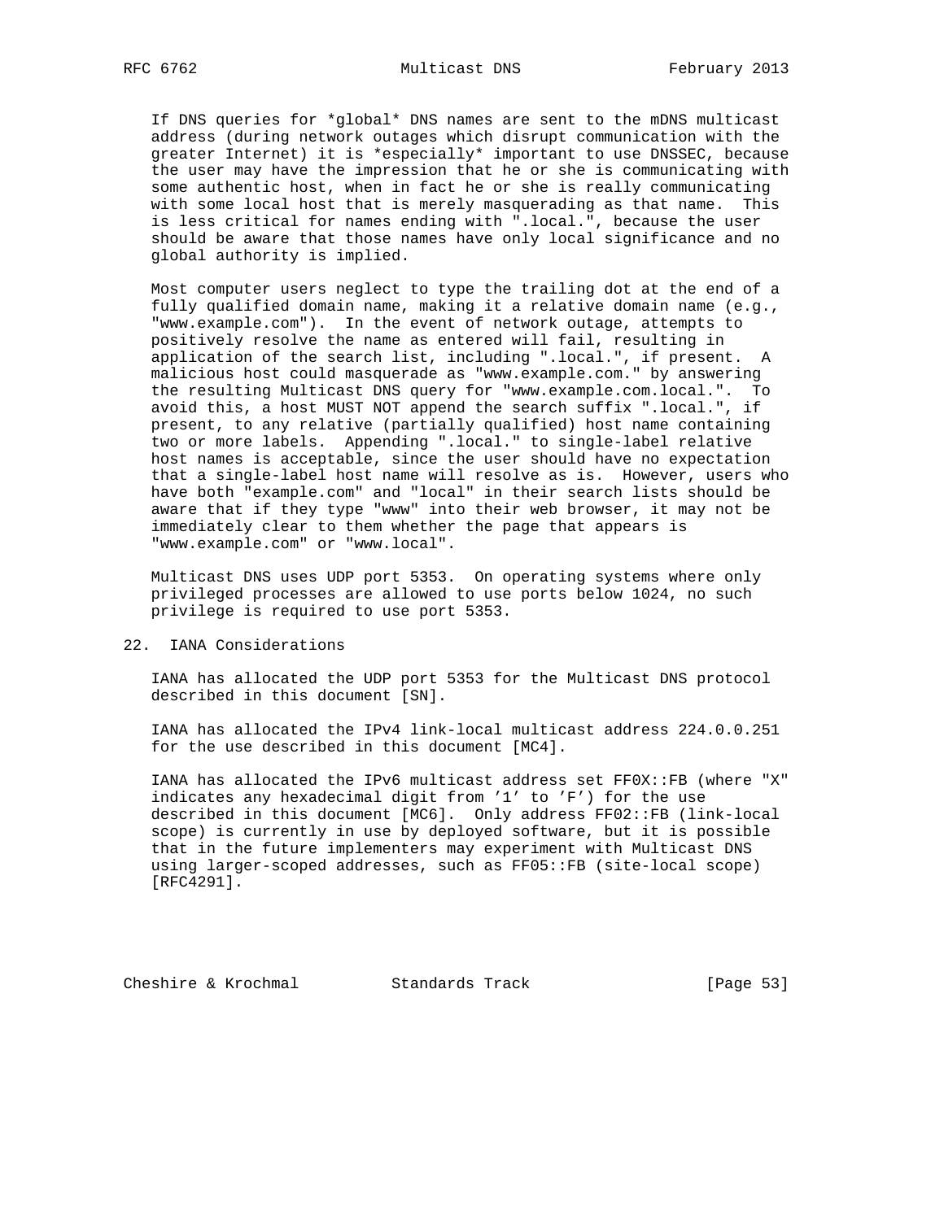If DNS queries for *global* DNS names are sent to the mDNS multicast address (during network outages which disrupt communication with the greater Internet) it is *especially* important to use DNSSEC, because the user may have the impression that he or she is communicating with some authentic host, when in fact he or she is really communicating with some local host that is merely masquerading as that name. This is less critical for names ending with ".local.", because the user should be aware that those names have only local significance and no global authority is implied.

Most computer users neglect to type the trailing dot at the end of a fully qualified domain name, making it a relative domain name (e.g., "www.example.com"). In the event of network outage, attempts to positively resolve the name as entered will fail, resulting in application of the search list, including ".local.", if present. A malicious host could masquerade as "www.example.com." by answering the resulting Multicast DNS query for "www.example.com.local.". To avoid this, a host MUST NOT append the search suffix ".local.", if present, to any relative (partially qualified) host name containing two or more labels. Appending ".local." to single-label relative host names is acceptable, since the user should have no expectation that a single-label host name will resolve as is. However, users who have both "example.com" and "local" in their search lists should be aware that if they type "www" into their web browser, it may not be immediately clear to them whether the page that appears is "www.example.com" or "www.local".

Multicast DNS uses UDP port 5353. On operating systems where only privileged processes are allowed to use ports below 1024, no such privilege is required to use port 5353.

## 22. IANA Considerations

IANA has allocated the UDP port 5353 for the Multicast DNS protocol described in this document [SN].

IANA has allocated the IPv4 link-local multicast address 224.0.0.251 for the use described in this document [MC4].

IANA has allocated the IPv6 multicast address set FF0X::FB (where "X" indicates any hexadecimal digit from '1' to 'F') for the use described in this document [MC6]. Only address FF02::FB (link-local scope) is currently in use by deployed software, but it is possible that in the future implementers may experiment with Multicast DNS using larger-scoped addresses, such as FF05::FB (site-local scope) [RFC4291].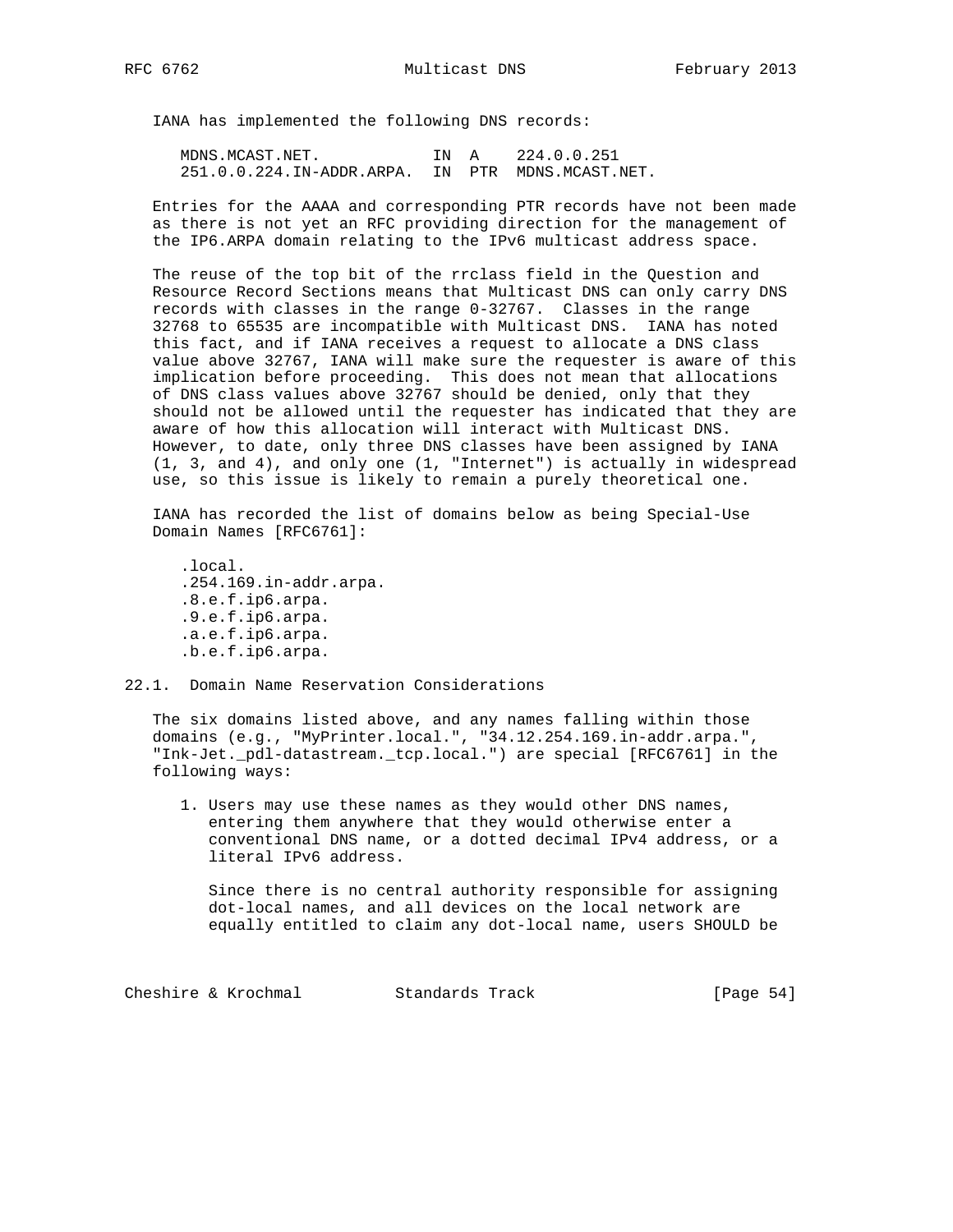IANA has implemented the following DNS records:

```
MDNS.MCAST.NET.            IN  A    224.0.0.251
251.0.0.224.IN-ADDR.ARPA.  IN  PTR  MDNS.MCAST.NET.
```

Entries for the AAAA and corresponding PTR records have not been made as there is not yet an RFC providing direction for the management of the IP6.ARPA domain relating to the IPv6 multicast address space.

The reuse of the top bit of the rrclass field in the Question and Resource Record Sections means that Multicast DNS can only carry DNS records with classes in the range 0-32767. Classes in the range 32768 to 65535 are incompatible with Multicast DNS. IANA has noted this fact, and if IANA receives a request to allocate a DNS class value above 32767, IANA will make sure the requester is aware of this implication before proceeding. This does not mean that allocations of DNS class values above 32767 should be denied, only that they should not be allowed until the requester has indicated that they are aware of how this allocation will interact with Multicast DNS. However, to date, only three DNS classes have been assigned by IANA (1, 3, and 4), and only one (1, "Internet") is actually in widespread use, so this issue is likely to remain a purely theoretical one.

IANA has recorded the list of domains below as being Special-Use Domain Names [RFC6761]:

```
.local.
.254.169.in-addr.arpa.
.8.e.f.ip6.arpa.
.9.e.f.ip6.arpa.
.a.e.f.ip6.arpa.
.b.e.f.ip6.arpa.
```

## 22.1. Domain Name Reservation Considerations

The six domains listed above, and any names falling within those domains (e.g., "MyPrinter.local.", "34.12.254.169.in-addr.arpa.", "Ink-Jet._pdl-datastream._tcp.local.") are special [RFC6761] in the following ways:

1. Users may use these names as they would other DNS names, entering them anywhere that they would otherwise enter a conventional DNS name, or a dotted decimal IPv4 address, or a literal IPv6 address.

   Since there is no central authority responsible for assigning dot-local names, and all devices on the local network are equally entitled to claim any dot-local name, users SHOULD be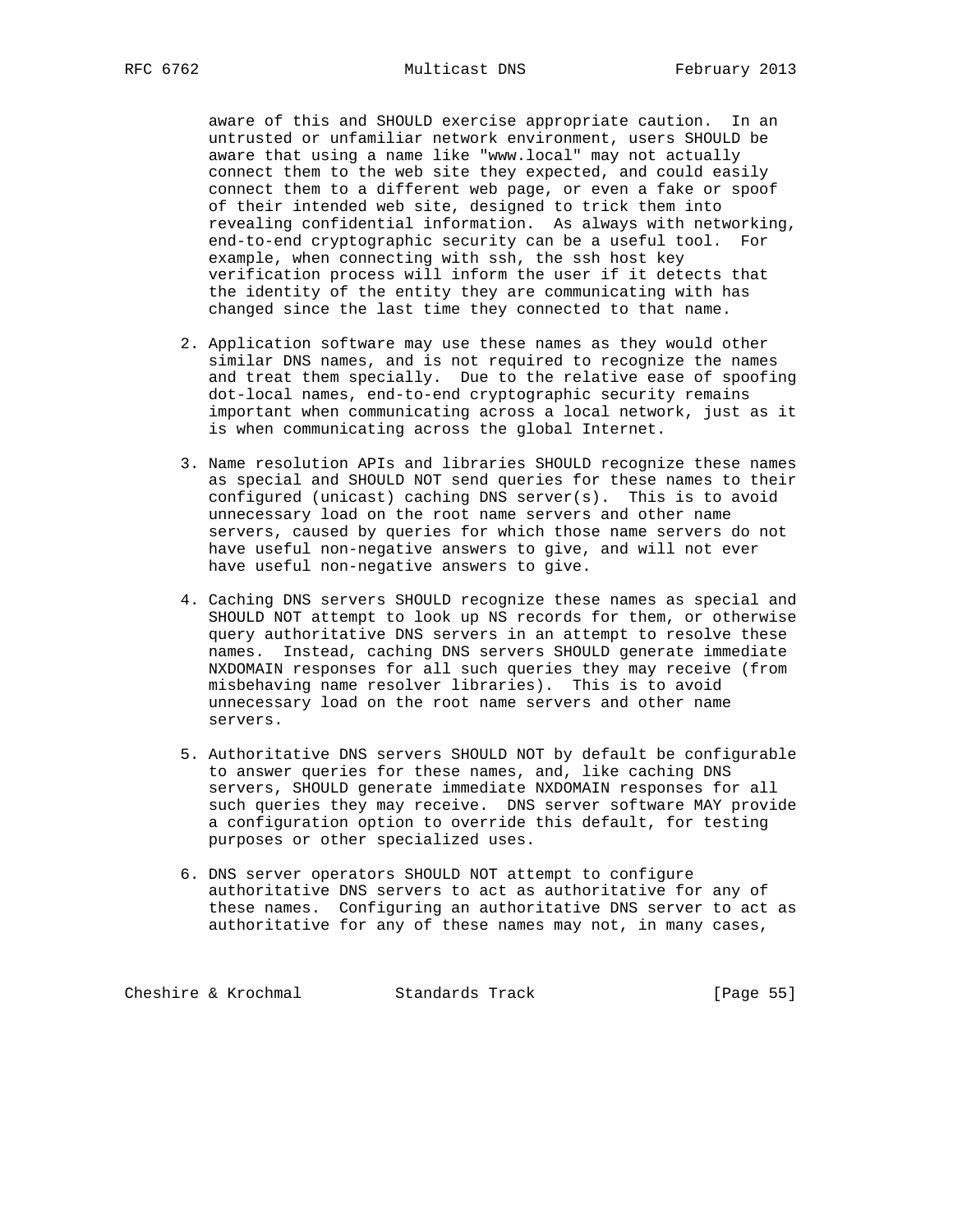aware of this and SHOULD exercise appropriate caution. In an untrusted or unfamiliar network environment, users SHOULD be aware that using a name like "www.local" may not actually connect them to the web site they expected, and could easily connect them to a different web page, or even a fake or spoof of their intended web site, designed to trick them into revealing confidential information. As always with networking, end-to-end cryptographic security can be a useful tool. For example, when connecting with ssh, the ssh host key verification process will inform the user if it detects that the identity of the entity they are communicating with has changed since the last time they connected to that name.

2. Application software may use these names as they would other similar DNS names, and is not required to recognize the names and treat them specially. Due to the relative ease of spoofing dot-local names, end-to-end cryptographic security remains important when communicating across a local network, just as it is when communicating across the global Internet.

3. Name resolution APIs and libraries SHOULD recognize these names as special and SHOULD NOT send queries for these names to their configured (unicast) caching DNS server(s). This is to avoid unnecessary load on the root name servers and other name servers, caused by queries for which those name servers do not have useful non-negative answers to give, and will not ever have useful non-negative answers to give.

4. Caching DNS servers SHOULD recognize these names as special and SHOULD NOT attempt to look up NS records for them, or otherwise query authoritative DNS servers in an attempt to resolve these names. Instead, caching DNS servers SHOULD generate immediate NXDOMAIN responses for all such queries they may receive (from misbehaving name resolver libraries). This is to avoid unnecessary load on the root name servers and other name servers.

5. Authoritative DNS servers SHOULD NOT by default be configurable to answer queries for these names, and, like caching DNS servers, SHOULD generate immediate NXDOMAIN responses for all such queries they may receive. DNS server software MAY provide a configuration option to override this default, for testing purposes or other specialized uses.

6. DNS server operators SHOULD NOT attempt to configure authoritative DNS servers to act as authoritative for any of these names. Configuring an authoritative DNS server to act as authoritative for any of these names may not, in many cases,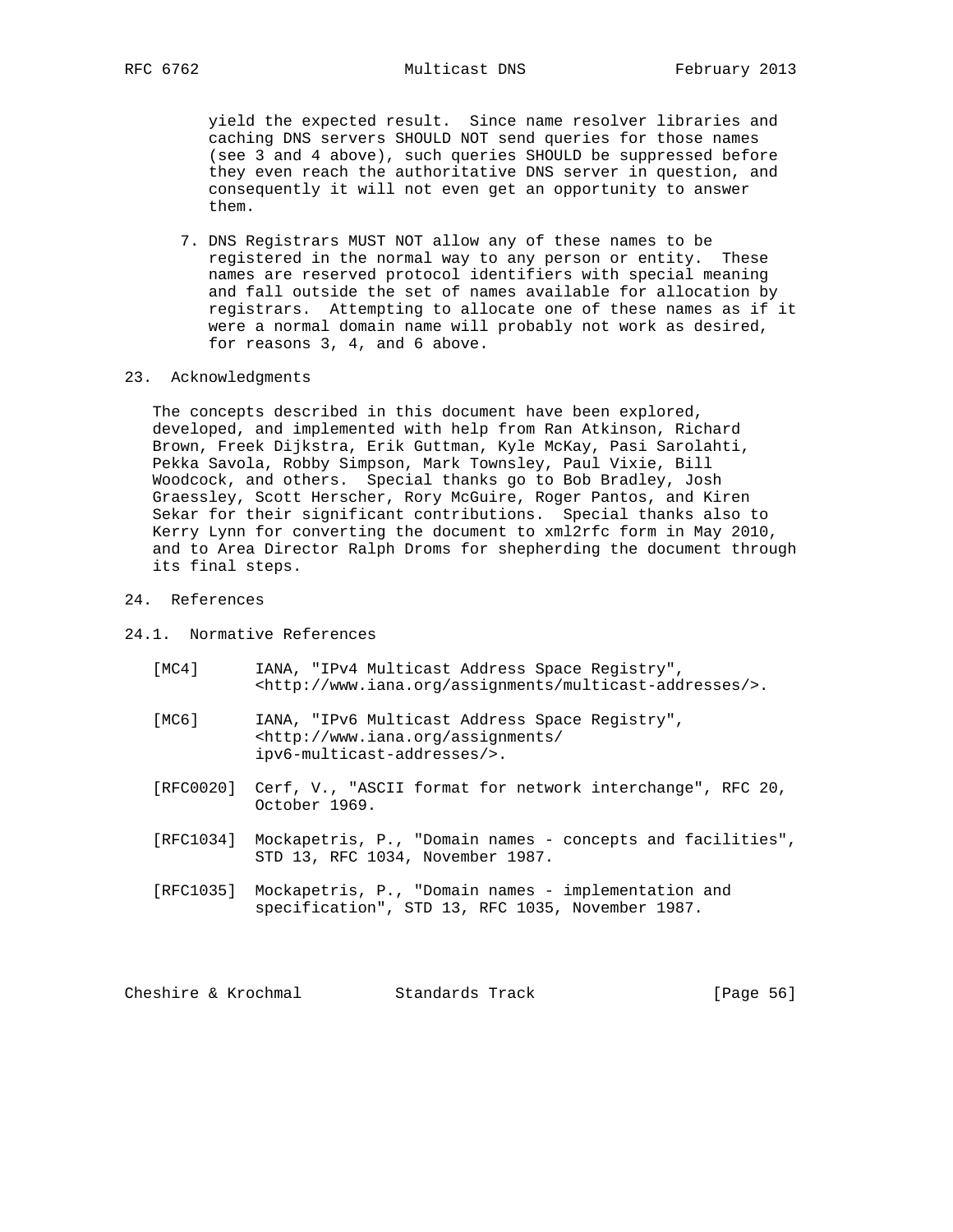yield the expected result. Since name resolver libraries and caching DNS servers SHOULD NOT send queries for those names (see 3 and 4 above), such queries SHOULD be suppressed before they even reach the authoritative DNS server in question, and consequently it will not even get an opportunity to answer them.

7. DNS Registrars MUST NOT allow any of these names to be registered in the normal way to any person or entity. These names are reserved protocol identifiers with special meaning and fall outside the set of names available for allocation by registrars. Attempting to allocate one of these names as if it were a normal domain name will probably not work as desired, for reasons 3, 4, and 6 above.

## 23. Acknowledgments

The concepts described in this document have been explored, developed, and implemented with help from Ran Atkinson, Richard Brown, Freek Dijkstra, Erik Guttman, Kyle McKay, Pasi Sarolahti, Pekka Savola, Robby Simpson, Mark Townsley, Paul Vixie, Bill Woodcock, and others. Special thanks go to Bob Bradley, Josh Graessley, Scott Herscher, Rory McGuire, Roger Pantos, and Kiren Sekar for their significant contributions. Special thanks also to Kerry Lynn for converting the document to xml2rfc form in May 2010, and to Area Director Ralph Droms for shepherding the document through its final steps.

## 24. References

### 24.1. Normative References

[MC4] IANA, "IPv4 Multicast Address Space Registry", <http://www.iana.org/assignments/multicast-addresses/>.

[MC6] IANA, "IPv6 Multicast Address Space Registry", <http://www.iana.org/assignments/ipv6-multicast-addresses/>.

[RFC0020] Cerf, V., "ASCII format for network interchange", RFC 20, October 1969.

[RFC1034] Mockapetris, P., "Domain names - concepts and facilities", STD 13, RFC 1034, November 1987.

[RFC1035] Mockapetris, P., "Domain names - implementation and specification", STD 13, RFC 1035, November 1987.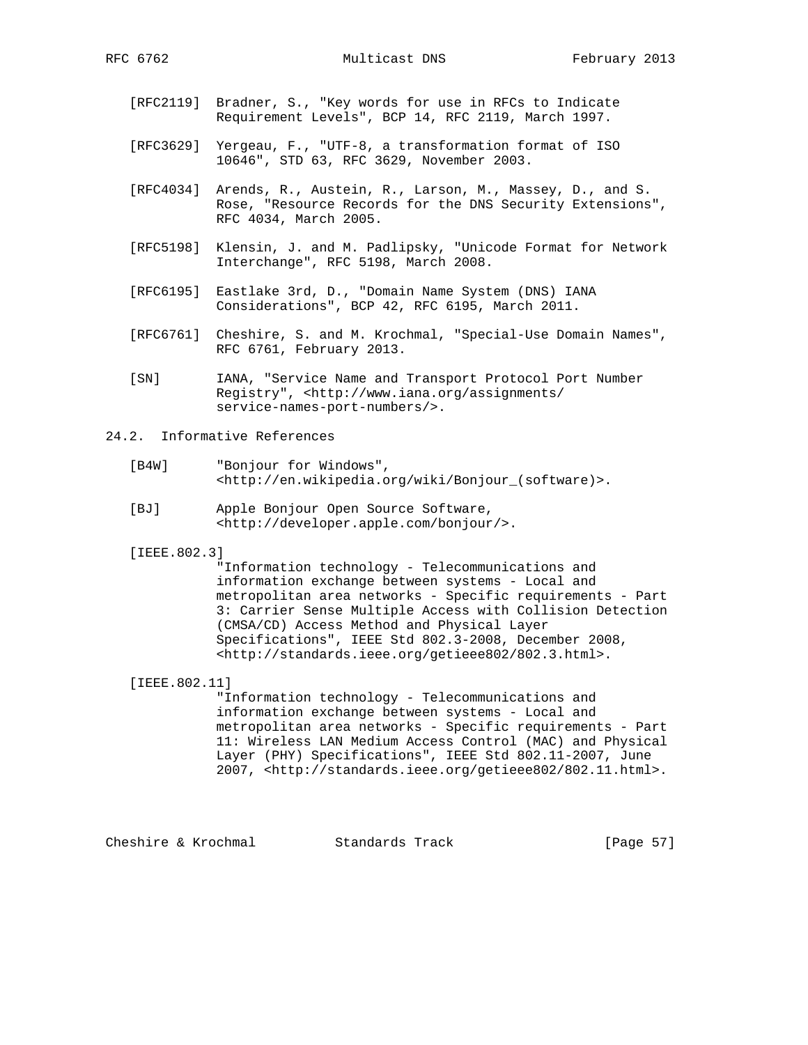[RFC2119] Bradner, S., "Key words for use in RFCs to Indicate Requirement Levels", BCP 14, RFC 2119, March 1997.

[RFC3629] Yergeau, F., "UTF-8, a transformation format of ISO 10646", STD 63, RFC 3629, November 2003.

[RFC4034] Arends, R., Austein, R., Larson, M., Massey, D., and S. Rose, "Resource Records for the DNS Security Extensions", RFC 4034, March 2005.

[RFC5198] Klensin, J. and M. Padlipsky, "Unicode Format for Network Interchange", RFC 5198, March 2008.

[RFC6195] Eastlake 3rd, D., "Domain Name System (DNS) IANA Considerations", BCP 42, RFC 6195, March 2011.

[RFC6761] Cheshire, S. and M. Krochmal, "Special-Use Domain Names", RFC 6761, February 2013.

[SN] IANA, "Service Name and Transport Protocol Port Number Registry", <http://www.iana.org/assignments/service-names-port-numbers/>.

## 24.2. Informative References

[B4W] "Bonjour for Windows", <http://en.wikipedia.org/wiki/Bonjour_(software)>.

[BJ] Apple Bonjour Open Source Software, <http://developer.apple.com/bonjour/>.

[IEEE.802.3] "Information technology - Telecommunications and information exchange between systems - Local and metropolitan area networks - Specific requirements - Part 3: Carrier Sense Multiple Access with Collision Detection (CMSA/CD) Access Method and Physical Layer Specifications", IEEE Std 802.3-2008, December 2008, <http://standards.ieee.org/getieee802/802.3.html>.

[IEEE.802.11] "Information technology - Telecommunications and information exchange between systems - Local and metropolitan area networks - Specific requirements - Part 11: Wireless LAN Medium Access Control (MAC) and Physical Layer (PHY) Specifications", IEEE Std 802.11-2007, June 2007, <http://standards.ieee.org/getieee802/802.11.html>.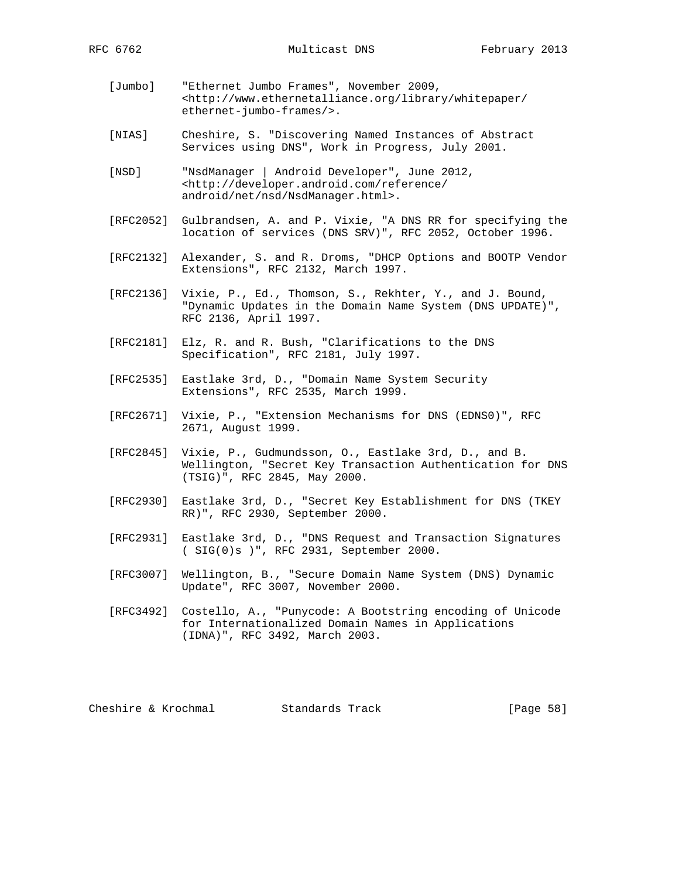[Jumbo] "Ethernet Jumbo Frames", November 2009, <http://www.ethernetalliance.org/library/whitepaper/ethernet-jumbo-frames/>.

[NIAS] Cheshire, S. "Discovering Named Instances of Abstract Services using DNS", Work in Progress, July 2001.

[NSD] "NsdManager | Android Developer", June 2012, <http://developer.android.com/reference/android/net/nsd/NsdManager.html>.

[RFC2052] Gulbrandsen, A. and P. Vixie, "A DNS RR for specifying the location of services (DNS SRV)", RFC 2052, October 1996.

[RFC2132] Alexander, S. and R. Droms, "DHCP Options and BOOTP Vendor Extensions", RFC 2132, March 1997.

[RFC2136] Vixie, P., Ed., Thomson, S., Rekhter, Y., and J. Bound, "Dynamic Updates in the Domain Name System (DNS UPDATE)", RFC 2136, April 1997.

[RFC2181] Elz, R. and R. Bush, "Clarifications to the DNS Specification", RFC 2181, July 1997.

[RFC2535] Eastlake 3rd, D., "Domain Name System Security Extensions", RFC 2535, March 1999.

[RFC2671] Vixie, P., "Extension Mechanisms for DNS (EDNS0)", RFC 2671, August 1999.

[RFC2845] Vixie, P., Gudmundsson, O., Eastlake 3rd, D., and B. Wellington, "Secret Key Transaction Authentication for DNS (TSIG)", RFC 2845, May 2000.

[RFC2930] Eastlake 3rd, D., "Secret Key Establishment for DNS (TKEY RR)", RFC 2930, September 2000.

[RFC2931] Eastlake 3rd, D., "DNS Request and Transaction Signatures ( SIG(0)s )", RFC 2931, September 2000.

[RFC3007] Wellington, B., "Secure Domain Name System (DNS) Dynamic Update", RFC 3007, November 2000.

[RFC3492] Costello, A., "Punycode: A Bootstring encoding of Unicode for Internationalized Domain Names in Applications (IDNA)", RFC 3492, March 2003.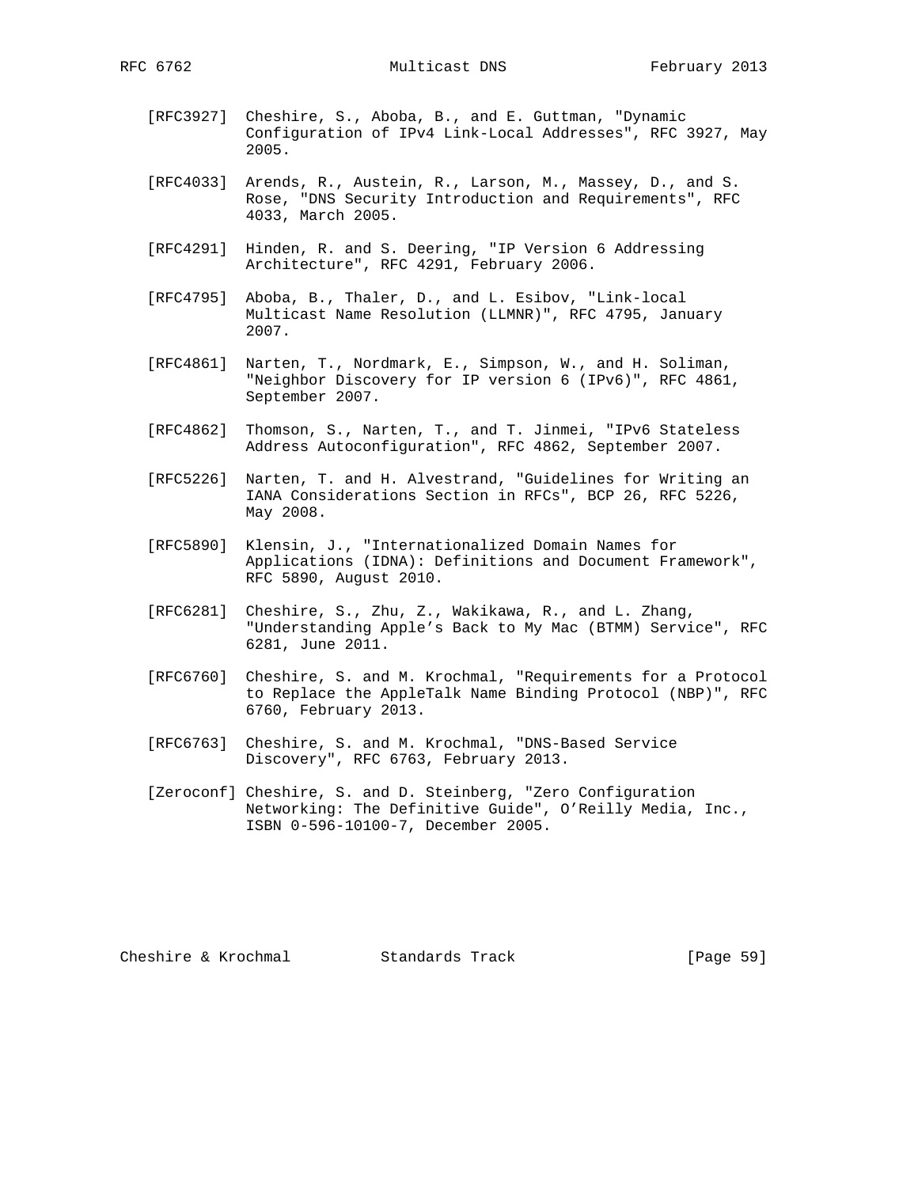[RFC3927] Cheshire, S., Aboba, B., and E. Guttman, "Dynamic Configuration of IPv4 Link-Local Addresses", RFC 3927, May 2005.

[RFC4033] Arends, R., Austein, R., Larson, M., Massey, D., and S. Rose, "DNS Security Introduction and Requirements", RFC 4033, March 2005.

[RFC4291] Hinden, R. and S. Deering, "IP Version 6 Addressing Architecture", RFC 4291, February 2006.

[RFC4795] Aboba, B., Thaler, D., and L. Esibov, "Link-local Multicast Name Resolution (LLMNR)", RFC 4795, January 2007.

[RFC4861] Narten, T., Nordmark, E., Simpson, W., and H. Soliman, "Neighbor Discovery for IP version 6 (IPv6)", RFC 4861, September 2007.

[RFC4862] Thomson, S., Narten, T., and T. Jinmei, "IPv6 Stateless Address Autoconfiguration", RFC 4862, September 2007.

[RFC5226] Narten, T. and H. Alvestrand, "Guidelines for Writing an IANA Considerations Section in RFCs", BCP 26, RFC 5226, May 2008.

[RFC5890] Klensin, J., "Internationalized Domain Names for Applications (IDNA): Definitions and Document Framework", RFC 5890, August 2010.

[RFC6281] Cheshire, S., Zhu, Z., Wakikawa, R., and L. Zhang, "Understanding Apple's Back to My Mac (BTMM) Service", RFC 6281, June 2011.

[RFC6760] Cheshire, S. and M. Krochmal, "Requirements for a Protocol to Replace the AppleTalk Name Binding Protocol (NBP)", RFC 6760, February 2013.

[RFC6763] Cheshire, S. and M. Krochmal, "DNS-Based Service Discovery", RFC 6763, February 2013.

[Zeroconf] Cheshire, S. and D. Steinberg, "Zero Configuration Networking: The Definitive Guide", O'Reilly Media, Inc., ISBN 0-596-10100-7, December 2005.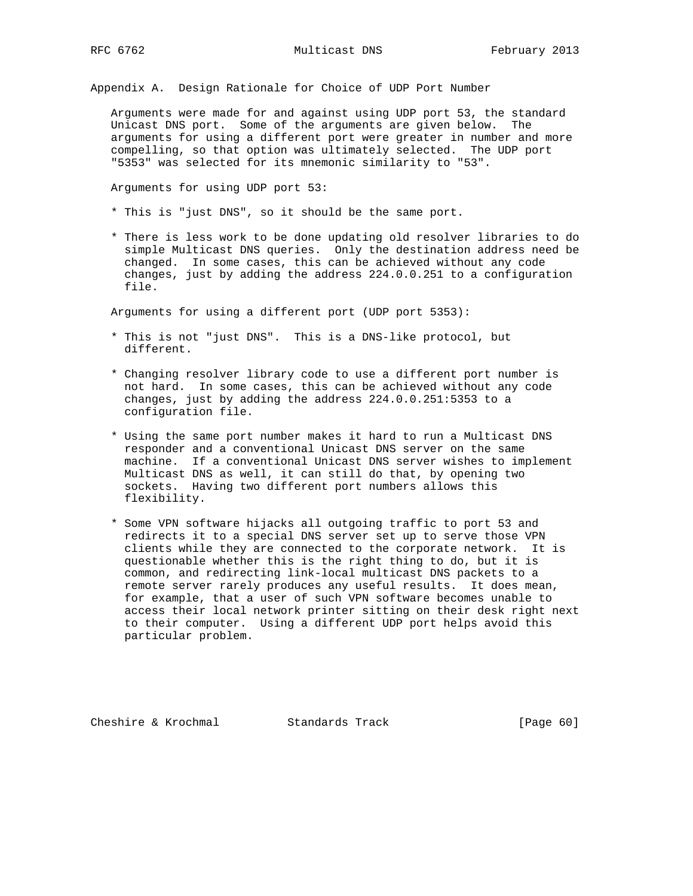## Appendix A. Design Rationale for Choice of UDP Port Number

Arguments were made for and against using UDP port 53, the standard Unicast DNS port. Some of the arguments are given below. The arguments for using a different port were greater in number and more compelling, so that option was ultimately selected. The UDP port "5353" was selected for its mnemonic similarity to "53".

Arguments for using UDP port 53:

* This is "just DNS", so it should be the same port.
* There is less work to be done updating old resolver libraries to do simple Multicast DNS queries. Only the destination address need be changed. In some cases, this can be achieved without any code changes, just by adding the address 224.0.0.251 to a configuration file.

Arguments for using a different port (UDP port 5353):

* This is not "just DNS". This is a DNS-like protocol, but different.
* Changing resolver library code to use a different port number is not hard. In some cases, this can be achieved without any code changes, just by adding the address 224.0.0.251:5353 to a configuration file.
* Using the same port number makes it hard to run a Multicast DNS responder and a conventional Unicast DNS server on the same machine. If a conventional Unicast DNS server wishes to implement Multicast DNS as well, it can still do that, by opening two sockets. Having two different port numbers allows this flexibility.
* Some VPN software hijacks all outgoing traffic to port 53 and redirects it to a special DNS server set up to serve those VPN clients while they are connected to the corporate network. It is questionable whether this is the right thing to do, but it is common, and redirecting link-local multicast DNS packets to a remote server rarely produces any useful results. It does mean, for example, that a user of such VPN software becomes unable to access their local network printer sitting on their desk right next to their computer. Using a different UDP port helps avoid this particular problem.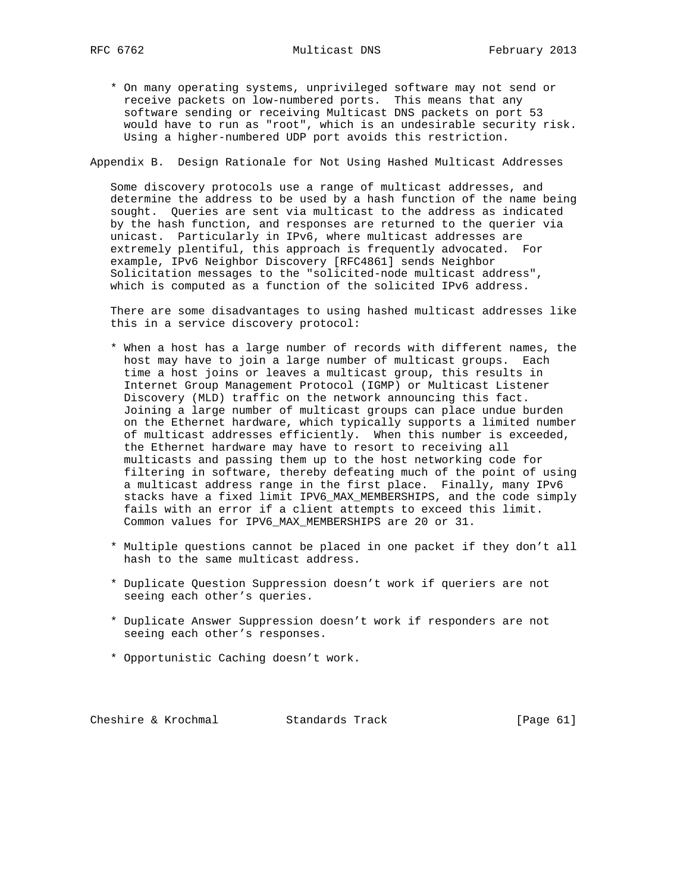* On many operating systems, unprivileged software may not send or receive packets on low-numbered ports. This means that any software sending or receiving Multicast DNS packets on port 53 would have to run as "root", which is an undesirable security risk. Using a higher-numbered UDP port avoids this restriction.

## Appendix B. Design Rationale for Not Using Hashed Multicast Addresses

Some discovery protocols use a range of multicast addresses, and determine the address to be used by a hash function of the name being sought. Queries are sent via multicast to the address as indicated by the hash function, and responses are returned to the querier via unicast. Particularly in IPv6, where multicast addresses are extremely plentiful, this approach is frequently advocated. For example, IPv6 Neighbor Discovery [RFC4861] sends Neighbor Solicitation messages to the "solicited-node multicast address", which is computed as a function of the solicited IPv6 address.

There are some disadvantages to using hashed multicast addresses like this in a service discovery protocol:

* When a host has a large number of records with different names, the host may have to join a large number of multicast groups. Each time a host joins or leaves a multicast group, this results in Internet Group Management Protocol (IGMP) or Multicast Listener Discovery (MLD) traffic on the network announcing this fact. Joining a large number of multicast groups can place undue burden on the Ethernet hardware, which typically supports a limited number of multicast addresses efficiently. When this number is exceeded, the Ethernet hardware may have to resort to receiving all multicasts and passing them up to the host networking code for filtering in software, thereby defeating much of the point of using a multicast address range in the first place. Finally, many IPv6 stacks have a fixed limit IPV6_MAX_MEMBERSHIPS, and the code simply fails with an error if a client attempts to exceed this limit. Common values for IPV6_MAX_MEMBERSHIPS are 20 or 31.

* Multiple questions cannot be placed in one packet if they don't all hash to the same multicast address.

* Duplicate Question Suppression doesn't work if queriers are not seeing each other's queries.

* Duplicate Answer Suppression doesn't work if responders are not seeing each other's responses.

* Opportunistic Caching doesn't work.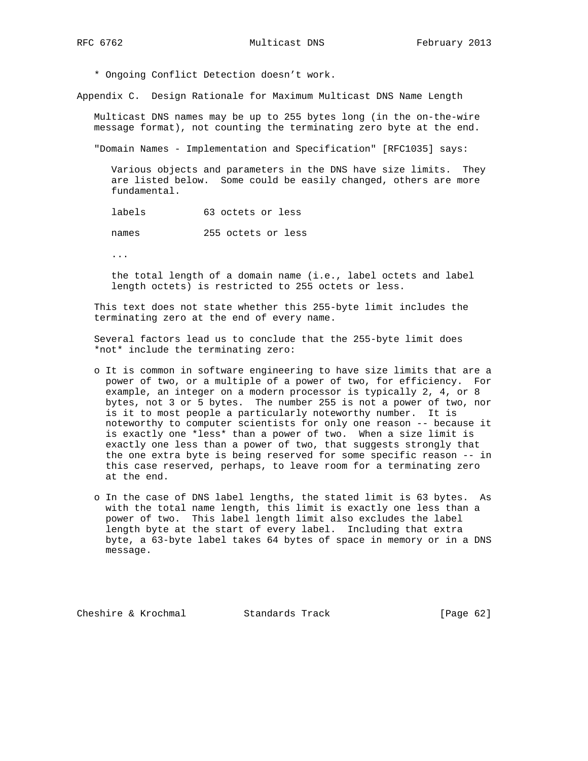* Ongoing Conflict Detection doesn't work.

## Appendix C. Design Rationale for Maximum Multicast DNS Name Length

Multicast DNS names may be up to 255 bytes long (in the on-the-wire message format), not counting the terminating zero byte at the end.

"Domain Names - Implementation and Specification" [RFC1035] says:

> Various objects and parameters in the DNS have size limits. They are listed below. Some could be easily changed, others are more fundamental.
>
> labels          63 octets or less
>
> names           255 octets or less
>
> ...
>
> the total length of a domain name (i.e., label octets and label length octets) is restricted to 255 octets or less.

This text does not state whether this 255-byte limit includes the terminating zero at the end of every name.

Several factors lead us to conclude that the 255-byte limit does *not* include the terminating zero:

- It is common in software engineering to have size limits that are a power of two, or a multiple of a power of two, for efficiency. For example, an integer on a modern processor is typically 2, 4, or 8 bytes, not 3 or 5 bytes. The number 255 is not a power of two, nor is it to most people a particularly noteworthy number. It is noteworthy to computer scientists for only one reason -- because it is exactly one *less* than a power of two. When a size limit is exactly one less than a power of two, that suggests strongly that the one extra byte is being reserved for some specific reason -- in this case reserved, perhaps, to leave room for a terminating zero at the end.

- In the case of DNS label lengths, the stated limit is 63 bytes. As with the total name length, this limit is exactly one less than a power of two. This label length limit also excludes the label length byte at the start of every label. Including that extra byte, a 63-byte label takes 64 bytes of space in memory or in a DNS message.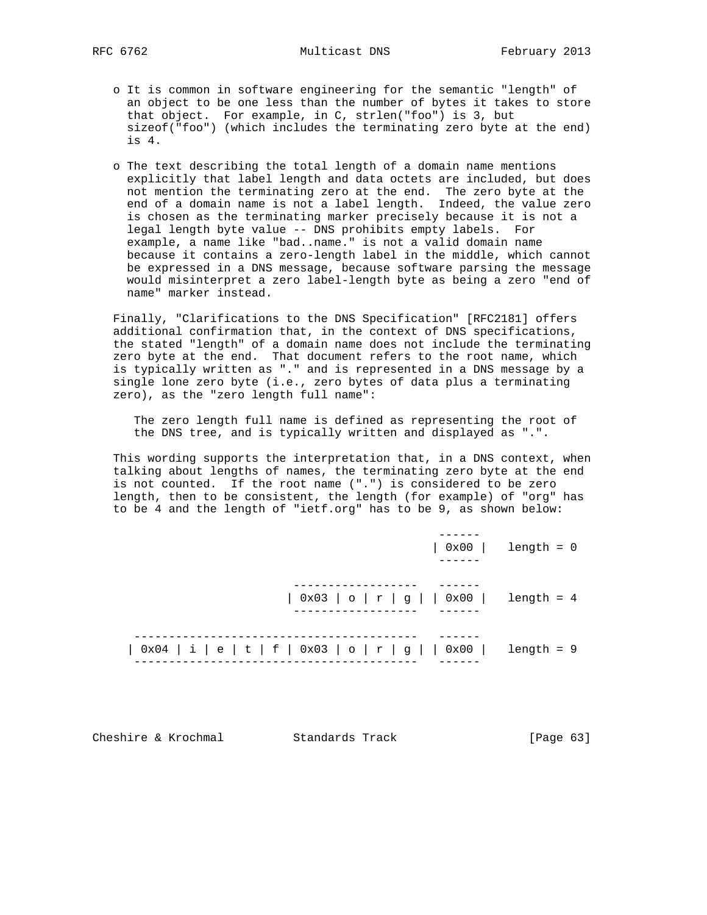- It is common in software engineering for the semantic "length" of an object to be one less than the number of bytes it takes to store that object. For example, in C, strlen("foo") is 3, but sizeof("foo") (which includes the terminating zero byte at the end) is 4.

- The text describing the total length of a domain name mentions explicitly that label length and data octets are included, but does not mention the terminating zero at the end. The zero byte at the end of a domain name is not a label length. Indeed, the value zero is chosen as the terminating marker precisely because it is not a legal length byte value -- DNS prohibits empty labels. For example, a name like "bad..name." is not a valid domain name because it contains a zero-length label in the middle, which cannot be expressed in a DNS message, because software parsing the message would misinterpret a zero label-length byte as being a zero "end of name" marker instead.

Finally, "Clarifications to the DNS Specification" [RFC2181] offers additional confirmation that, in the context of DNS specifications, the stated "length" of a domain name does not include the terminating zero byte at the end. That document refers to the root name, which is typically written as "." and is represented in a DNS message by a single lone zero byte (i.e., zero bytes of data plus a terminating zero), as the "zero length full name":

> The zero length full name is defined as representing the root of the DNS tree, and is typically written and displayed as ".".

This wording supports the interpretation that, in a DNS context, when talking about lengths of names, the terminating zero byte at the end is not counted. If the root name (".") is considered to be zero length, then to be consistent, the length (for example) of "org" has to be 4 and the length of "ietf.org" has to be 9, as shown below:

```
                                                 ------
                                                | 0x00 |   length = 0
                                                 ------

                             ------------------   ------
                            | 0x03 | o | r | g | | 0x00 |   length = 4
                             ------------------   ------

      -----------------------------------------   ------
     | 0x04 | i | e | t | f | 0x03 | o | r | g | | 0x00 |   length = 9
      -----------------------------------------   ------
```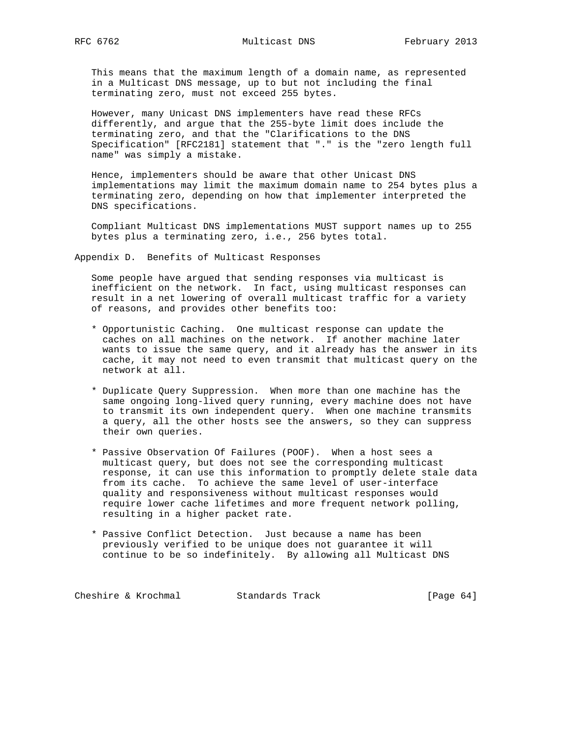This means that the maximum length of a domain name, as represented in a Multicast DNS message, up to but not including the final terminating zero, must not exceed 255 bytes.

However, many Unicast DNS implementers have read these RFCs differently, and argue that the 255-byte limit does include the terminating zero, and that the "Clarifications to the DNS Specification" [RFC2181] statement that "." is the "zero length full name" was simply a mistake.

Hence, implementers should be aware that other Unicast DNS implementations may limit the maximum domain name to 254 bytes plus a terminating zero, depending on how that implementer interpreted the DNS specifications.

Compliant Multicast DNS implementations MUST support names up to 255 bytes plus a terminating zero, i.e., 256 bytes total.

## Appendix D. Benefits of Multicast Responses

Some people have argued that sending responses via multicast is inefficient on the network. In fact, using multicast responses can result in a net lowering of overall multicast traffic for a variety of reasons, and provides other benefits too:

* Opportunistic Caching. One multicast response can update the caches on all machines on the network. If another machine later wants to issue the same query, and it already has the answer in its cache, it may not need to even transmit that multicast query on the network at all.

* Duplicate Query Suppression. When more than one machine has the same ongoing long-lived query running, every machine does not have to transmit its own independent query. When one machine transmits a query, all the other hosts see the answers, so they can suppress their own queries.

* Passive Observation Of Failures (POOF). When a host sees a multicast query, but does not see the corresponding multicast response, it can use this information to promptly delete stale data from its cache. To achieve the same level of user-interface quality and responsiveness without multicast responses would require lower cache lifetimes and more frequent network polling, resulting in a higher packet rate.

* Passive Conflict Detection. Just because a name has been previously verified to be unique does not guarantee it will continue to be so indefinitely. By allowing all Multicast DNS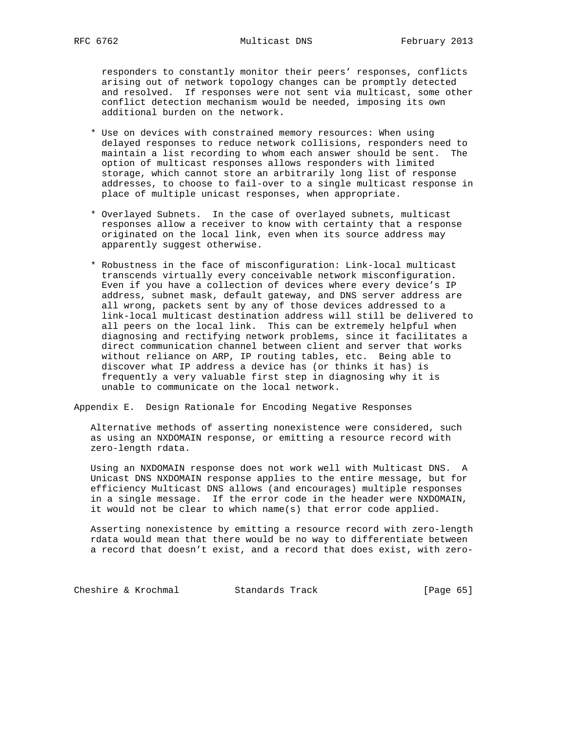responders to constantly monitor their peers' responses, conflicts arising out of network topology changes can be promptly detected and resolved. If responses were not sent via multicast, some other conflict detection mechanism would be needed, imposing its own additional burden on the network.

* Use on devices with constrained memory resources: When using delayed responses to reduce network collisions, responders need to maintain a list recording to whom each answer should be sent. The option of multicast responses allows responders with limited storage, which cannot store an arbitrarily long list of response addresses, to choose to fail-over to a single multicast response in place of multiple unicast responses, when appropriate.

* Overlayed Subnets. In the case of overlayed subnets, multicast responses allow a receiver to know with certainty that a response originated on the local link, even when its source address may apparently suggest otherwise.

* Robustness in the face of misconfiguration: Link-local multicast transcends virtually every conceivable network misconfiguration. Even if you have a collection of devices where every device's IP address, subnet mask, default gateway, and DNS server address are all wrong, packets sent by any of those devices addressed to a link-local multicast destination address will still be delivered to all peers on the local link. This can be extremely helpful when diagnosing and rectifying network problems, since it facilitates a direct communication channel between client and server that works without reliance on ARP, IP routing tables, etc. Being able to discover what IP address a device has (or thinks it has) is frequently a very valuable first step in diagnosing why it is unable to communicate on the local network.

## Appendix E. Design Rationale for Encoding Negative Responses

Alternative methods of asserting nonexistence were considered, such as using an NXDOMAIN response, or emitting a resource record with zero-length rdata.

Using an NXDOMAIN response does not work well with Multicast DNS. A Unicast DNS NXDOMAIN response applies to the entire message, but for efficiency Multicast DNS allows (and encourages) multiple responses in a single message. If the error code in the header were NXDOMAIN, it would not be clear to which name(s) that error code applied.

Asserting nonexistence by emitting a resource record with zero-length rdata would mean that there would be no way to differentiate between a record that doesn't exist, and a record that does exist, with zero-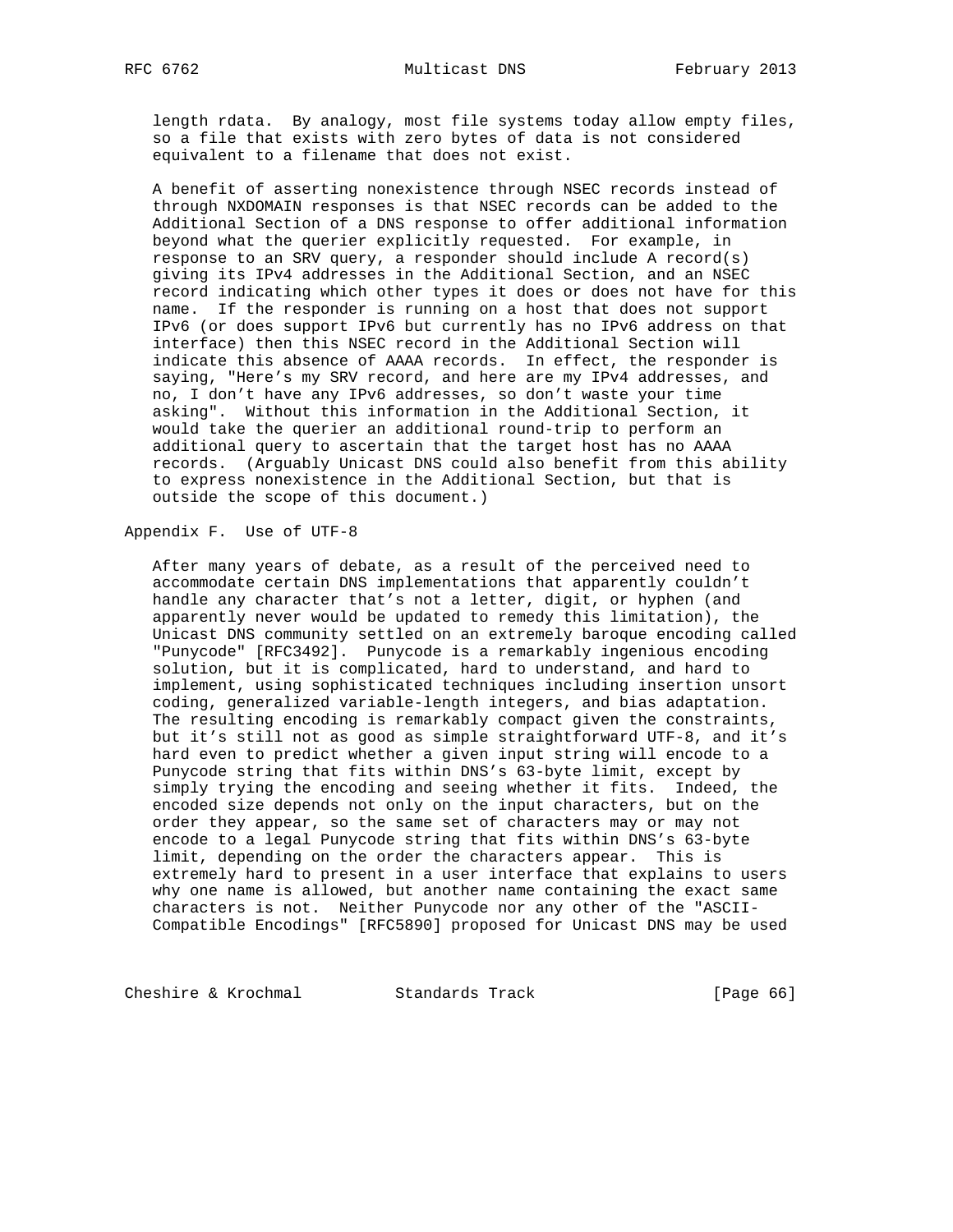length rdata. By analogy, most file systems today allow empty files, so a file that exists with zero bytes of data is not considered equivalent to a filename that does not exist.

A benefit of asserting nonexistence through NSEC records instead of through NXDOMAIN responses is that NSEC records can be added to the Additional Section of a DNS response to offer additional information beyond what the querier explicitly requested. For example, in response to an SRV query, a responder should include A record(s) giving its IPv4 addresses in the Additional Section, and an NSEC record indicating which other types it does or does not have for this name. If the responder is running on a host that does not support IPv6 (or does support IPv6 but currently has no IPv6 address on that interface) then this NSEC record in the Additional Section will indicate this absence of AAAA records. In effect, the responder is saying, "Here's my SRV record, and here are my IPv4 addresses, and no, I don't have any IPv6 addresses, so don't waste your time asking". Without this information in the Additional Section, it would take the querier an additional round-trip to perform an additional query to ascertain that the target host has no AAAA records. (Arguably Unicast DNS could also benefit from this ability to express nonexistence in the Additional Section, but that is outside the scope of this document.)

## Appendix F. Use of UTF-8

After many years of debate, as a result of the perceived need to accommodate certain DNS implementations that apparently couldn't handle any character that's not a letter, digit, or hyphen (and apparently never would be updated to remedy this limitation), the Unicast DNS community settled on an extremely baroque encoding called "Punycode" [RFC3492]. Punycode is a remarkably ingenious encoding solution, but it is complicated, hard to understand, and hard to implement, using sophisticated techniques including insertion unsort coding, generalized variable-length integers, and bias adaptation. The resulting encoding is remarkably compact given the constraints, but it's still not as good as simple straightforward UTF-8, and it's hard even to predict whether a given input string will encode to a Punycode string that fits within DNS's 63-byte limit, except by simply trying the encoding and seeing whether it fits. Indeed, the encoded size depends not only on the input characters, but on the order they appear, so the same set of characters may or may not encode to a legal Punycode string that fits within DNS's 63-byte limit, depending on the order the characters appear. This is extremely hard to present in a user interface that explains to users why one name is allowed, but another name containing the exact same characters is not. Neither Punycode nor any other of the "ASCII-Compatible Encodings" [RFC5890] proposed for Unicast DNS may be used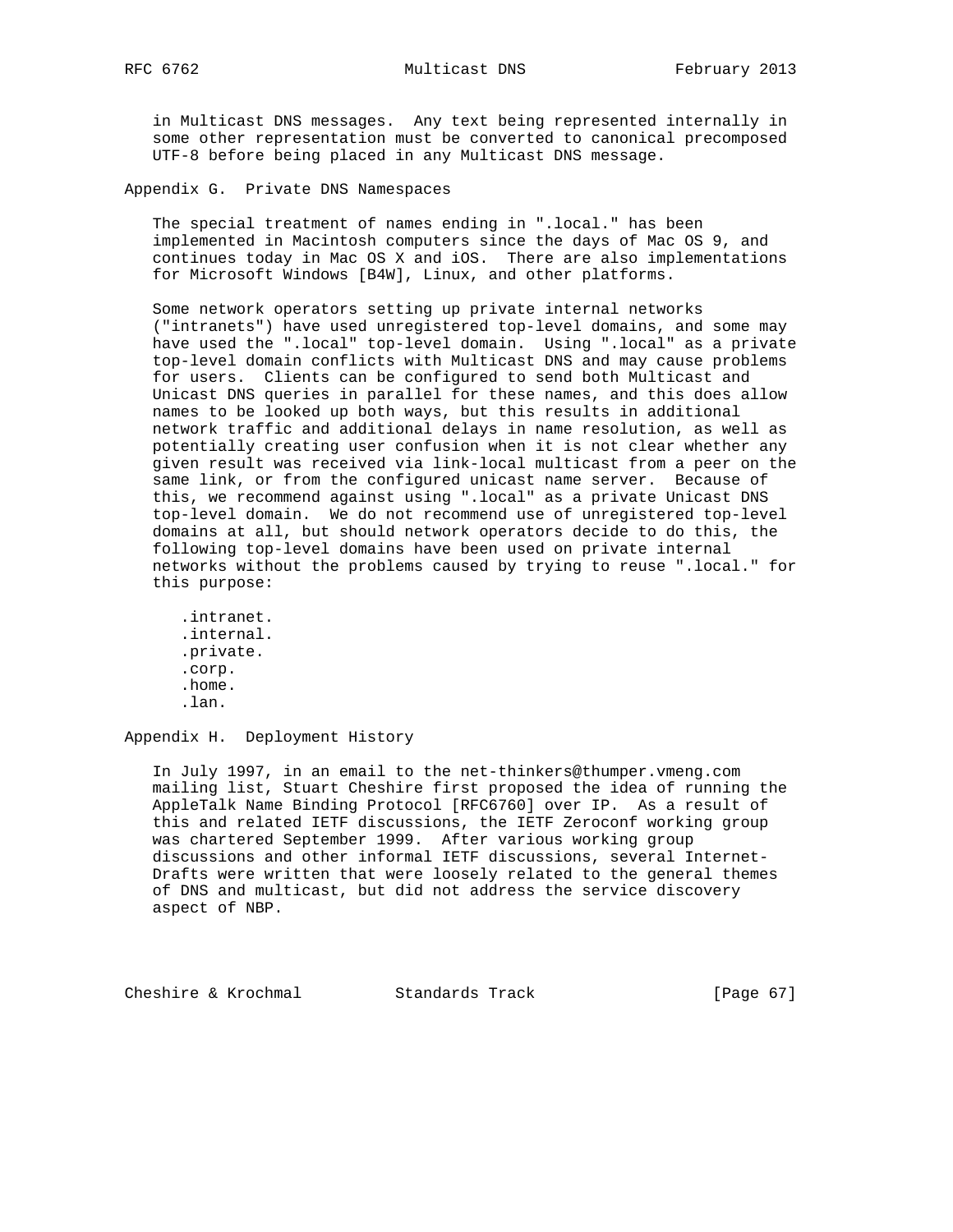in Multicast DNS messages. Any text being represented internally in some other representation must be converted to canonical precomposed UTF-8 before being placed in any Multicast DNS message.

## Appendix G. Private DNS Namespaces

The special treatment of names ending in ".local." has been implemented in Macintosh computers since the days of Mac OS 9, and continues today in Mac OS X and iOS. There are also implementations for Microsoft Windows [B4W], Linux, and other platforms.

Some network operators setting up private internal networks ("intranets") have used unregistered top-level domains, and some may have used the ".local" top-level domain. Using ".local" as a private top-level domain conflicts with Multicast DNS and may cause problems for users. Clients can be configured to send both Multicast and Unicast DNS queries in parallel for these names, and this does allow names to be looked up both ways, but this results in additional network traffic and additional delays in name resolution, as well as potentially creating user confusion when it is not clear whether any given result was received via link-local multicast from a peer on the same link, or from the configured unicast name server. Because of this, we recommend against using ".local" as a private Unicast DNS top-level domain. We do not recommend use of unregistered top-level domains at all, but should network operators decide to do this, the following top-level domains have been used on private internal networks without the problems caused by trying to reuse ".local." for this purpose:

```
.intranet.
.internal.
.private.
.corp.
.home.
.lan.
```

## Appendix H. Deployment History

In July 1997, in an email to the net-thinkers@thumper.vmeng.com mailing list, Stuart Cheshire first proposed the idea of running the AppleTalk Name Binding Protocol [RFC6760] over IP. As a result of this and related IETF discussions, the IETF Zeroconf working group was chartered September 1999. After various working group discussions and other informal IETF discussions, several Internet-Drafts were written that were loosely related to the general themes of DNS and multicast, but did not address the service discovery aspect of NBP.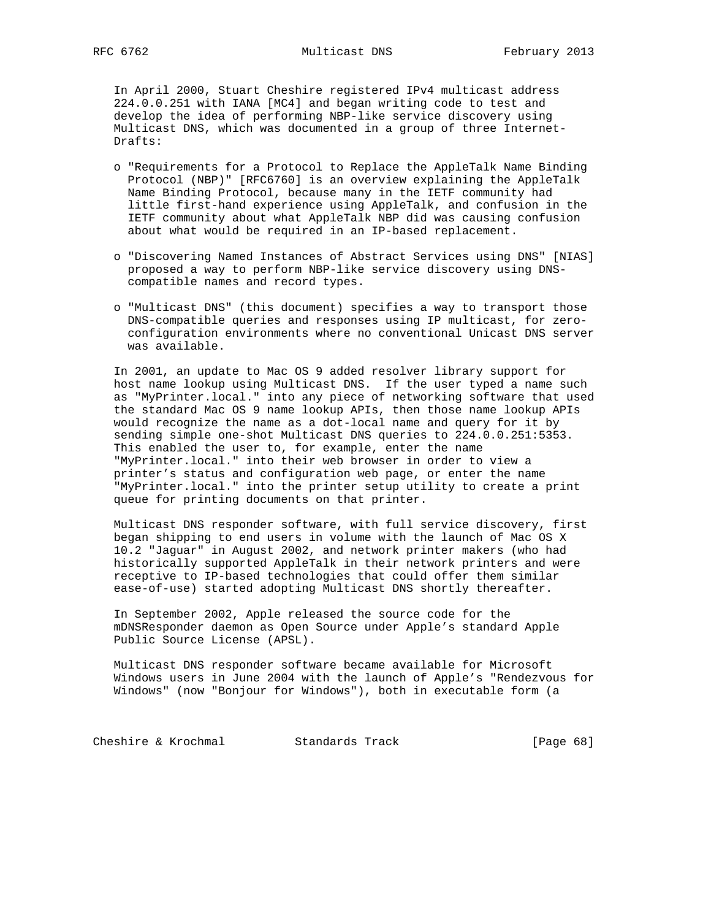In April 2000, Stuart Cheshire registered IPv4 multicast address 224.0.0.251 with IANA [MC4] and began writing code to test and develop the idea of performing NBP-like service discovery using Multicast DNS, which was documented in a group of three Internet-Drafts:

- "Requirements for a Protocol to Replace the AppleTalk Name Binding Protocol (NBP)" [RFC6760] is an overview explaining the AppleTalk Name Binding Protocol, because many in the IETF community had little first-hand experience using AppleTalk, and confusion in the IETF community about what AppleTalk NBP did was causing confusion about what would be required in an IP-based replacement.

- "Discovering Named Instances of Abstract Services using DNS" [NIAS] proposed a way to perform NBP-like service discovery using DNS-compatible names and record types.

- "Multicast DNS" (this document) specifies a way to transport those DNS-compatible queries and responses using IP multicast, for zero-configuration environments where no conventional Unicast DNS server was available.

In 2001, an update to Mac OS 9 added resolver library support for host name lookup using Multicast DNS. If the user typed a name such as "MyPrinter.local." into any piece of networking software that used the standard Mac OS 9 name lookup APIs, then those name lookup APIs would recognize the name as a dot-local name and query for it by sending simple one-shot Multicast DNS queries to 224.0.0.251:5353. This enabled the user to, for example, enter the name "MyPrinter.local." into their web browser in order to view a printer's status and configuration web page, or enter the name "MyPrinter.local." into the printer setup utility to create a print queue for printing documents on that printer.

Multicast DNS responder software, with full service discovery, first began shipping to end users in volume with the launch of Mac OS X 10.2 "Jaguar" in August 2002, and network printer makers (who had historically supported AppleTalk in their network printers and were receptive to IP-based technologies that could offer them similar ease-of-use) started adopting Multicast DNS shortly thereafter.

In September 2002, Apple released the source code for the mDNSResponder daemon as Open Source under Apple's standard Apple Public Source License (APSL).

Multicast DNS responder software became available for Microsoft Windows users in June 2004 with the launch of Apple's "Rendezvous for Windows" (now "Bonjour for Windows"), both in executable form (a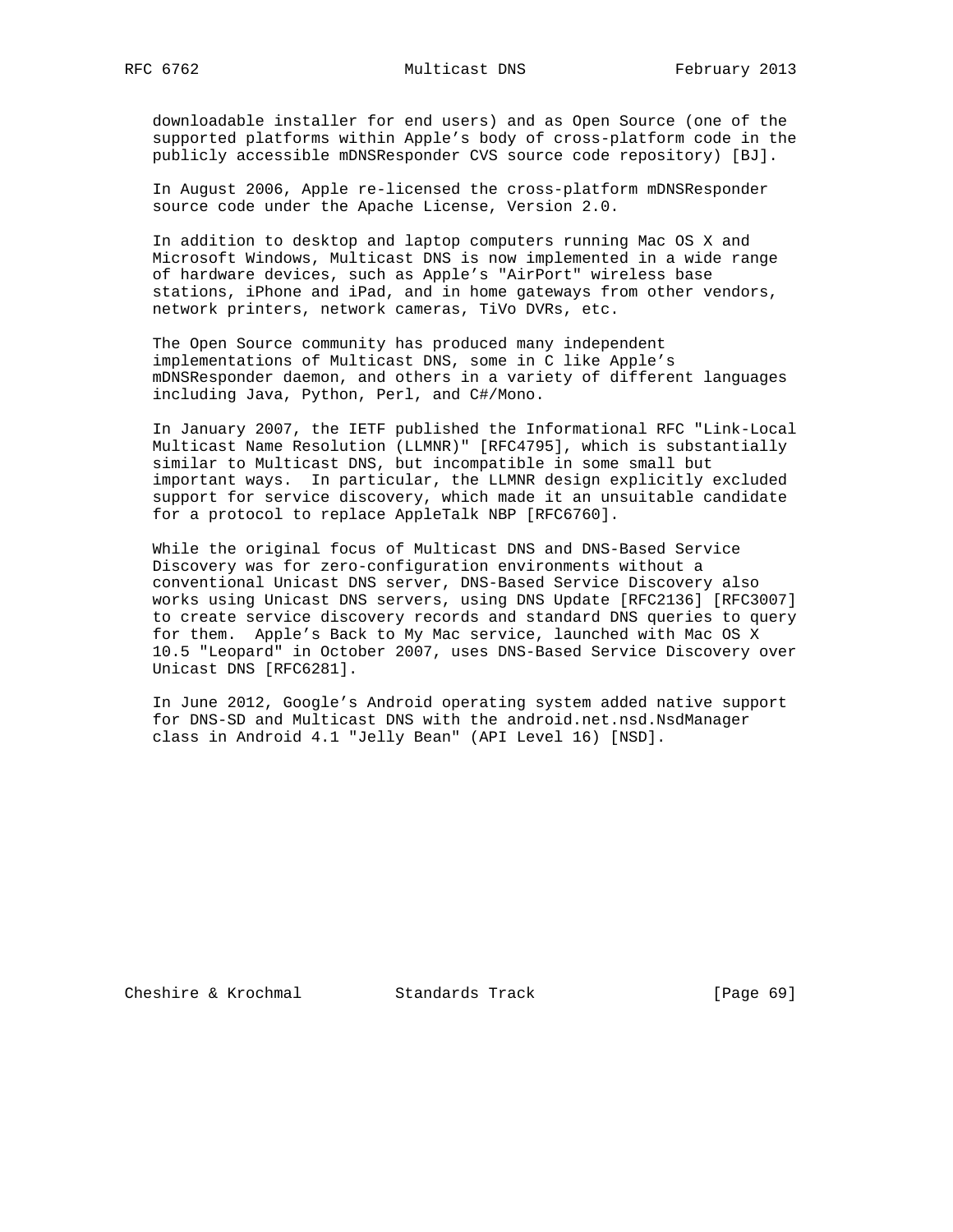downloadable installer for end users) and as Open Source (one of the supported platforms within Apple's body of cross-platform code in the publicly accessible mDNSResponder CVS source code repository) [BJ].

In August 2006, Apple re-licensed the cross-platform mDNSResponder source code under the Apache License, Version 2.0.

In addition to desktop and laptop computers running Mac OS X and Microsoft Windows, Multicast DNS is now implemented in a wide range of hardware devices, such as Apple's "AirPort" wireless base stations, iPhone and iPad, and in home gateways from other vendors, network printers, network cameras, TiVo DVRs, etc.

The Open Source community has produced many independent implementations of Multicast DNS, some in C like Apple's mDNSResponder daemon, and others in a variety of different languages including Java, Python, Perl, and C#/Mono.

In January 2007, the IETF published the Informational RFC "Link-Local Multicast Name Resolution (LLMNR)" [RFC4795], which is substantially similar to Multicast DNS, but incompatible in some small but important ways. In particular, the LLMNR design explicitly excluded support for service discovery, which made it an unsuitable candidate for a protocol to replace AppleTalk NBP [RFC6760].

While the original focus of Multicast DNS and DNS-Based Service Discovery was for zero-configuration environments without a conventional Unicast DNS server, DNS-Based Service Discovery also works using Unicast DNS servers, using DNS Update [RFC2136] [RFC3007] to create service discovery records and standard DNS queries to query for them. Apple's Back to My Mac service, launched with Mac OS X 10.5 "Leopard" in October 2007, uses DNS-Based Service Discovery over Unicast DNS [RFC6281].

In June 2012, Google's Android operating system added native support for DNS-SD and Multicast DNS with the android.net.nsd.NsdManager class in Android 4.1 "Jelly Bean" (API Level 16) [NSD].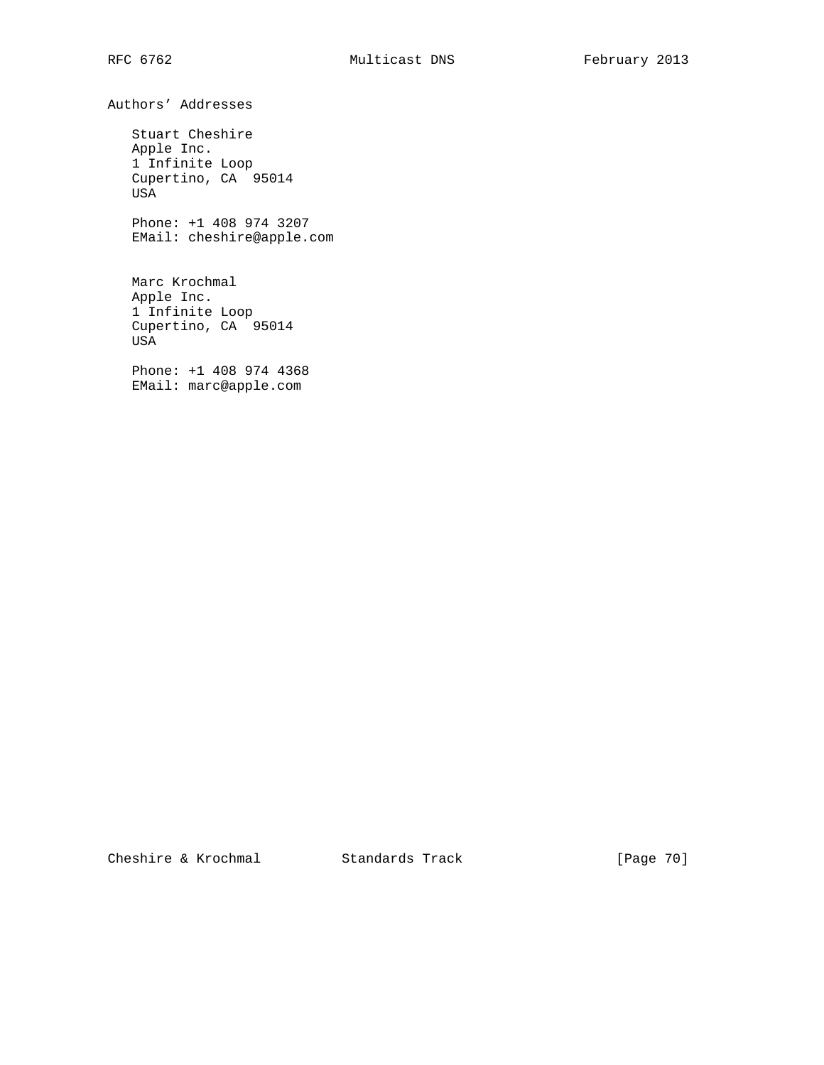## Authors' Addresses

Stuart Cheshire
Apple Inc.
1 Infinite Loop
Cupertino, CA 95014
USA

Phone: +1 408 974 3207
EMail: cheshire@apple.com

Marc Krochmal
Apple Inc.
1 Infinite Loop
Cupertino, CA 95014
USA

Phone: +1 408 974 4368
EMail: marc@apple.com